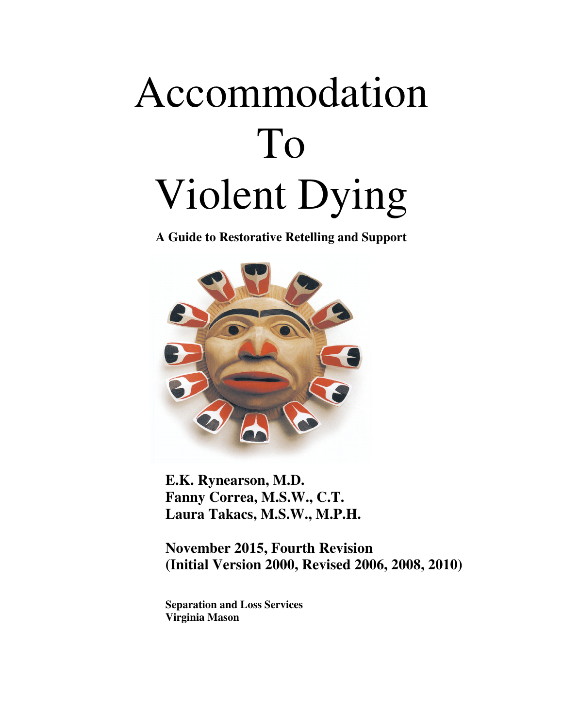# Accommodation To Violent Dying

**A Guide to Restorative Retelling and Support**

**E.K. Rynearson, M.D.**
**Fanny Correa, M.S.W., C.T.**
**Laura Takacs, M.S.W., M.P.H.**

**November 2015, Fourth Revision**
**(Initial Version 2000, Revised 2006, 2008, 2010)**

**Separation and Loss Services**
**Virginia Mason**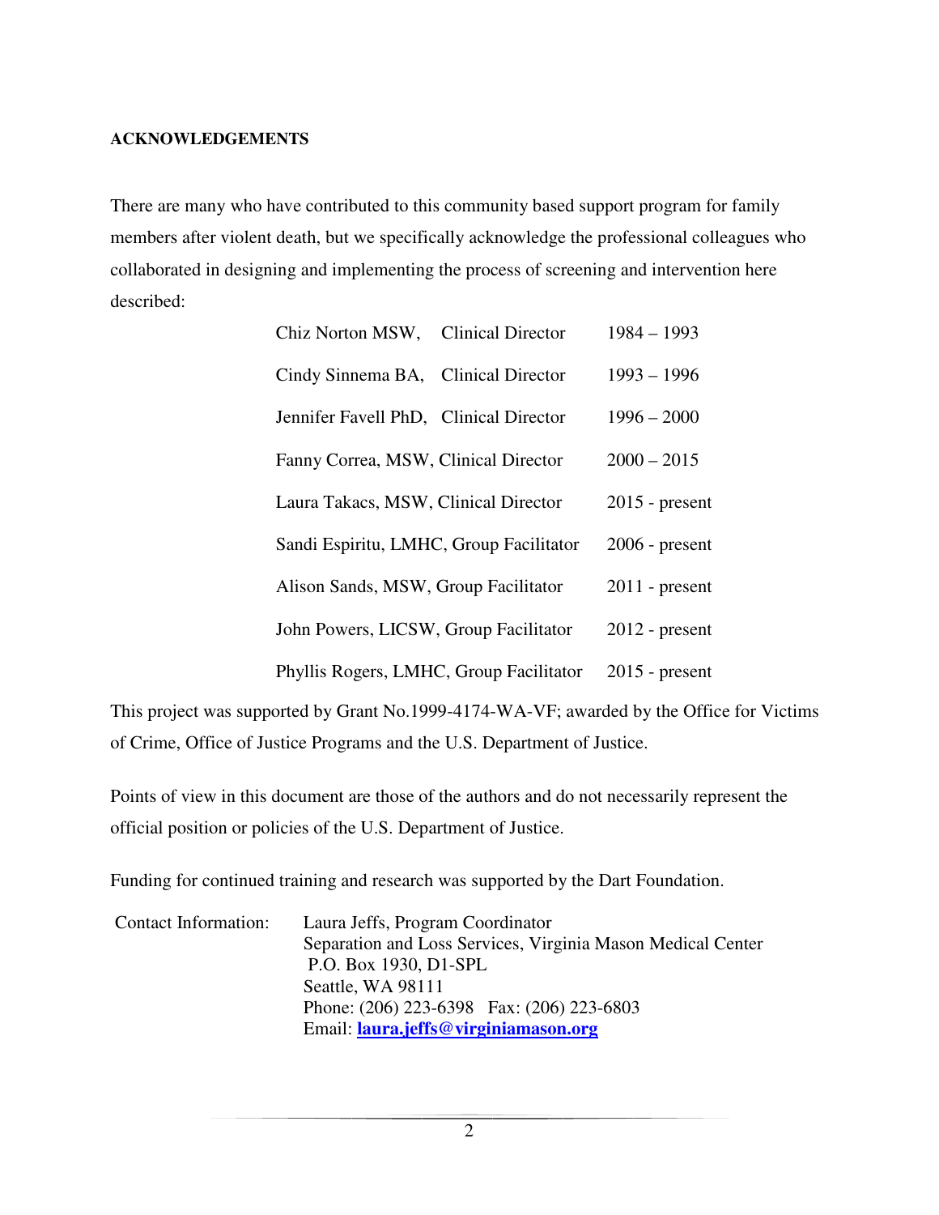**ACKNOWLEDGEMENTS**

There are many who have contributed to this community based support program for family members after violent death, but we specifically acknowledge the professional colleagues who collaborated in designing and implementing the process of screening and intervention here described:

| | | |
|---|---|---|
| Chiz Norton MSW, | Clinical Director | 1984 – 1993 |
| Cindy Sinnema BA, | Clinical Director | 1993 – 1996 |
| Jennifer Favell PhD, | Clinical Director | 1996 – 2000 |
| Fanny Correa, MSW, | Clinical Director | 2000 – 2015 |
| Laura Takacs, MSW, | Clinical Director | 2015 - present |
| Sandi Espiritu, LMHC, | Group Facilitator | 2006 - present |
| Alison Sands, MSW, | Group Facilitator | 2011 - present |
| John Powers, LICSW, | Group Facilitator | 2012 - present |
| Phyllis Rogers, LMHC, | Group Facilitator | 2015 - present |

This project was supported by Grant No.1999-4174-WA-VF; awarded by the Office for Victims of Crime, Office of Justice Programs and the U.S. Department of Justice.

Points of view in this document are those of the authors and do not necessarily represent the official position or policies of the U.S. Department of Justice.

Funding for continued training and research was supported by the Dart Foundation.

Contact Information:
Laura Jeffs, Program Coordinator
Separation and Loss Services, Virginia Mason Medical Center
P.O. Box 1930, D1-SPL
Seattle, WA 98111
Phone: (206) 223-6398 Fax: (206) 223-6803
Email: **laura.jeffs@virginiamason.org**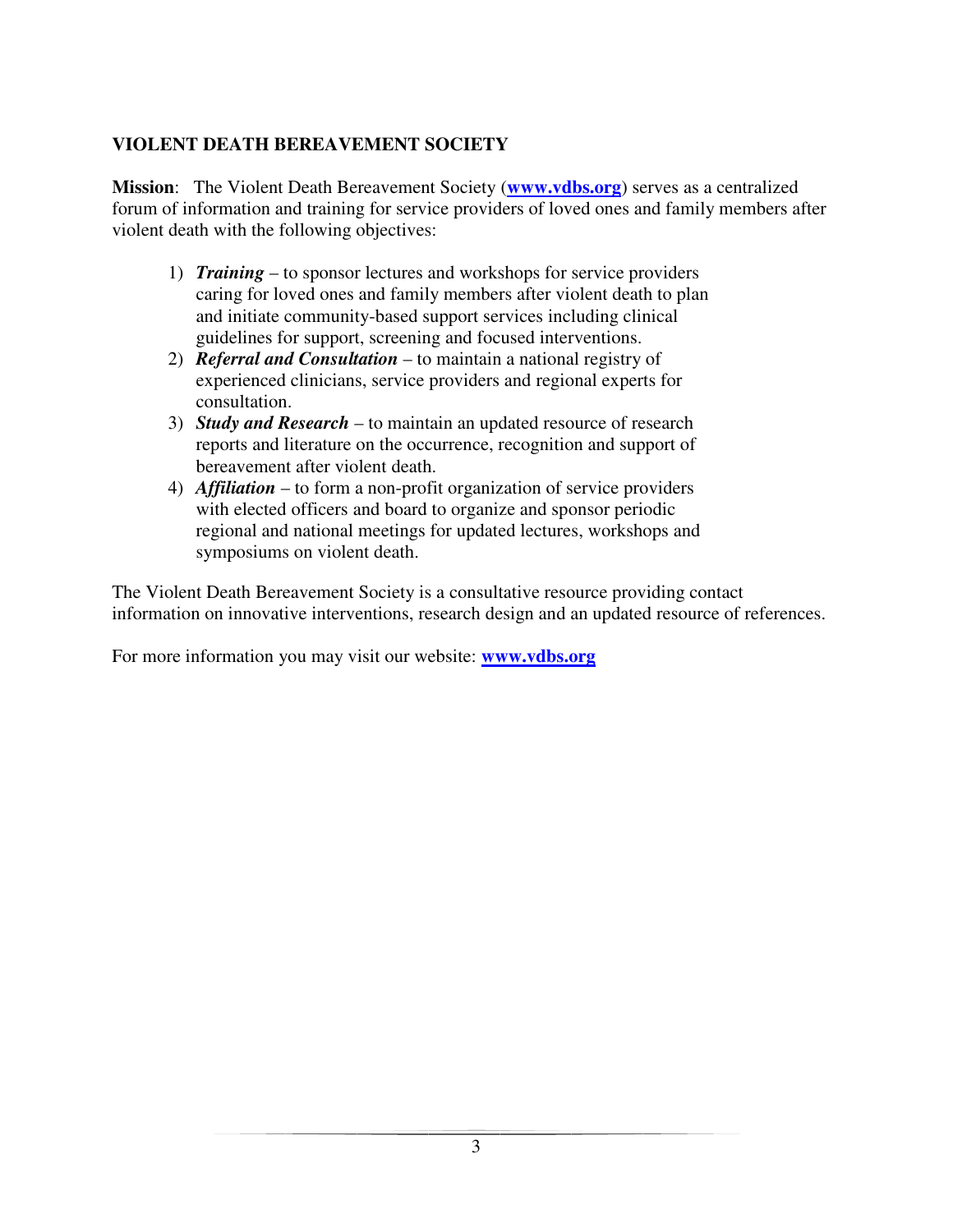## VIOLENT DEATH BEREAVEMENT SOCIETY

**Mission**: The Violent Death Bereavement Society (**www.vdbs.org**) serves as a centralized forum of information and training for service providers of loved ones and family members after violent death with the following objectives:

1) ***Training*** – to sponsor lectures and workshops for service providers caring for loved ones and family members after violent death to plan and initiate community-based support services including clinical guidelines for support, screening and focused interventions.
2) ***Referral and Consultation*** – to maintain a national registry of experienced clinicians, service providers and regional experts for consultation.
3) ***Study and Research*** – to maintain an updated resource of research reports and literature on the occurrence, recognition and support of bereavement after violent death.
4) ***Affiliation*** – to form a non-profit organization of service providers with elected officers and board to organize and sponsor periodic regional and national meetings for updated lectures, workshops and symposiums on violent death.

The Violent Death Bereavement Society is a consultative resource providing contact information on innovative interventions, research design and an updated resource of references.

For more information you may visit our website: **www.vdbs.org**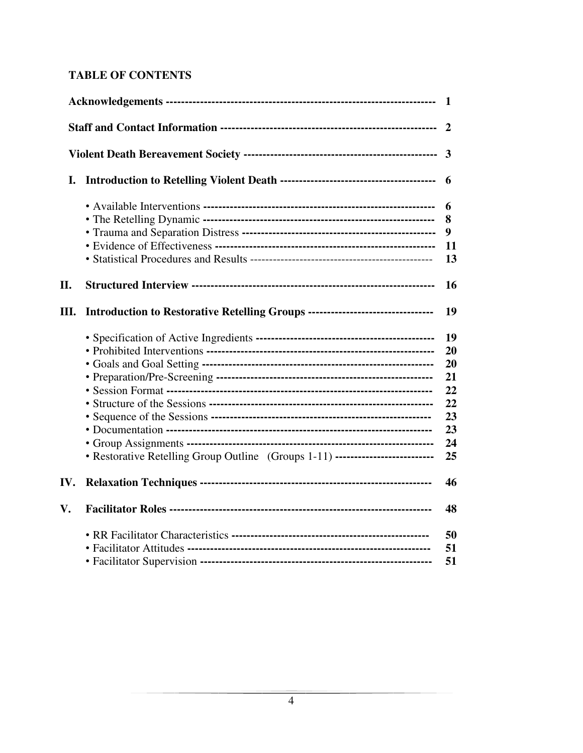## TABLE OF CONTENTS

| | | |
|---|---|---|
| | **Acknowledgements** | **1** |
| | **Staff and Contact Information** | **2** |
| | **Violent Death Bereavement Society** | **3** |
| **I.** | **Introduction to Retelling Violent Death** | **6** |
| | • Available Interventions | **6** |
| | • The Retelling Dynamic | **8** |
| | • Trauma and Separation Distress | **9** |
| | • Evidence of Effectiveness | **11** |
| | • Statistical Procedures and Results | **13** |
| **II.** | **Structured Interview** | **16** |
| **III.** | **Introduction to Restorative Retelling Groups** | **19** |
| | • Specification of Active Ingredients | **19** |
| | • Prohibited Interventions | **20** |
| | • Goals and Goal Setting | **20** |
| | • Preparation/Pre-Screening | **21** |
| | • Session Format | **22** |
| | • Structure of the Sessions | **22** |
| | • Sequence of the Sessions | **23** |
| | • Documentation | **23** |
| | • Group Assignments | **24** |
| | • Restorative Retelling Group Outline (Groups 1-11) | **25** |
| **IV.** | **Relaxation Techniques** | **46** |
| **V.** | **Facilitator Roles** | **48** |
| | • RR Facilitator Characteristics | **50** |
| | • Facilitator Attitudes | **51** |
| | • Facilitator Supervision | **51** |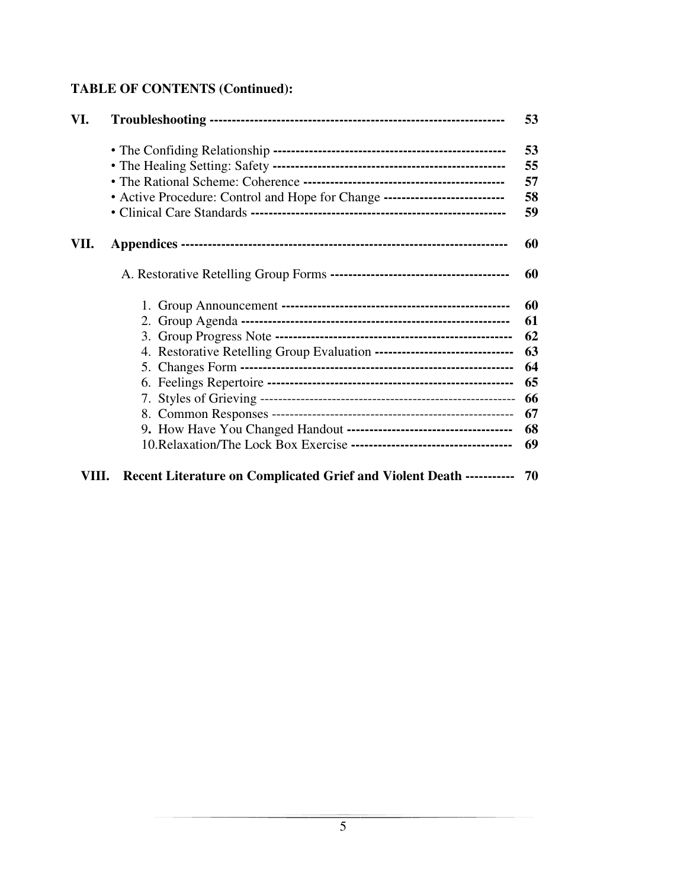**TABLE OF CONTENTS (Continued):**

| | | |
|---|---|---|
| **VI.** | **Troubleshooting** | **53** |
| | • The Confiding Relationship | **53** |
| | • The Healing Setting: Safety | **55** |
| | • The Rational Scheme: Coherence | **57** |
| | • Active Procedure: Control and Hope for Change | **58** |
| | • Clinical Care Standards | **59** |
| **VII.** | **Appendices** | **60** |
| | A. Restorative Retelling Group Forms | **60** |
| | 1. Group Announcement | **60** |
| | 2. Group Agenda | **61** |
| | 3. Group Progress Note | **62** |
| | 4. Restorative Retelling Group Evaluation | **63** |
| | 5. Changes Form | **64** |
| | 6. Feelings Repertoire | **65** |
| | 7. Styles of Grieving | **66** |
| | 8. Common Responses | **67** |
| | 9. How Have You Changed Handout | **68** |
| | 10. Relaxation/The Lock Box Exercise | **69** |
| **VIII.** | **Recent Literature on Complicated Grief and Violent Death** | **70** |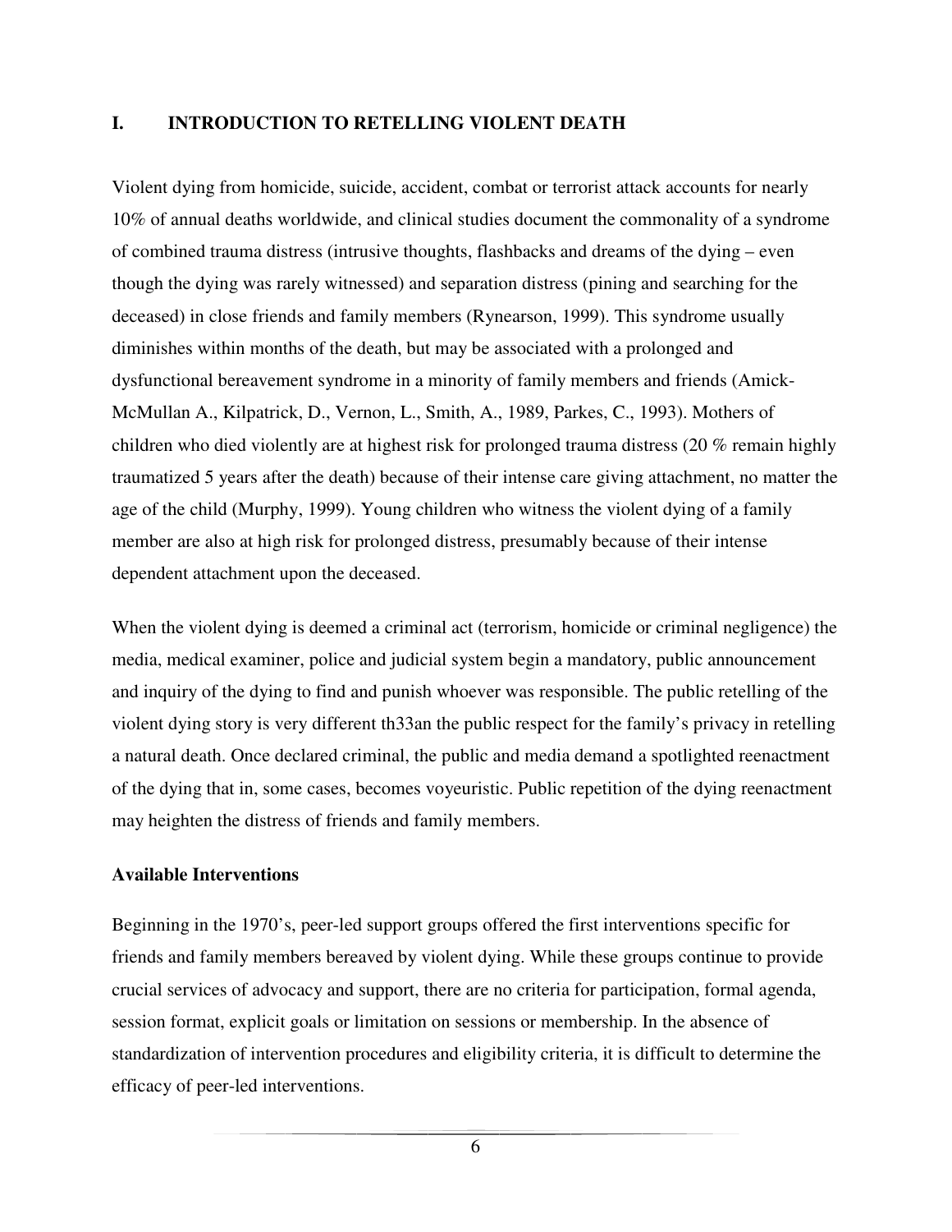## I. INTRODUCTION TO RETELLING VIOLENT DEATH

Violent dying from homicide, suicide, accident, combat or terrorist attack accounts for nearly 10% of annual deaths worldwide, and clinical studies document the commonality of a syndrome of combined trauma distress (intrusive thoughts, flashbacks and dreams of the dying – even though the dying was rarely witnessed) and separation distress (pining and searching for the deceased) in close friends and family members (Rynearson, 1999). This syndrome usually diminishes within months of the death, but may be associated with a prolonged and dysfunctional bereavement syndrome in a minority of family members and friends (Amick-McMullan A., Kilpatrick, D., Vernon, L., Smith, A., 1989, Parkes, C., 1993). Mothers of children who died violently are at highest risk for prolonged trauma distress (20 % remain highly traumatized 5 years after the death) because of their intense care giving attachment, no matter the age of the child (Murphy, 1999). Young children who witness the violent dying of a family member are also at high risk for prolonged distress, presumably because of their intense dependent attachment upon the deceased.

When the violent dying is deemed a criminal act (terrorism, homicide or criminal negligence) the media, medical examiner, police and judicial system begin a mandatory, public announcement and inquiry of the dying to find and punish whoever was responsible. The public retelling of the violent dying story is very different th33an the public respect for the family's privacy in retelling a natural death. Once declared criminal, the public and media demand a spotlighted reenactment of the dying that in, some cases, becomes voyeuristic. Public repetition of the dying reenactment may heighten the distress of friends and family members.

### Available Interventions

Beginning in the 1970's, peer-led support groups offered the first interventions specific for friends and family members bereaved by violent dying. While these groups continue to provide crucial services of advocacy and support, there are no criteria for participation, formal agenda, session format, explicit goals or limitation on sessions or membership. In the absence of standardization of intervention procedures and eligibility criteria, it is difficult to determine the efficacy of peer-led interventions.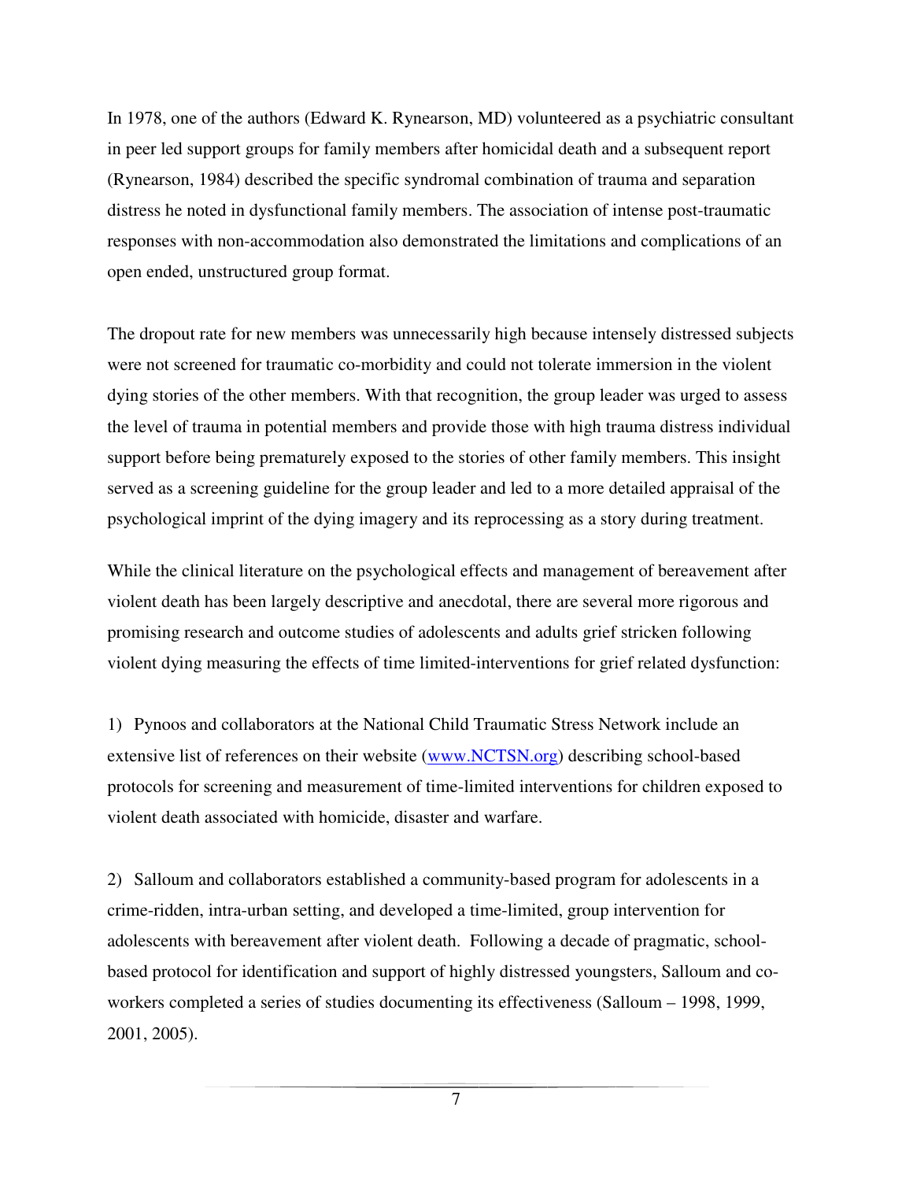In 1978, one of the authors (Edward K. Rynearson, MD) volunteered as a psychiatric consultant in peer led support groups for family members after homicidal death and a subsequent report (Rynearson, 1984) described the specific syndromal combination of trauma and separation distress he noted in dysfunctional family members. The association of intense post-traumatic responses with non-accommodation also demonstrated the limitations and complications of an open ended, unstructured group format.

The dropout rate for new members was unnecessarily high because intensely distressed subjects were not screened for traumatic co-morbidity and could not tolerate immersion in the violent dying stories of the other members. With that recognition, the group leader was urged to assess the level of trauma in potential members and provide those with high trauma distress individual support before being prematurely exposed to the stories of other family members. This insight served as a screening guideline for the group leader and led to a more detailed appraisal of the psychological imprint of the dying imagery and its reprocessing as a story during treatment.

While the clinical literature on the psychological effects and management of bereavement after violent death has been largely descriptive and anecdotal, there are several more rigorous and promising research and outcome studies of adolescents and adults grief stricken following violent dying measuring the effects of time limited-interventions for grief related dysfunction:

1) Pynoos and collaborators at the National Child Traumatic Stress Network include an extensive list of references on their website (www.NCTSN.org) describing school-based protocols for screening and measurement of time-limited interventions for children exposed to violent death associated with homicide, disaster and warfare.

2) Salloum and collaborators established a community-based program for adolescents in a crime-ridden, intra-urban setting, and developed a time-limited, group intervention for adolescents with bereavement after violent death. Following a decade of pragmatic, school-based protocol for identification and support of highly distressed youngsters, Salloum and co-workers completed a series of studies documenting its effectiveness (Salloum – 1998, 1999, 2001, 2005).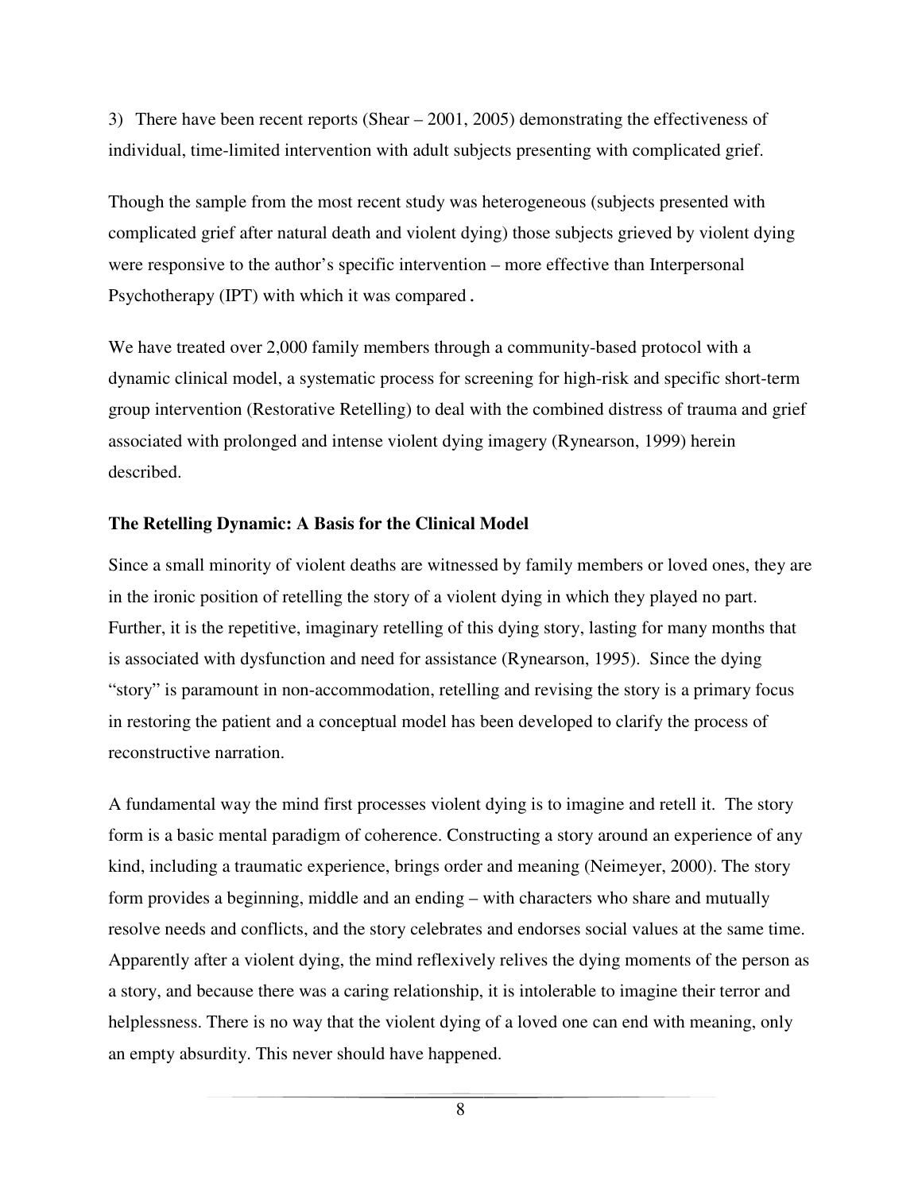3) There have been recent reports (Shear – 2001, 2005) demonstrating the effectiveness of individual, time-limited intervention with adult subjects presenting with complicated grief.

Though the sample from the most recent study was heterogeneous (subjects presented with complicated grief after natural death and violent dying) those subjects grieved by violent dying were responsive to the author's specific intervention – more effective than Interpersonal Psychotherapy (IPT) with which it was compared.

We have treated over 2,000 family members through a community-based protocol with a dynamic clinical model, a systematic process for screening for high-risk and specific short-term group intervention (Restorative Retelling) to deal with the combined distress of trauma and grief associated with prolonged and intense violent dying imagery (Rynearson, 1999) herein described.

**The Retelling Dynamic: A Basis for the Clinical Model**

Since a small minority of violent deaths are witnessed by family members or loved ones, they are in the ironic position of retelling the story of a violent dying in which they played no part. Further, it is the repetitive, imaginary retelling of this dying story, lasting for many months that is associated with dysfunction and need for assistance (Rynearson, 1995). Since the dying "story" is paramount in non-accommodation, retelling and revising the story is a primary focus in restoring the patient and a conceptual model has been developed to clarify the process of reconstructive narration.

A fundamental way the mind first processes violent dying is to imagine and retell it. The story form is a basic mental paradigm of coherence. Constructing a story around an experience of any kind, including a traumatic experience, brings order and meaning (Neimeyer, 2000). The story form provides a beginning, middle and an ending – with characters who share and mutually resolve needs and conflicts, and the story celebrates and endorses social values at the same time. Apparently after a violent dying, the mind reflexively relives the dying moments of the person as a story, and because there was a caring relationship, it is intolerable to imagine their terror and helplessness. There is no way that the violent dying of a loved one can end with meaning, only an empty absurdity. This never should have happened.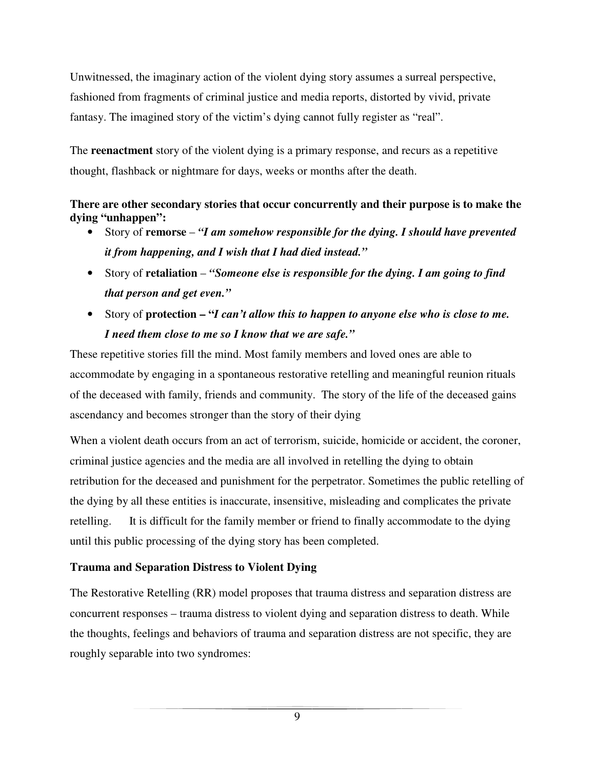Unwitnessed, the imaginary action of the violent dying story assumes a surreal perspective, fashioned from fragments of criminal justice and media reports, distorted by vivid, private fantasy. The imagined story of the victim's dying cannot fully register as "real".

The **reenactment** story of the violent dying is a primary response, and recurs as a repetitive thought, flashback or nightmare for days, weeks or months after the death.

**There are other secondary stories that occur concurrently and their purpose is to make the dying "unhappen":**

- Story of **remorse** – ***"I am somehow responsible for the dying. I should have prevented it from happening, and I wish that I had died instead."***
- Story of **retaliation** – ***"Someone else is responsible for the dying. I am going to find that person and get even."***
- Story of **protection – "*I can't allow this to happen to anyone else who is close to me. I need them close to me so I know that we are safe."***

These repetitive stories fill the mind. Most family members and loved ones are able to accommodate by engaging in a spontaneous restorative retelling and meaningful reunion rituals of the deceased with family, friends and community. The story of the life of the deceased gains ascendancy and becomes stronger than the story of their dying

When a violent death occurs from an act of terrorism, suicide, homicide or accident, the coroner, criminal justice agencies and the media are all involved in retelling the dying to obtain retribution for the deceased and punishment for the perpetrator. Sometimes the public retelling of the dying by all these entities is inaccurate, insensitive, misleading and complicates the private retelling. It is difficult for the family member or friend to finally accommodate to the dying until this public processing of the dying story has been completed.

### Trauma and Separation Distress to Violent Dying

The Restorative Retelling (RR) model proposes that trauma distress and separation distress are concurrent responses – trauma distress to violent dying and separation distress to death. While the thoughts, feelings and behaviors of trauma and separation distress are not specific, they are roughly separable into two syndromes: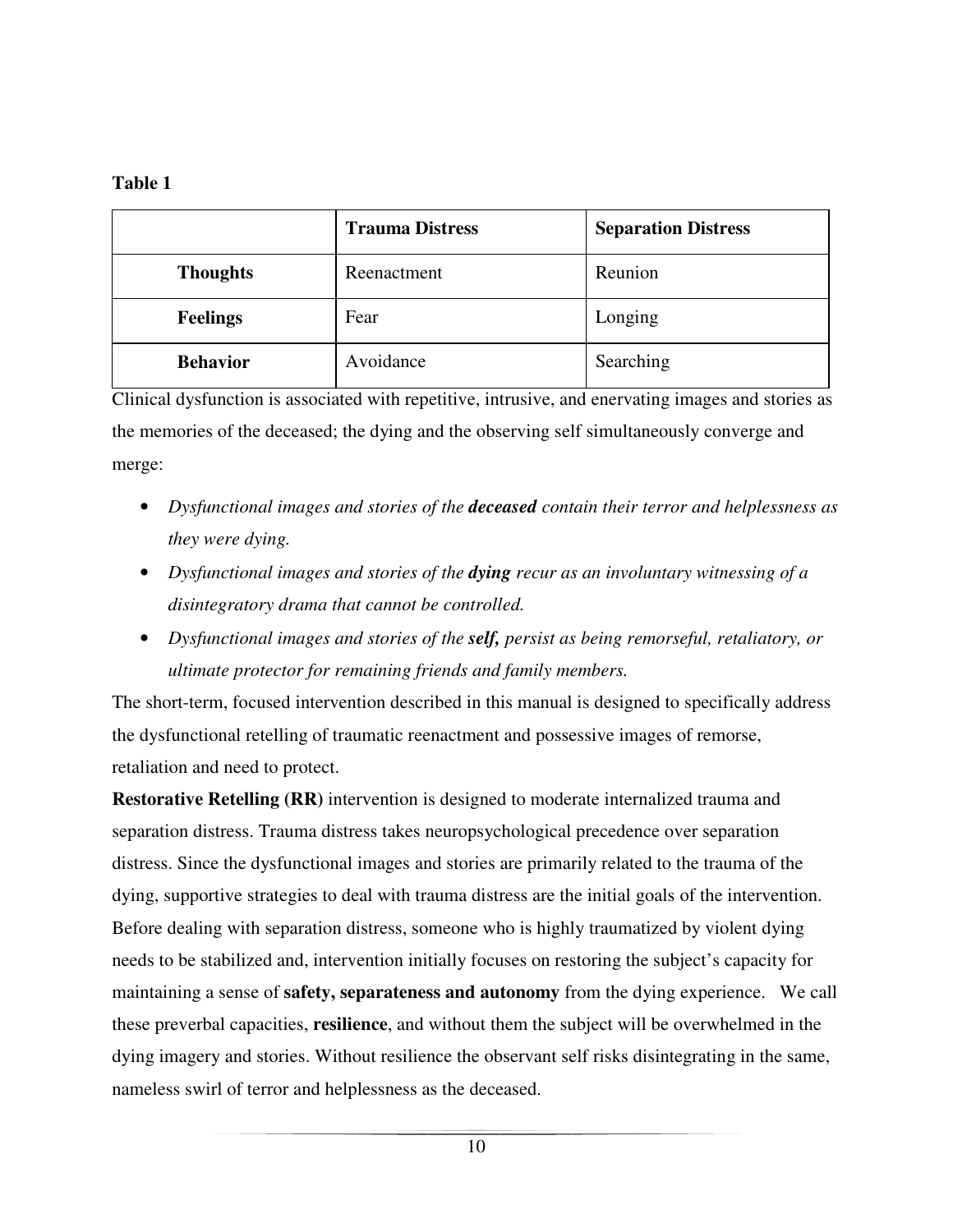**Table 1**

| | **Trauma Distress** | **Separation Distress** |
|---|---|---|
| **Thoughts** | Reenactment | Reunion |
| **Feelings** | Fear | Longing |
| **Behavior** | Avoidance | Searching |

Clinical dysfunction is associated with repetitive, intrusive, and enervating images and stories as the memories of the deceased; the dying and the observing self simultaneously converge and merge:

- *Dysfunctional images and stories of the* ***deceased*** *contain their terror and helplessness as they were dying.*
- *Dysfunctional images and stories of the* ***dying*** *recur as an involuntary witnessing of a disintegratory drama that cannot be controlled.*
- *Dysfunctional images and stories of the* ***self,*** *persist as being remorseful, retaliatory, or ultimate protector for remaining friends and family members.*

The short-term, focused intervention described in this manual is designed to specifically address the dysfunctional retelling of traumatic reenactment and possessive images of remorse, retaliation and need to protect.

**Restorative Retelling (RR)** intervention is designed to moderate internalized trauma and separation distress. Trauma distress takes neuropsychological precedence over separation distress. Since the dysfunctional images and stories are primarily related to the trauma of the dying, supportive strategies to deal with trauma distress are the initial goals of the intervention. Before dealing with separation distress, someone who is highly traumatized by violent dying needs to be stabilized and, intervention initially focuses on restoring the subject's capacity for maintaining a sense of **safety, separateness and autonomy** from the dying experience. We call these preverbal capacities, **resilience**, and without them the subject will be overwhelmed in the dying imagery and stories. Without resilience the observant self risks disintegrating in the same, nameless swirl of terror and helplessness as the deceased.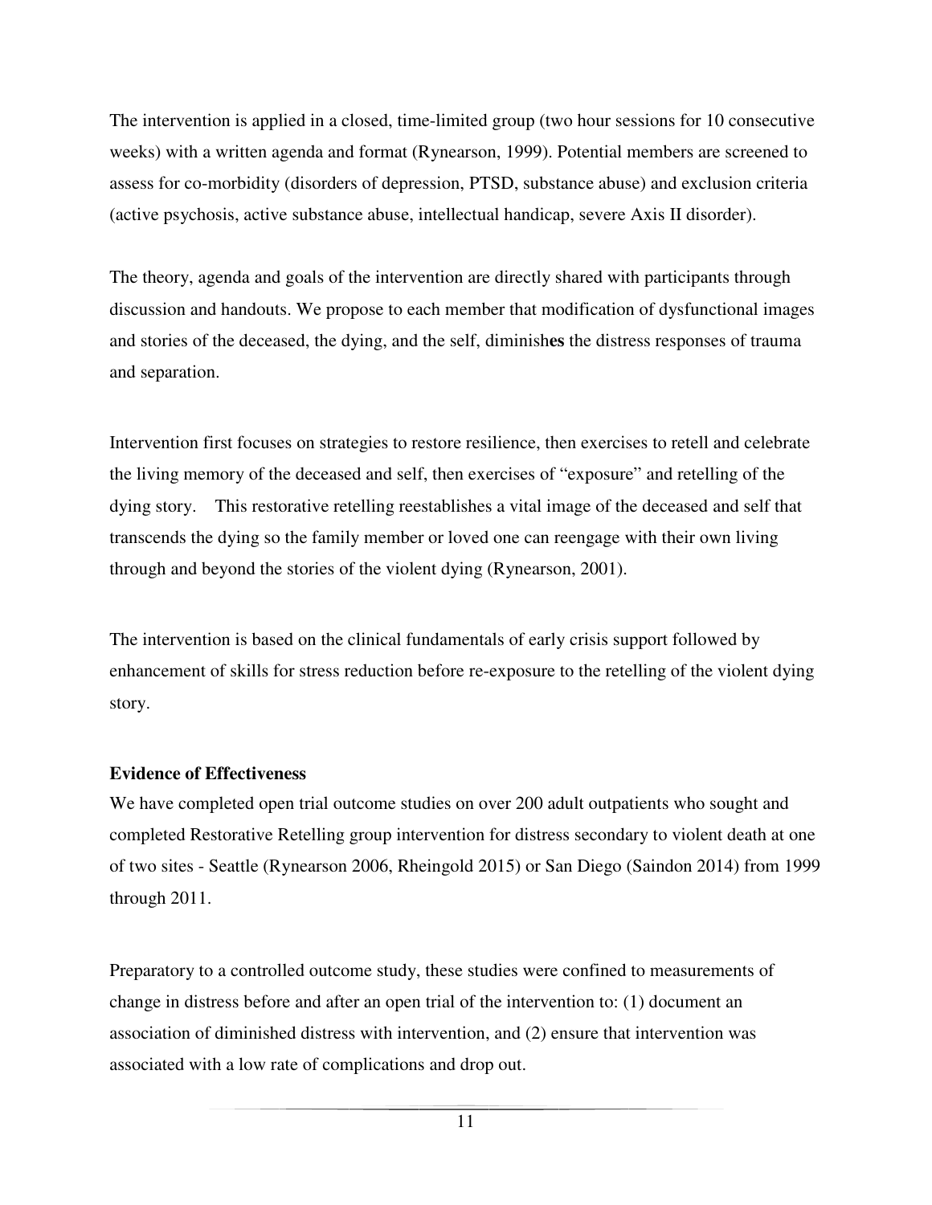The intervention is applied in a closed, time-limited group (two hour sessions for 10 consecutive weeks) with a written agenda and format (Rynearson, 1999). Potential members are screened to assess for co-morbidity (disorders of depression, PTSD, substance abuse) and exclusion criteria (active psychosis, active substance abuse, intellectual handicap, severe Axis II disorder).

The theory, agenda and goals of the intervention are directly shared with participants through discussion and handouts. We propose to each member that modification of dysfunctional images and stories of the deceased, the dying, and the self, diminish**es** the distress responses of trauma and separation.

Intervention first focuses on strategies to restore resilience, then exercises to retell and celebrate the living memory of the deceased and self, then exercises of "exposure" and retelling of the dying story. This restorative retelling reestablishes a vital image of the deceased and self that transcends the dying so the family member or loved one can reengage with their own living through and beyond the stories of the violent dying (Rynearson, 2001).

The intervention is based on the clinical fundamentals of early crisis support followed by enhancement of skills for stress reduction before re-exposure to the retelling of the violent dying story.

**Evidence of Effectiveness**

We have completed open trial outcome studies on over 200 adult outpatients who sought and completed Restorative Retelling group intervention for distress secondary to violent death at one of two sites - Seattle (Rynearson 2006, Rheingold 2015) or San Diego (Saindon 2014) from 1999 through 2011.

Preparatory to a controlled outcome study, these studies were confined to measurements of change in distress before and after an open trial of the intervention to: (1) document an association of diminished distress with intervention, and (2) ensure that intervention was associated with a low rate of complications and drop out.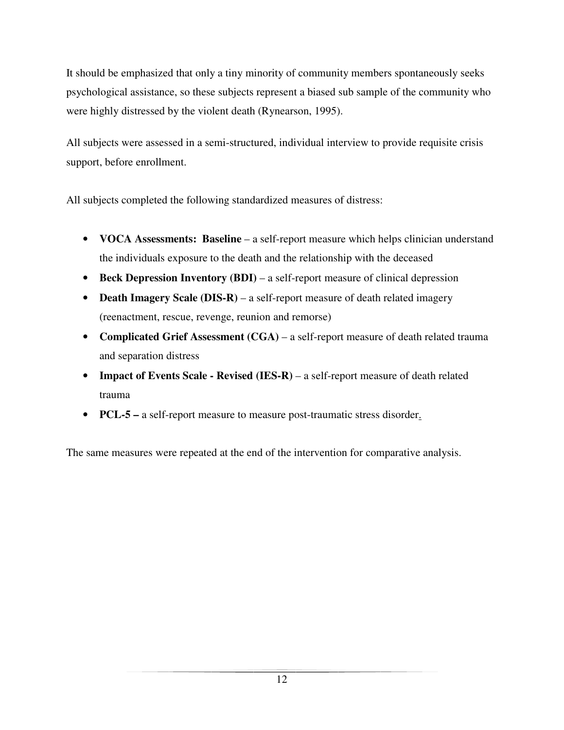It should be emphasized that only a tiny minority of community members spontaneously seeks psychological assistance, so these subjects represent a biased sub sample of the community who were highly distressed by the violent death (Rynearson, 1995).

All subjects were assessed in a semi-structured, individual interview to provide requisite crisis support, before enrollment.

All subjects completed the following standardized measures of distress:

- **VOCA Assessments: Baseline** – a self-report measure which helps clinician understand the individuals exposure to the death and the relationship with the deceased
- **Beck Depression Inventory (BDI)** – a self-report measure of clinical depression
- **Death Imagery Scale (DIS-R)** – a self-report measure of death related imagery (reenactment, rescue, revenge, reunion and remorse)
- **Complicated Grief Assessment (CGA)** – a self-report measure of death related trauma and separation distress
- **Impact of Events Scale - Revised (IES-R)** – a self-report measure of death related trauma
- **PCL-5 –** a self-report measure to measure post-traumatic stress disorder.

The same measures were repeated at the end of the intervention for comparative analysis.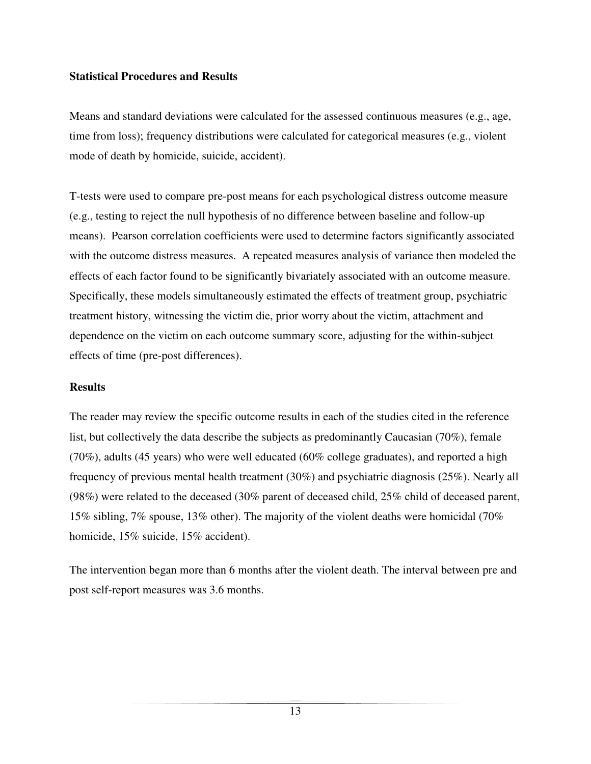**Statistical Procedures and Results**

Means and standard deviations were calculated for the assessed continuous measures (e.g., age, time from loss); frequency distributions were calculated for categorical measures (e.g., violent mode of death by homicide, suicide, accident).

T-tests were used to compare pre-post means for each psychological distress outcome measure (e.g., testing to reject the null hypothesis of no difference between baseline and follow-up means). Pearson correlation coefficients were used to determine factors significantly associated with the outcome distress measures. A repeated measures analysis of variance then modeled the effects of each factor found to be significantly bivariately associated with an outcome measure. Specifically, these models simultaneously estimated the effects of treatment group, psychiatric treatment history, witnessing the victim die, prior worry about the victim, attachment and dependence on the victim on each outcome summary score, adjusting for the within-subject effects of time (pre-post differences).

**Results**

The reader may review the specific outcome results in each of the studies cited in the reference list, but collectively the data describe the subjects as predominantly Caucasian (70%), female (70%), adults (45 years) who were well educated (60% college graduates), and reported a high frequency of previous mental health treatment (30%) and psychiatric diagnosis (25%). Nearly all (98%) were related to the deceased (30% parent of deceased child, 25% child of deceased parent, 15% sibling, 7% spouse, 13% other). The majority of the violent deaths were homicidal (70% homicide, 15% suicide, 15% accident).

The intervention began more than 6 months after the violent death. The interval between pre and post self-report measures was 3.6 months.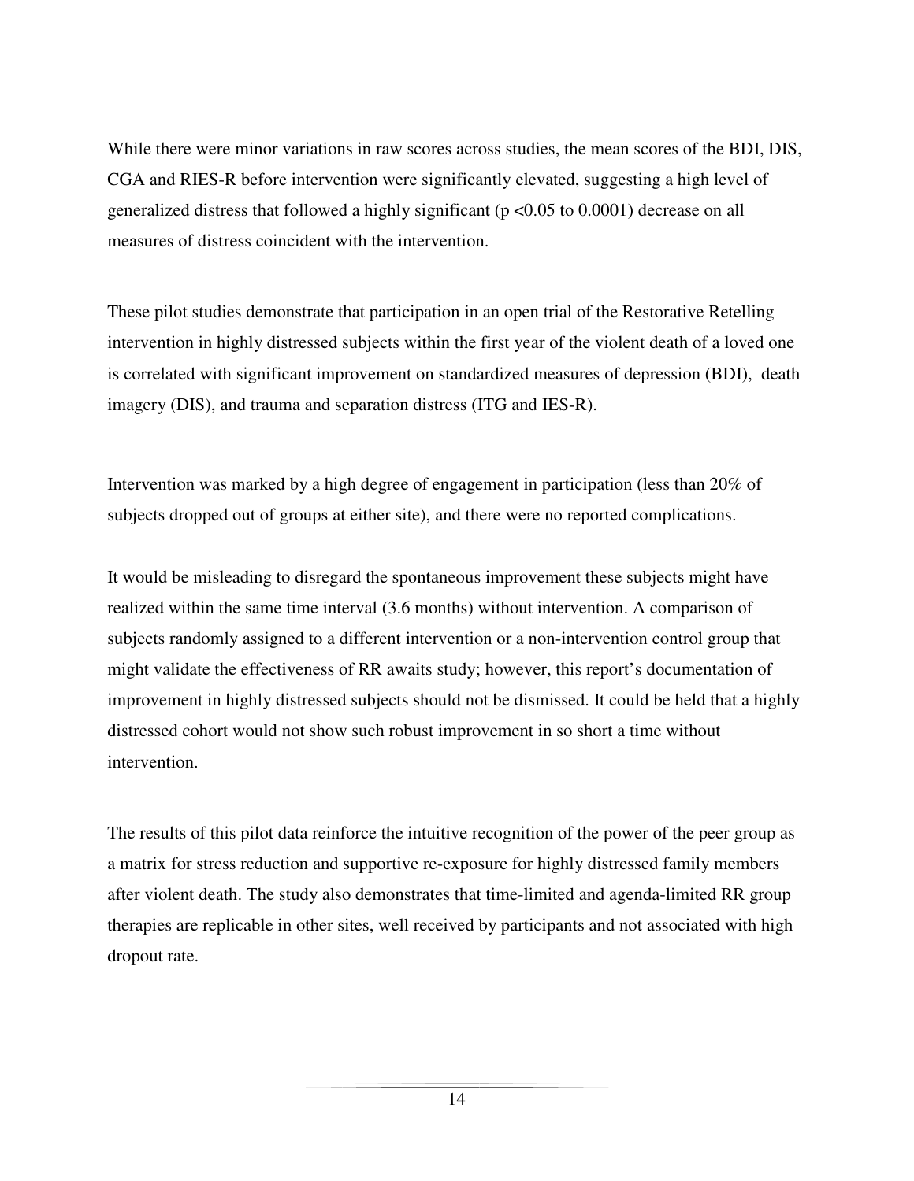While there were minor variations in raw scores across studies, the mean scores of the BDI, DIS, CGA and RIES-R before intervention were significantly elevated, suggesting a high level of generalized distress that followed a highly significant ($p < 0.05$ to 0.0001) decrease on all measures of distress coincident with the intervention.

These pilot studies demonstrate that participation in an open trial of the Restorative Retelling intervention in highly distressed subjects within the first year of the violent death of a loved one is correlated with significant improvement on standardized measures of depression (BDI), death imagery (DIS), and trauma and separation distress (ITG and IES-R).

Intervention was marked by a high degree of engagement in participation (less than 20% of subjects dropped out of groups at either site), and there were no reported complications.

It would be misleading to disregard the spontaneous improvement these subjects might have realized within the same time interval (3.6 months) without intervention. A comparison of subjects randomly assigned to a different intervention or a non-intervention control group that might validate the effectiveness of RR awaits study; however, this report's documentation of improvement in highly distressed subjects should not be dismissed. It could be held that a highly distressed cohort would not show such robust improvement in so short a time without intervention.

The results of this pilot data reinforce the intuitive recognition of the power of the peer group as a matrix for stress reduction and supportive re-exposure for highly distressed family members after violent death. The study also demonstrates that time-limited and agenda-limited RR group therapies are replicable in other sites, well received by participants and not associated with high dropout rate.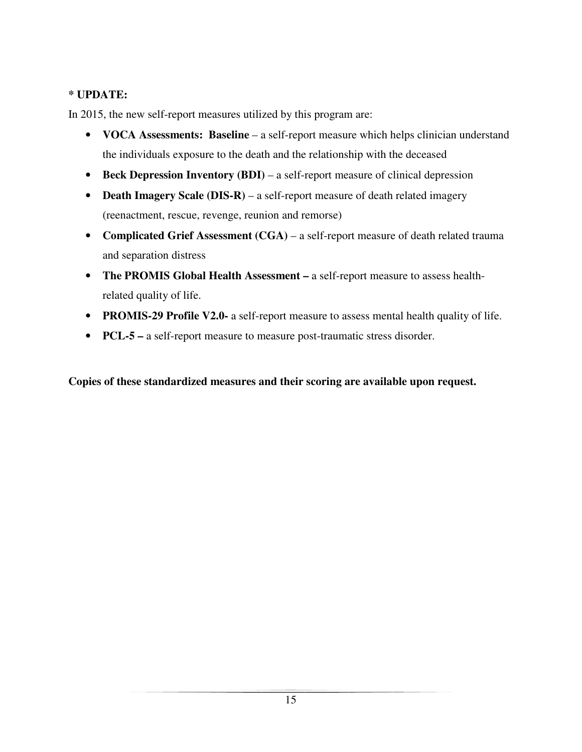**\* UPDATE:**

In 2015, the new self-report measures utilized by this program are:

- **VOCA Assessments: Baseline** – a self-report measure which helps clinician understand the individuals exposure to the death and the relationship with the deceased
- **Beck Depression Inventory (BDI)** – a self-report measure of clinical depression
- **Death Imagery Scale (DIS-R)** – a self-report measure of death related imagery (reenactment, rescue, revenge, reunion and remorse)
- **Complicated Grief Assessment (CGA)** – a self-report measure of death related trauma and separation distress
- **The PROMIS Global Health Assessment –** a self-report measure to assess health-related quality of life.
- **PROMIS-29 Profile V2.0-** a self-report measure to assess mental health quality of life.
- **PCL-5 –** a self-report measure to measure post-traumatic stress disorder.

**Copies of these standardized measures and their scoring are available upon request.**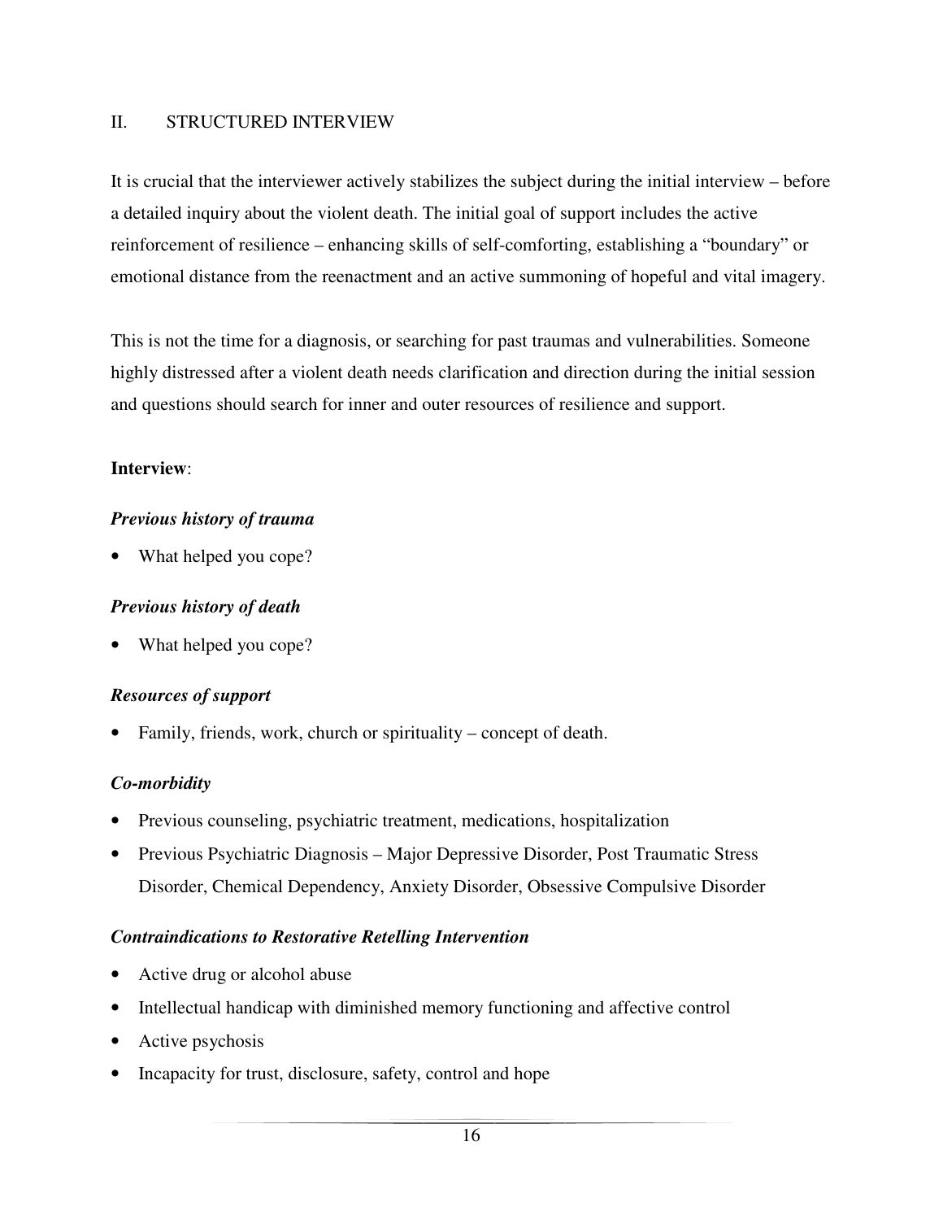## II. STRUCTURED INTERVIEW

It is crucial that the interviewer actively stabilizes the subject during the initial interview – before a detailed inquiry about the violent death. The initial goal of support includes the active reinforcement of resilience – enhancing skills of self-comforting, establishing a "boundary" or emotional distance from the reenactment and an active summoning of hopeful and vital imagery.

This is not the time for a diagnosis, or searching for past traumas and vulnerabilities. Someone highly distressed after a violent death needs clarification and direction during the initial session and questions should search for inner and outer resources of resilience and support.

**Interview**:

***Previous history of trauma***

- What helped you cope?

***Previous history of death***

- What helped you cope?

***Resources of support***

- Family, friends, work, church or spirituality – concept of death.

***Co-morbidity***

- Previous counseling, psychiatric treatment, medications, hospitalization
- Previous Psychiatric Diagnosis – Major Depressive Disorder, Post Traumatic Stress Disorder, Chemical Dependency, Anxiety Disorder, Obsessive Compulsive Disorder

***Contraindications to Restorative Retelling Intervention***

- Active drug or alcohol abuse
- Intellectual handicap with diminished memory functioning and affective control
- Active psychosis
- Incapacity for trust, disclosure, safety, control and hope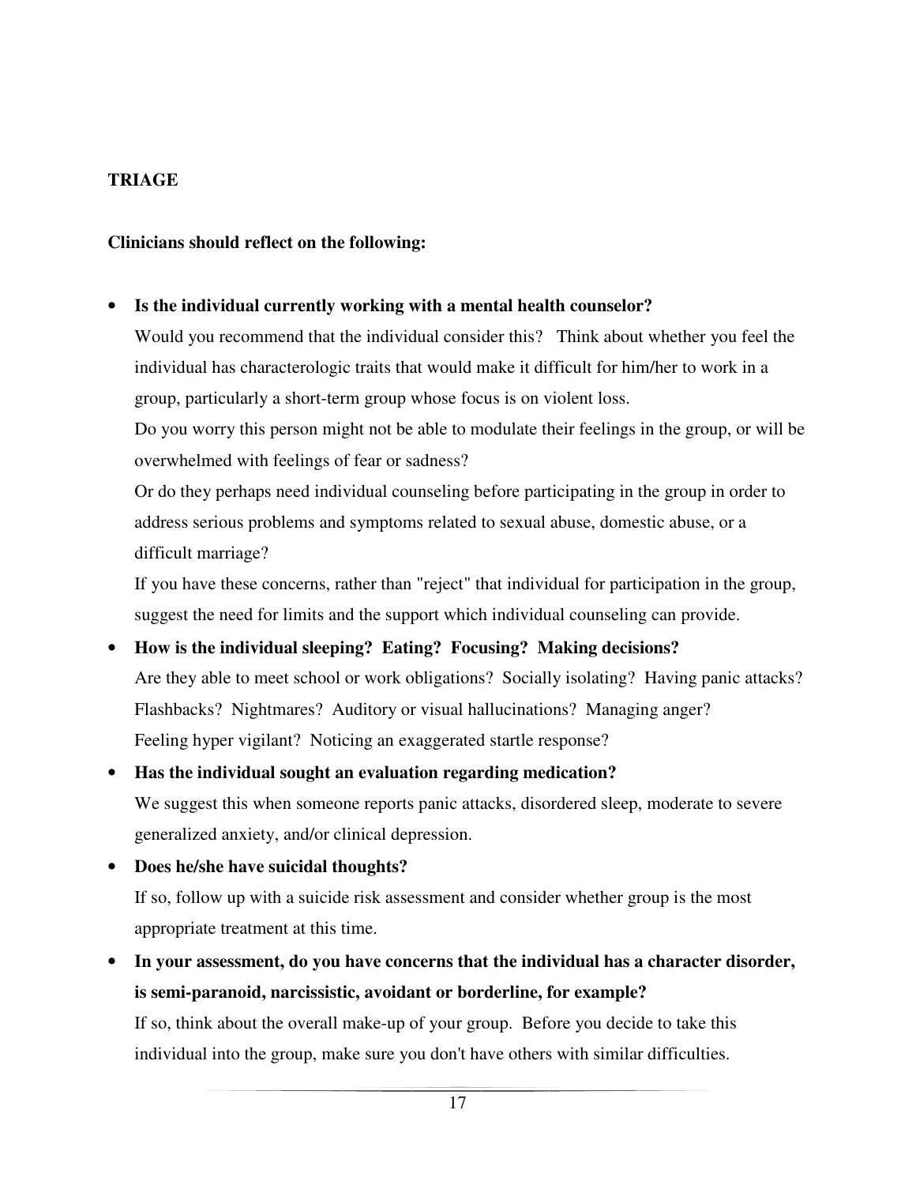## TRIAGE

**Clinicians should reflect on the following:**

- **Is the individual currently working with a mental health counselor?**

  Would you recommend that the individual consider this? Think about whether you feel the individual has characterologic traits that would make it difficult for him/her to work in a group, particularly a short-term group whose focus is on violent loss.

  Do you worry this person might not be able to modulate their feelings in the group, or will be overwhelmed with feelings of fear or sadness?

  Or do they perhaps need individual counseling before participating in the group in order to address serious problems and symptoms related to sexual abuse, domestic abuse, or a difficult marriage?

  If you have these concerns, rather than "reject" that individual for participation in the group, suggest the need for limits and the support which individual counseling can provide.

- **How is the individual sleeping? Eating? Focusing? Making decisions?**

  Are they able to meet school or work obligations? Socially isolating? Having panic attacks? Flashbacks? Nightmares? Auditory or visual hallucinations? Managing anger? Feeling hyper vigilant? Noticing an exaggerated startle response?

- **Has the individual sought an evaluation regarding medication?**

  We suggest this when someone reports panic attacks, disordered sleep, moderate to severe generalized anxiety, and/or clinical depression.

- **Does he/she have suicidal thoughts?**

  If so, follow up with a suicide risk assessment and consider whether group is the most appropriate treatment at this time.

- **In your assessment, do you have concerns that the individual has a character disorder, is semi-paranoid, narcissistic, avoidant or borderline, for example?**

  If so, think about the overall make-up of your group. Before you decide to take this individual into the group, make sure you don't have others with similar difficulties.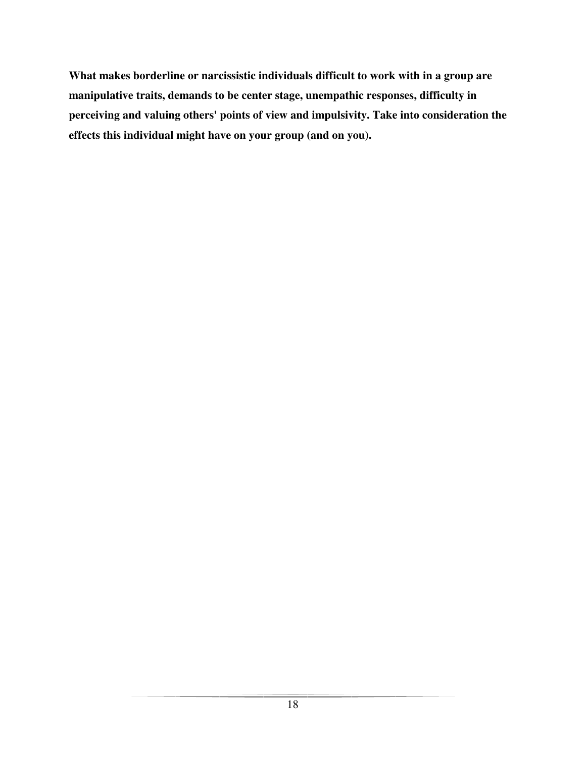**What makes borderline or narcissistic individuals difficult to work with in a group are manipulative traits, demands to be center stage, unempathic responses, difficulty in perceiving and valuing others' points of view and impulsivity. Take into consideration the effects this individual might have on your group (and on you).**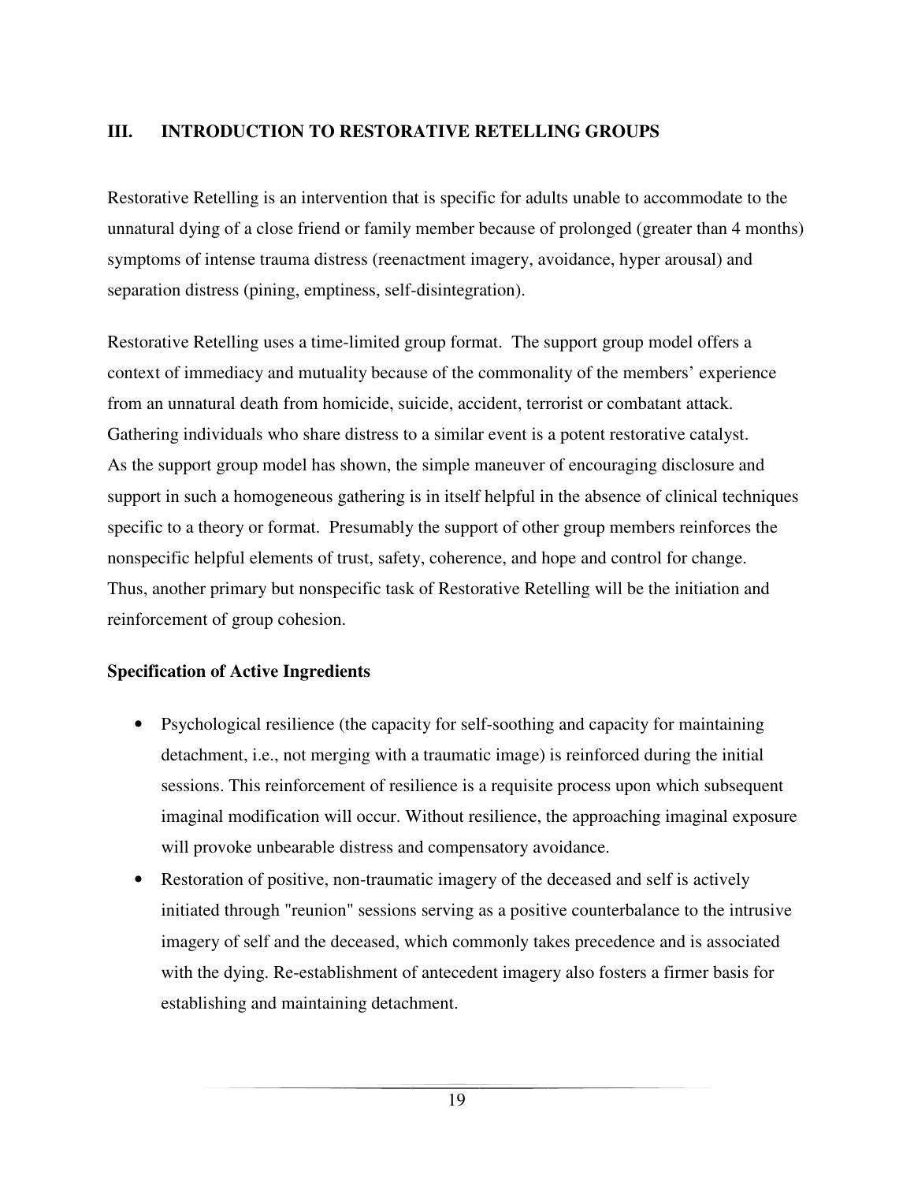## III. INTRODUCTION TO RESTORATIVE RETELLING GROUPS

Restorative Retelling is an intervention that is specific for adults unable to accommodate to the unnatural dying of a close friend or family member because of prolonged (greater than 4 months) symptoms of intense trauma distress (reenactment imagery, avoidance, hyper arousal) and separation distress (pining, emptiness, self-disintegration).

Restorative Retelling uses a time-limited group format. The support group model offers a context of immediacy and mutuality because of the commonality of the members' experience from an unnatural death from homicide, suicide, accident, terrorist or combatant attack. Gathering individuals who share distress to a similar event is a potent restorative catalyst. As the support group model has shown, the simple maneuver of encouraging disclosure and support in such a homogeneous gathering is in itself helpful in the absence of clinical techniques specific to a theory or format. Presumably the support of other group members reinforces the nonspecific helpful elements of trust, safety, coherence, and hope and control for change. Thus, another primary but nonspecific task of Restorative Retelling will be the initiation and reinforcement of group cohesion.

### Specification of Active Ingredients

- Psychological resilience (the capacity for self-soothing and capacity for maintaining detachment, i.e., not merging with a traumatic image) is reinforced during the initial sessions. This reinforcement of resilience is a requisite process upon which subsequent imaginal modification will occur. Without resilience, the approaching imaginal exposure will provoke unbearable distress and compensatory avoidance.
- Restoration of positive, non-traumatic imagery of the deceased and self is actively initiated through "reunion" sessions serving as a positive counterbalance to the intrusive imagery of self and the deceased, which commonly takes precedence and is associated with the dying. Re-establishment of antecedent imagery also fosters a firmer basis for establishing and maintaining detachment.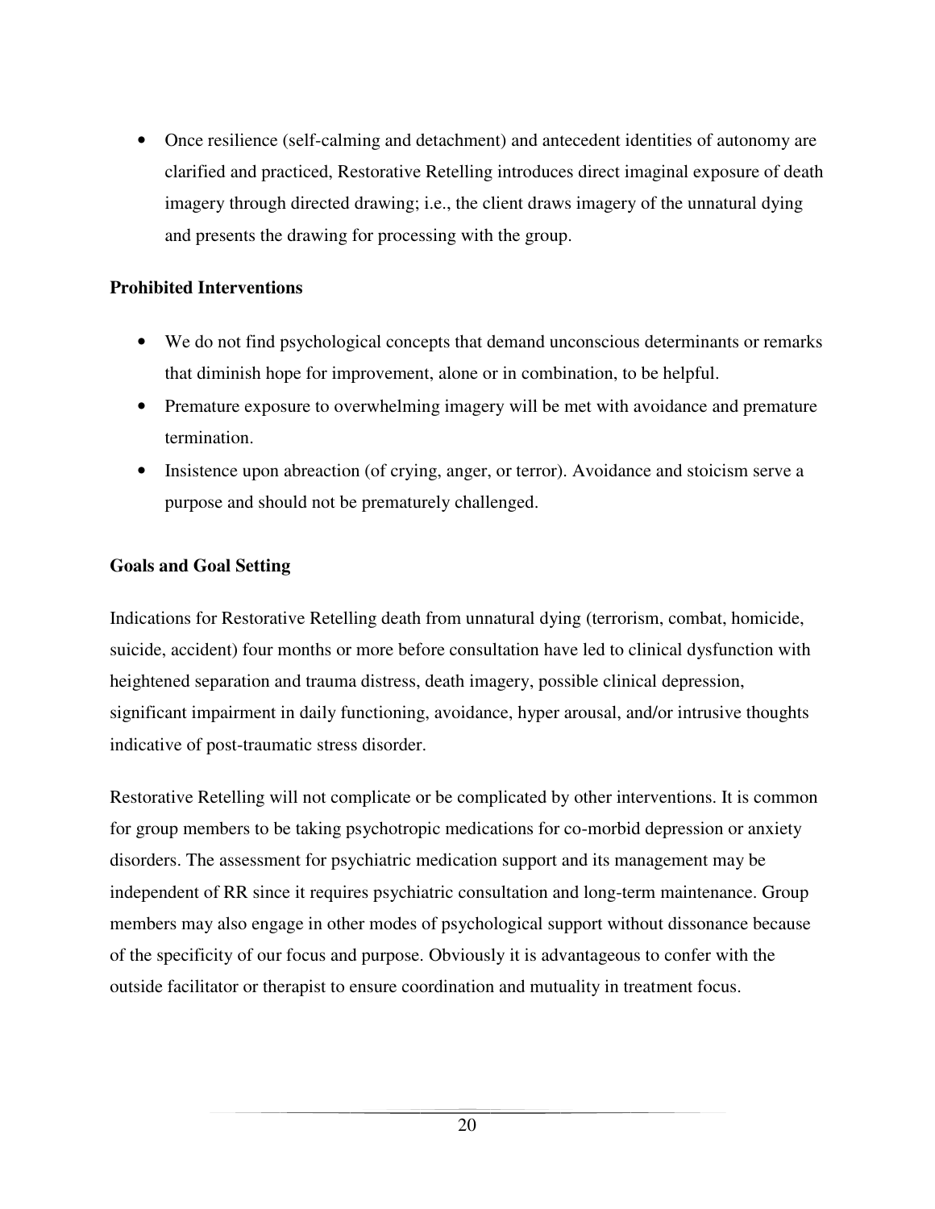- Once resilience (self-calming and detachment) and antecedent identities of autonomy are clarified and practiced, Restorative Retelling introduces direct imaginal exposure of death imagery through directed drawing; i.e., the client draws imagery of the unnatural dying and presents the drawing for processing with the group.

**Prohibited Interventions**

- We do not find psychological concepts that demand unconscious determinants or remarks that diminish hope for improvement, alone or in combination, to be helpful.
- Premature exposure to overwhelming imagery will be met with avoidance and premature termination.
- Insistence upon abreaction (of crying, anger, or terror). Avoidance and stoicism serve a purpose and should not be prematurely challenged.

**Goals and Goal Setting**

Indications for Restorative Retelling death from unnatural dying (terrorism, combat, homicide, suicide, accident) four months or more before consultation have led to clinical dysfunction with heightened separation and trauma distress, death imagery, possible clinical depression, significant impairment in daily functioning, avoidance, hyper arousal, and/or intrusive thoughts indicative of post-traumatic stress disorder.

Restorative Retelling will not complicate or be complicated by other interventions. It is common for group members to be taking psychotropic medications for co-morbid depression or anxiety disorders. The assessment for psychiatric medication support and its management may be independent of RR since it requires psychiatric consultation and long-term maintenance. Group members may also engage in other modes of psychological support without dissonance because of the specificity of our focus and purpose. Obviously it is advantageous to confer with the outside facilitator or therapist to ensure coordination and mutuality in treatment focus.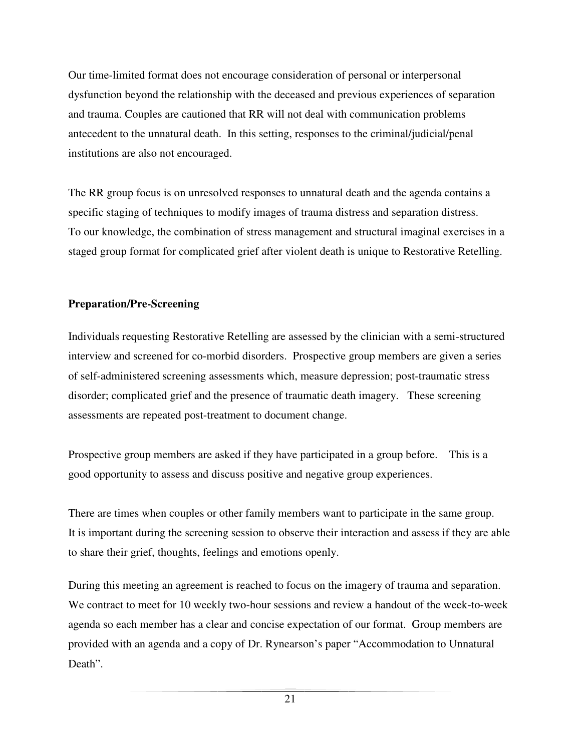Our time-limited format does not encourage consideration of personal or interpersonal dysfunction beyond the relationship with the deceased and previous experiences of separation and trauma. Couples are cautioned that RR will not deal with communication problems antecedent to the unnatural death. In this setting, responses to the criminal/judicial/penal institutions are also not encouraged.

The RR group focus is on unresolved responses to unnatural death and the agenda contains a specific staging of techniques to modify images of trauma distress and separation distress. To our knowledge, the combination of stress management and structural imaginal exercises in a staged group format for complicated grief after violent death is unique to Restorative Retelling.

**Preparation/Pre-Screening**

Individuals requesting Restorative Retelling are assessed by the clinician with a semi-structured interview and screened for co-morbid disorders. Prospective group members are given a series of self-administered screening assessments which, measure depression; post-traumatic stress disorder; complicated grief and the presence of traumatic death imagery. These screening assessments are repeated post-treatment to document change.

Prospective group members are asked if they have participated in a group before. This is a good opportunity to assess and discuss positive and negative group experiences.

There are times when couples or other family members want to participate in the same group. It is important during the screening session to observe their interaction and assess if they are able to share their grief, thoughts, feelings and emotions openly.

During this meeting an agreement is reached to focus on the imagery of trauma and separation. We contract to meet for 10 weekly two-hour sessions and review a handout of the week-to-week agenda so each member has a clear and concise expectation of our format. Group members are provided with an agenda and a copy of Dr. Rynearson's paper "Accommodation to Unnatural Death".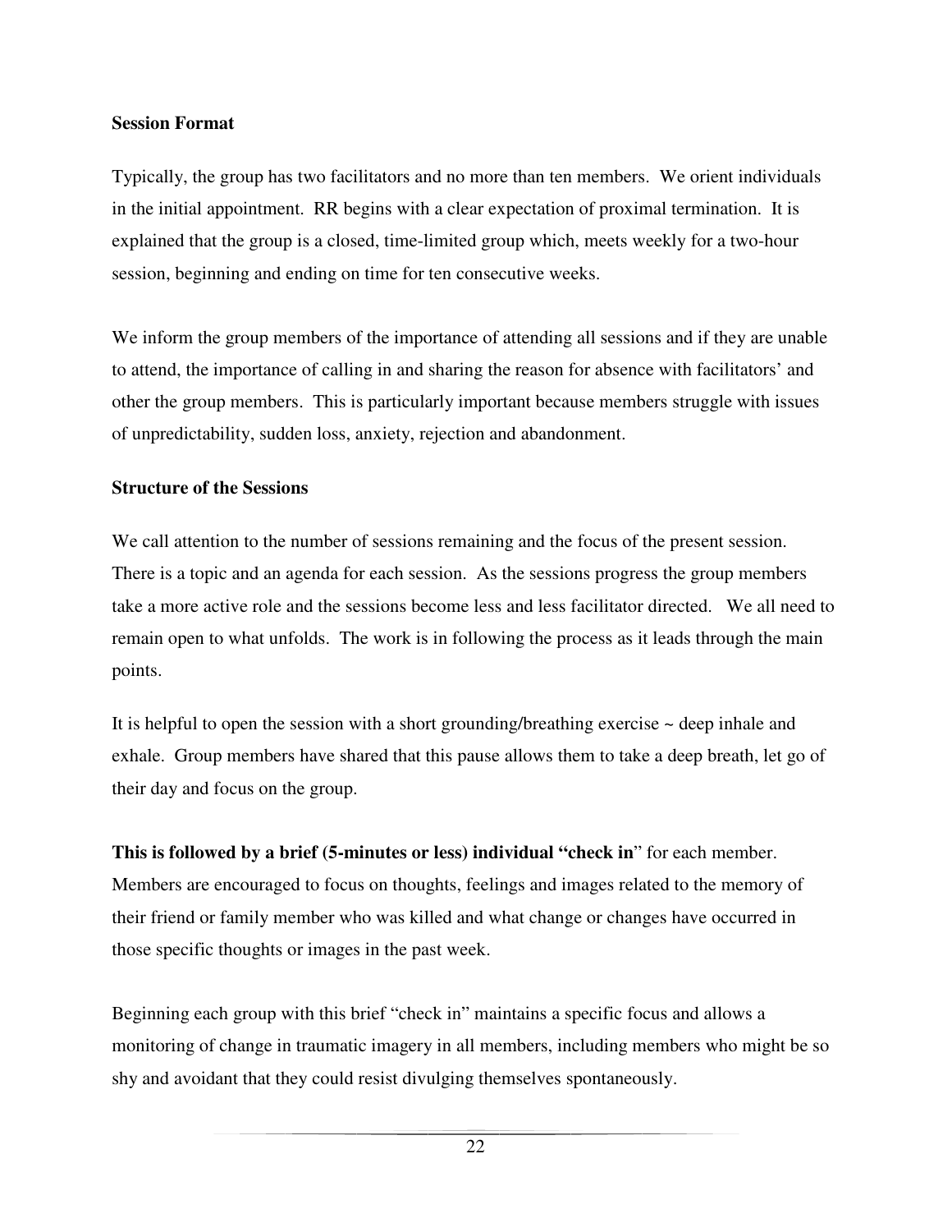**Session Format**

Typically, the group has two facilitators and no more than ten members. We orient individuals in the initial appointment. RR begins with a clear expectation of proximal termination. It is explained that the group is a closed, time-limited group which, meets weekly for a two-hour session, beginning and ending on time for ten consecutive weeks.

We inform the group members of the importance of attending all sessions and if they are unable to attend, the importance of calling in and sharing the reason for absence with facilitators' and other the group members. This is particularly important because members struggle with issues of unpredictability, sudden loss, anxiety, rejection and abandonment.

**Structure of the Sessions**

We call attention to the number of sessions remaining and the focus of the present session. There is a topic and an agenda for each session. As the sessions progress the group members take a more active role and the sessions become less and less facilitator directed. We all need to remain open to what unfolds. The work is in following the process as it leads through the main points.

It is helpful to open the session with a short grounding/breathing exercise ~ deep inhale and exhale. Group members have shared that this pause allows them to take a deep breath, let go of their day and focus on the group.

**This is followed by a brief (5-minutes or less) individual "check in**" for each member. Members are encouraged to focus on thoughts, feelings and images related to the memory of their friend or family member who was killed and what change or changes have occurred in those specific thoughts or images in the past week.

Beginning each group with this brief "check in" maintains a specific focus and allows a monitoring of change in traumatic imagery in all members, including members who might be so shy and avoidant that they could resist divulging themselves spontaneously.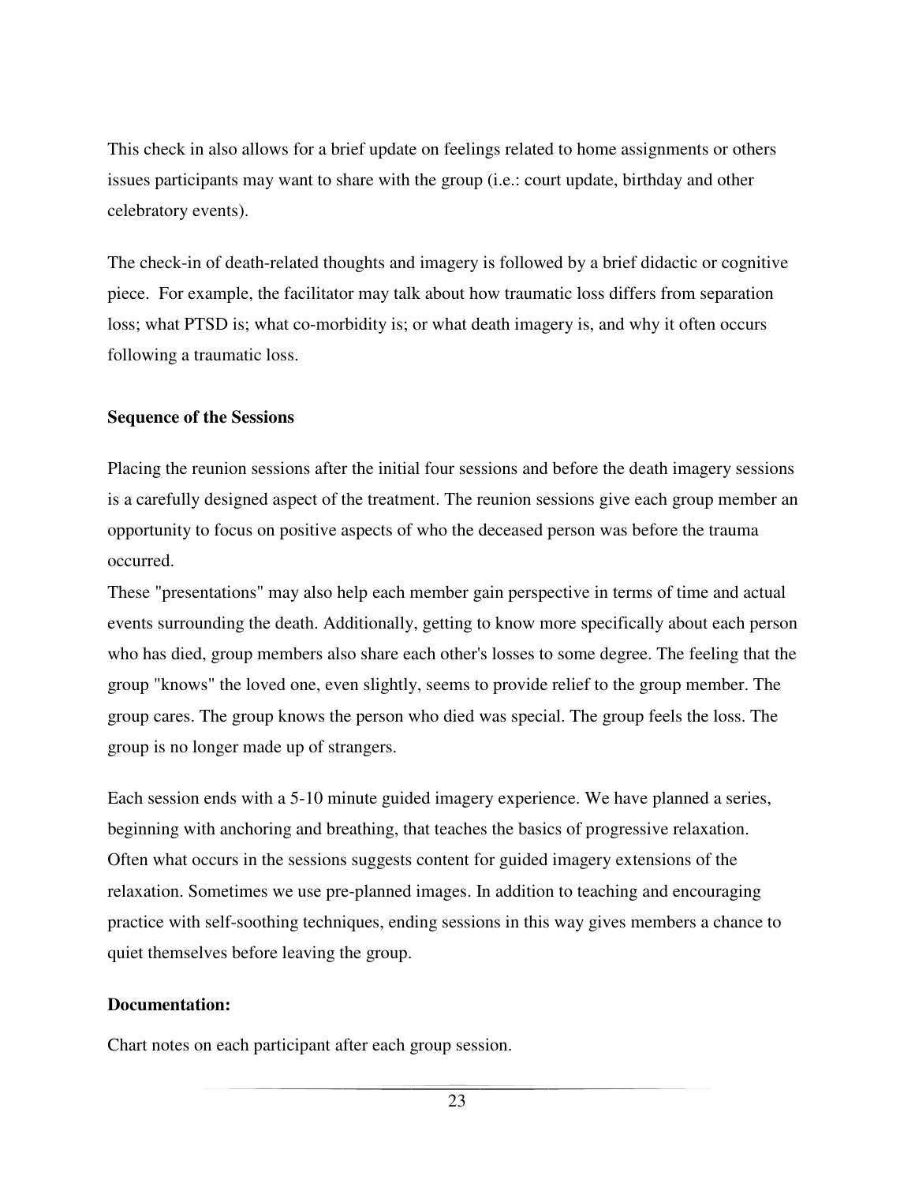This check in also allows for a brief update on feelings related to home assignments or others issues participants may want to share with the group (i.e.: court update, birthday and other celebratory events).

The check-in of death-related thoughts and imagery is followed by a brief didactic or cognitive piece. For example, the facilitator may talk about how traumatic loss differs from separation loss; what PTSD is; what co-morbidity is; or what death imagery is, and why it often occurs following a traumatic loss.

**Sequence of the Sessions**

Placing the reunion sessions after the initial four sessions and before the death imagery sessions is a carefully designed aspect of the treatment. The reunion sessions give each group member an opportunity to focus on positive aspects of who the deceased person was before the trauma occurred.

These "presentations" may also help each member gain perspective in terms of time and actual events surrounding the death. Additionally, getting to know more specifically about each person who has died, group members also share each other's losses to some degree. The feeling that the group "knows" the loved one, even slightly, seems to provide relief to the group member. The group cares. The group knows the person who died was special. The group feels the loss. The group is no longer made up of strangers.

Each session ends with a 5-10 minute guided imagery experience. We have planned a series, beginning with anchoring and breathing, that teaches the basics of progressive relaxation. Often what occurs in the sessions suggests content for guided imagery extensions of the relaxation. Sometimes we use pre-planned images. In addition to teaching and encouraging practice with self-soothing techniques, ending sessions in this way gives members a chance to quiet themselves before leaving the group.

**Documentation:**

Chart notes on each participant after each group session.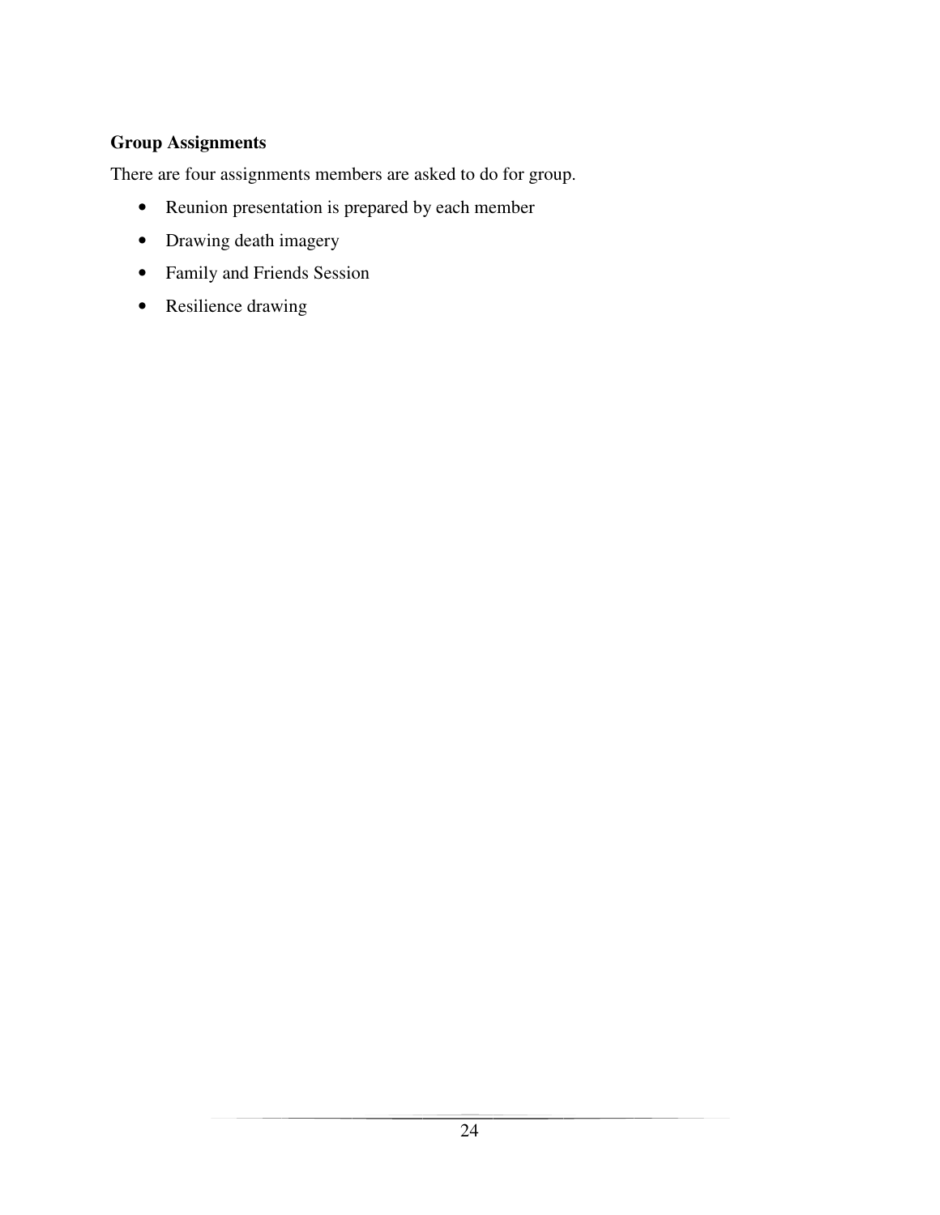**Group Assignments**

There are four assignments members are asked to do for group.

- Reunion presentation is prepared by each member
- Drawing death imagery
- Family and Friends Session
- Resilience drawing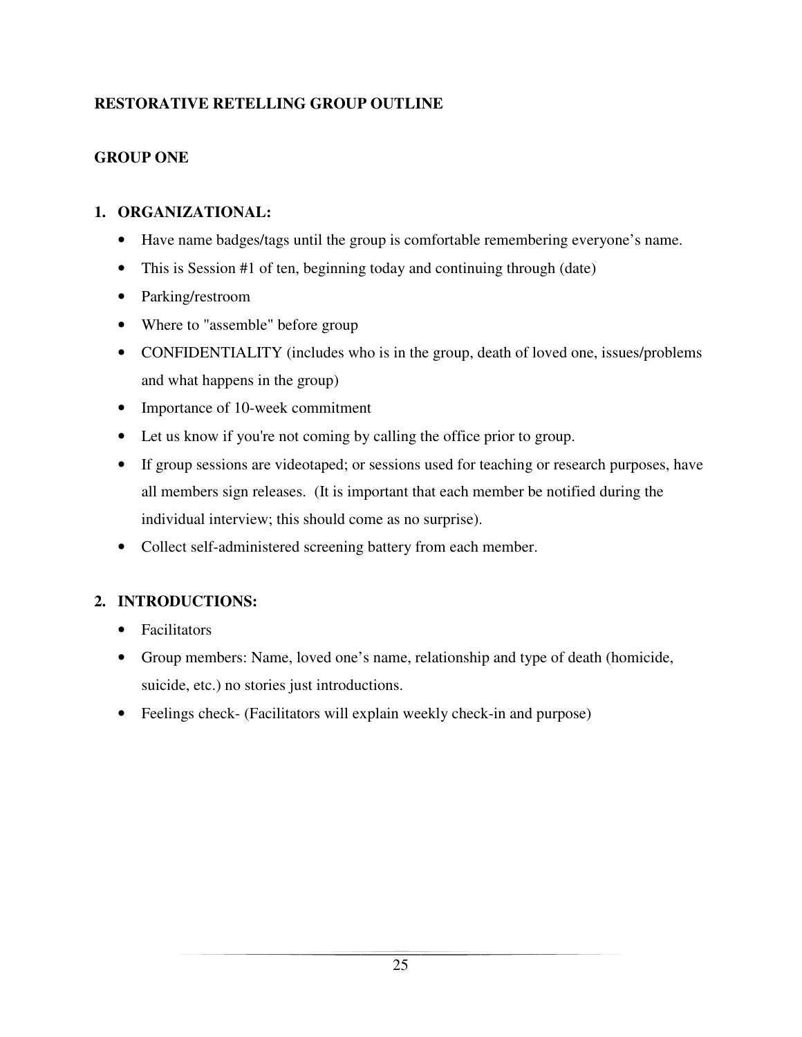## RESTORATIVE RETELLING GROUP OUTLINE

### GROUP ONE

1. **ORGANIZATIONAL:**
   - Have name badges/tags until the group is comfortable remembering everyone's name.
   - This is Session #1 of ten, beginning today and continuing through (date)
   - Parking/restroom
   - Where to "assemble" before group
   - CONFIDENTIALITY (includes who is in the group, death of loved one, issues/problems and what happens in the group)
   - Importance of 10-week commitment
   - Let us know if you're not coming by calling the office prior to group.
   - If group sessions are videotaped; or sessions used for teaching or research purposes, have all members sign releases. (It is important that each member be notified during the individual interview; this should come as no surprise).
   - Collect self-administered screening battery from each member.

2. **INTRODUCTIONS:**
   - Facilitators
   - Group members: Name, loved one's name, relationship and type of death (homicide, suicide, etc.) no stories just introductions.
   - Feelings check- (Facilitators will explain weekly check-in and purpose)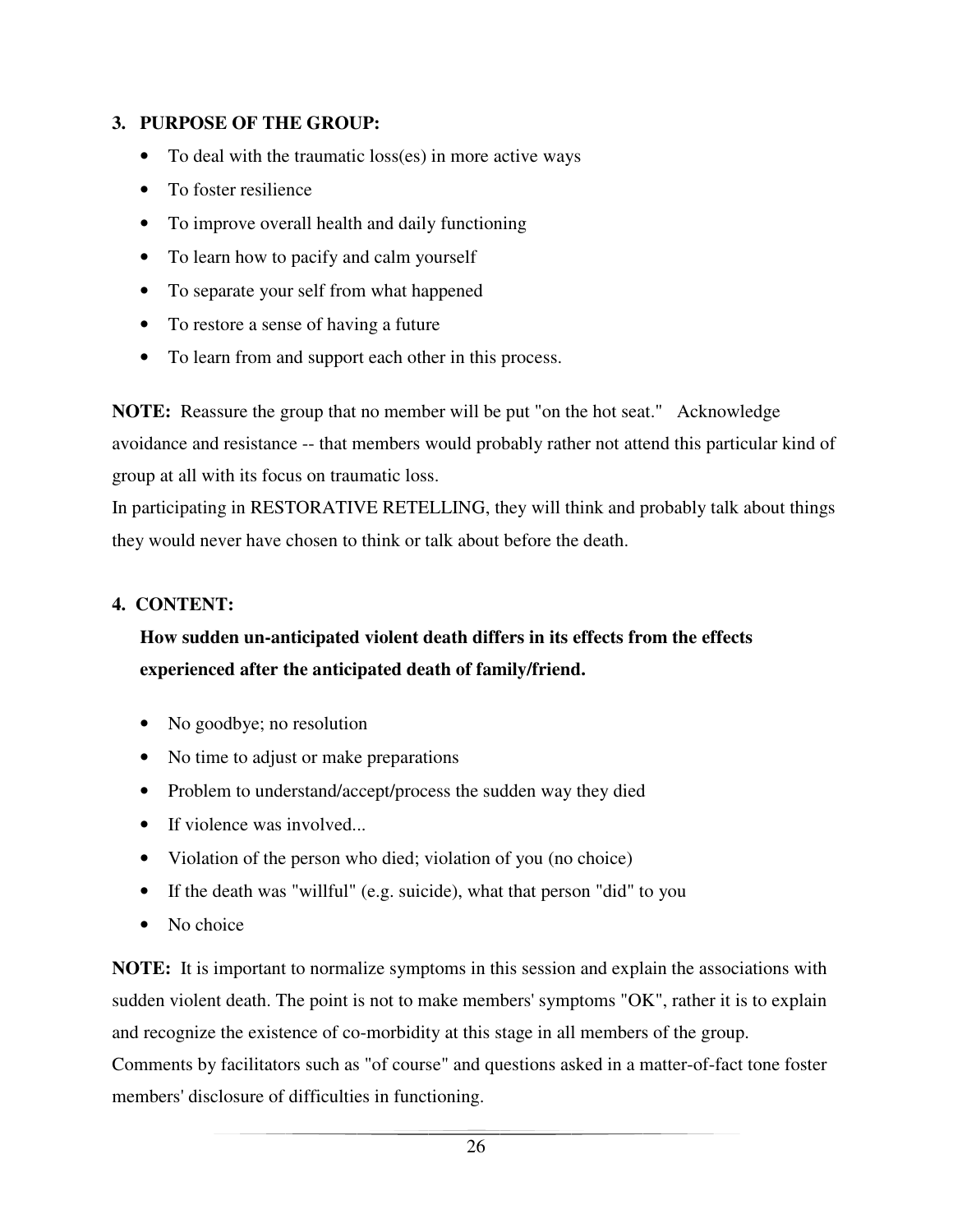### 3. PURPOSE OF THE GROUP:

- To deal with the traumatic loss(es) in more active ways
- To foster resilience
- To improve overall health and daily functioning
- To learn how to pacify and calm yourself
- To separate your self from what happened
- To restore a sense of having a future
- To learn from and support each other in this process.

**NOTE:** Reassure the group that no member will be put "on the hot seat." Acknowledge avoidance and resistance -- that members would probably rather not attend this particular kind of group at all with its focus on traumatic loss.
In participating in RESTORATIVE RETELLING, they will think and probably talk about things they would never have chosen to think or talk about before the death.

### 4. CONTENT:

**How sudden un-anticipated violent death differs in its effects from the effects experienced after the anticipated death of family/friend.**

- No goodbye; no resolution
- No time to adjust or make preparations
- Problem to understand/accept/process the sudden way they died
- If violence was involved...
- Violation of the person who died; violation of you (no choice)
- If the death was "willful" (e.g. suicide), what that person "did" to you
- No choice

**NOTE:** It is important to normalize symptoms in this session and explain the associations with sudden violent death. The point is not to make members' symptoms "OK", rather it is to explain and recognize the existence of co-morbidity at this stage in all members of the group.
Comments by facilitators such as "of course" and questions asked in a matter-of-fact tone foster members' disclosure of difficulties in functioning.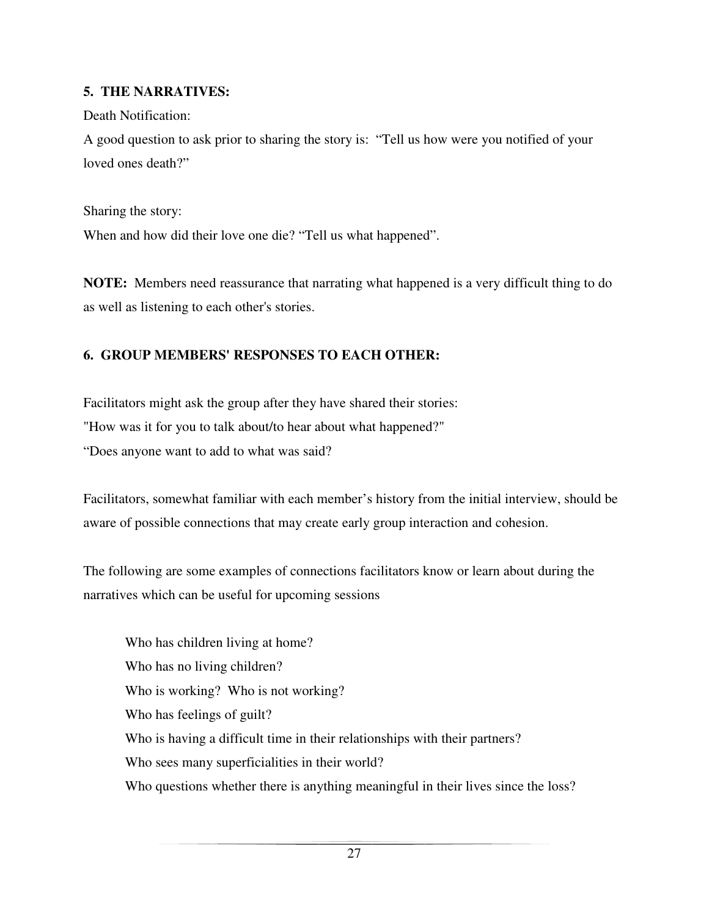**5. THE NARRATIVES:**

Death Notification:

A good question to ask prior to sharing the story is: "Tell us how were you notified of your loved ones death?"

Sharing the story:

When and how did their love one die? "Tell us what happened".

**NOTE:** Members need reassurance that narrating what happened is a very difficult thing to do as well as listening to each other's stories.

**6. GROUP MEMBERS' RESPONSES TO EACH OTHER:**

Facilitators might ask the group after they have shared their stories:

"How was it for you to talk about/to hear about what happened?"

"Does anyone want to add to what was said?

Facilitators, somewhat familiar with each member's history from the initial interview, should be aware of possible connections that may create early group interaction and cohesion.

The following are some examples of connections facilitators know or learn about during the narratives which can be useful for upcoming sessions

Who has children living at home?
Who has no living children?
Who is working? Who is not working?
Who has feelings of guilt?
Who is having a difficult time in their relationships with their partners?
Who sees many superficialities in their world?
Who questions whether there is anything meaningful in their lives since the loss?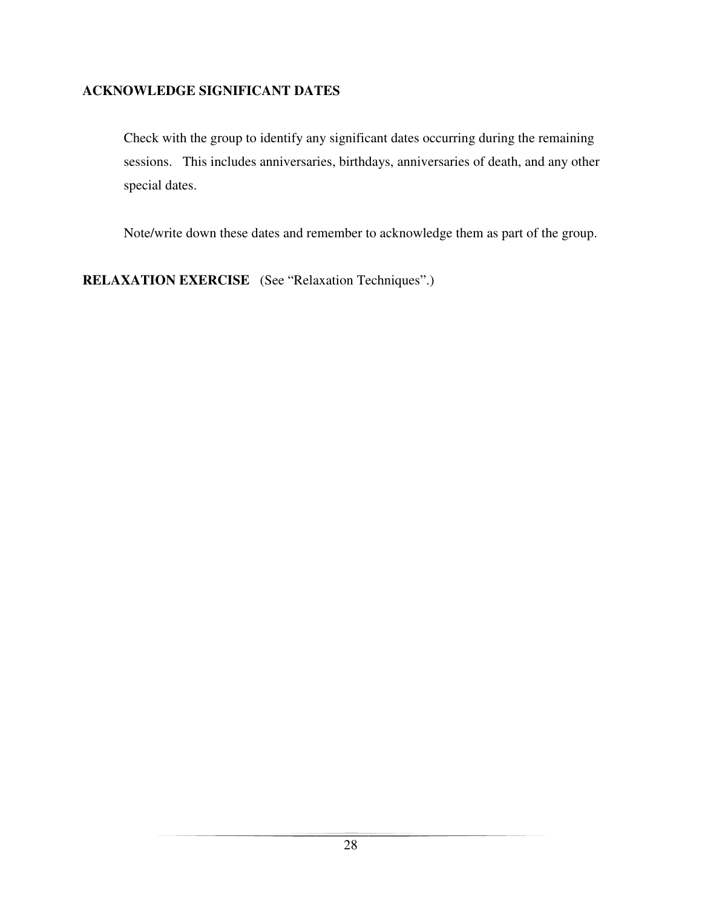**ACKNOWLEDGE SIGNIFICANT DATES**

Check with the group to identify any significant dates occurring during the remaining sessions. This includes anniversaries, birthdays, anniversaries of death, and any other special dates.

Note/write down these dates and remember to acknowledge them as part of the group.

**RELAXATION EXERCISE** (See "Relaxation Techniques".)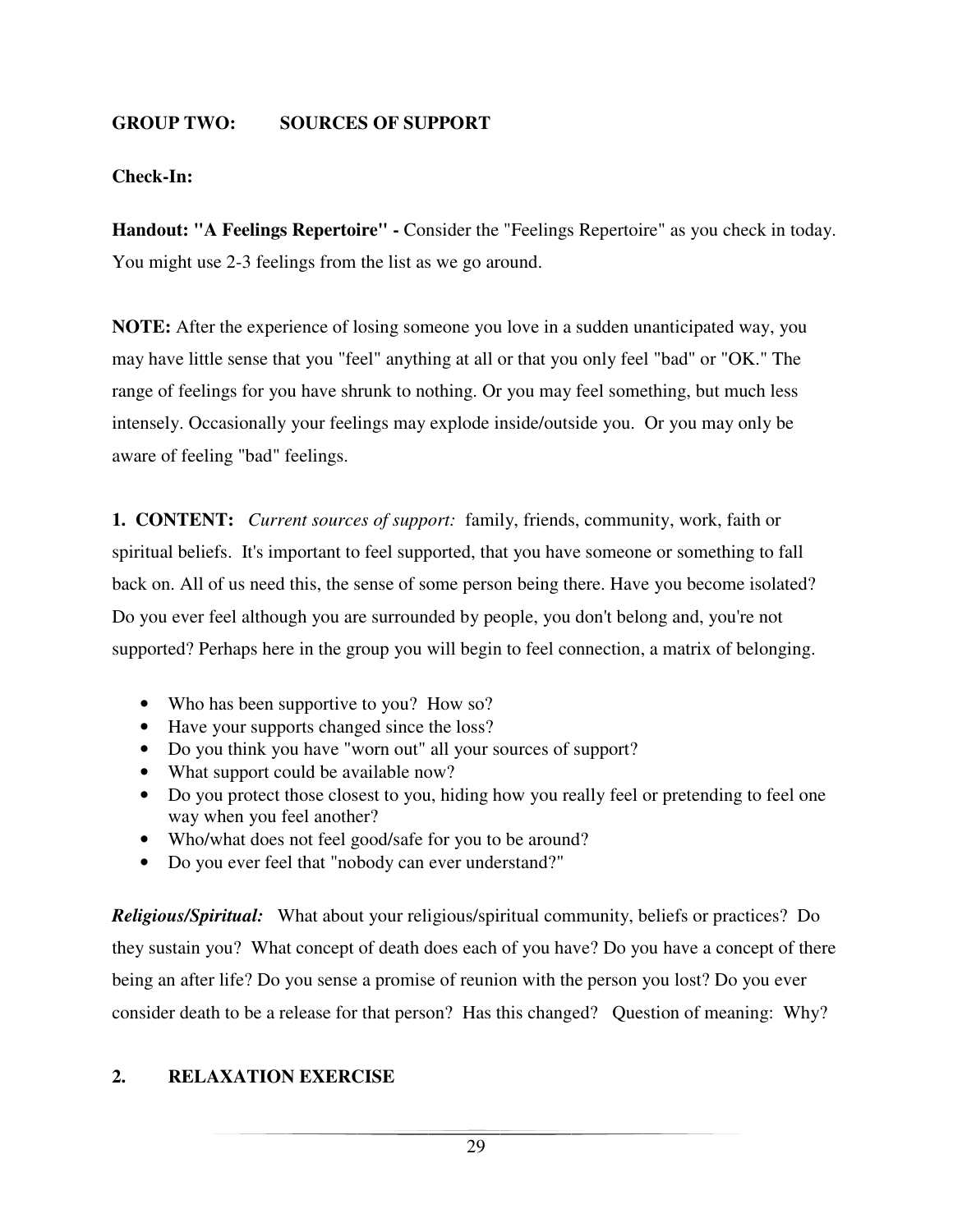## GROUP TWO: SOURCES OF SUPPORT

**Check-In:**

**Handout: "A Feelings Repertoire" -** Consider the "Feelings Repertoire" as you check in today. You might use 2-3 feelings from the list as we go around.

**NOTE:** After the experience of losing someone you love in a sudden unanticipated way, you may have little sense that you "feel" anything at all or that you only feel "bad" or "OK." The range of feelings for you have shrunk to nothing. Or you may feel something, but much less intensely. Occasionally your feelings may explode inside/outside you. Or you may only be aware of feeling "bad" feelings.

**1. CONTENT:** *Current sources of support:* family, friends, community, work, faith or spiritual beliefs. It's important to feel supported, that you have someone or something to fall back on. All of us need this, the sense of some person being there. Have you become isolated? Do you ever feel although you are surrounded by people, you don't belong and, you're not supported? Perhaps here in the group you will begin to feel connection, a matrix of belonging.

- Who has been supportive to you? How so?
- Have your supports changed since the loss?
- Do you think you have "worn out" all your sources of support?
- What support could be available now?
- Do you protect those closest to you, hiding how you really feel or pretending to feel one way when you feel another?
- Who/what does not feel good/safe for you to be around?
- Do you ever feel that "nobody can ever understand?"

***Religious/Spiritual:*** What about your religious/spiritual community, beliefs or practices? Do they sustain you? What concept of death does each of you have? Do you have a concept of there being an after life? Do you sense a promise of reunion with the person you lost? Do you ever consider death to be a release for that person? Has this changed? Question of meaning: Why?

**2. RELAXATION EXERCISE**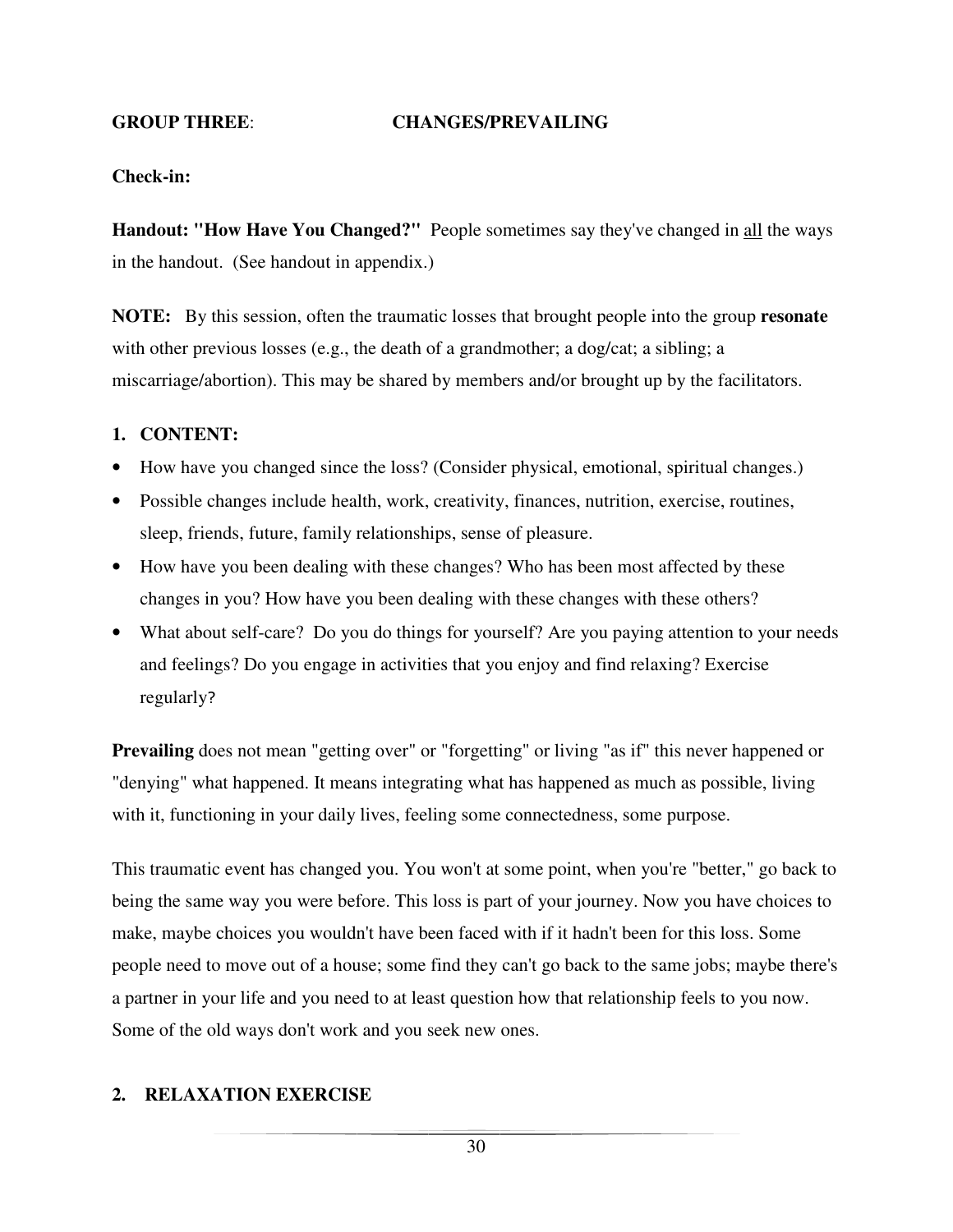**GROUP THREE**: **CHANGES/PREVAILING**

**Check-in:**

**Handout: "How Have You Changed?"** People sometimes say they've changed in <u>all</u> the ways in the handout. (See handout in appendix.)

**NOTE:** By this session, often the traumatic losses that brought people into the group **resonate** with other previous losses (e.g., the death of a grandmother; a dog/cat; a sibling; a miscarriage/abortion). This may be shared by members and/or brought up by the facilitators.

**1. CONTENT:**

- How have you changed since the loss? (Consider physical, emotional, spiritual changes.)
- Possible changes include health, work, creativity, finances, nutrition, exercise, routines, sleep, friends, future, family relationships, sense of pleasure.
- How have you been dealing with these changes? Who has been most affected by these changes in you? How have you been dealing with these changes with these others?
- What about self-care? Do you do things for yourself? Are you paying attention to your needs and feelings? Do you engage in activities that you enjoy and find relaxing? Exercise regularly?

**Prevailing** does not mean "getting over" or "forgetting" or living "as if" this never happened or "denying" what happened. It means integrating what has happened as much as possible, living with it, functioning in your daily lives, feeling some connectedness, some purpose.

This traumatic event has changed you. You won't at some point, when you're "better," go back to being the same way you were before. This loss is part of your journey. Now you have choices to make, maybe choices you wouldn't have been faced with if it hadn't been for this loss. Some people need to move out of a house; some find they can't go back to the same jobs; maybe there's a partner in your life and you need to at least question how that relationship feels to you now. Some of the old ways don't work and you seek new ones.

**2. RELAXATION EXERCISE**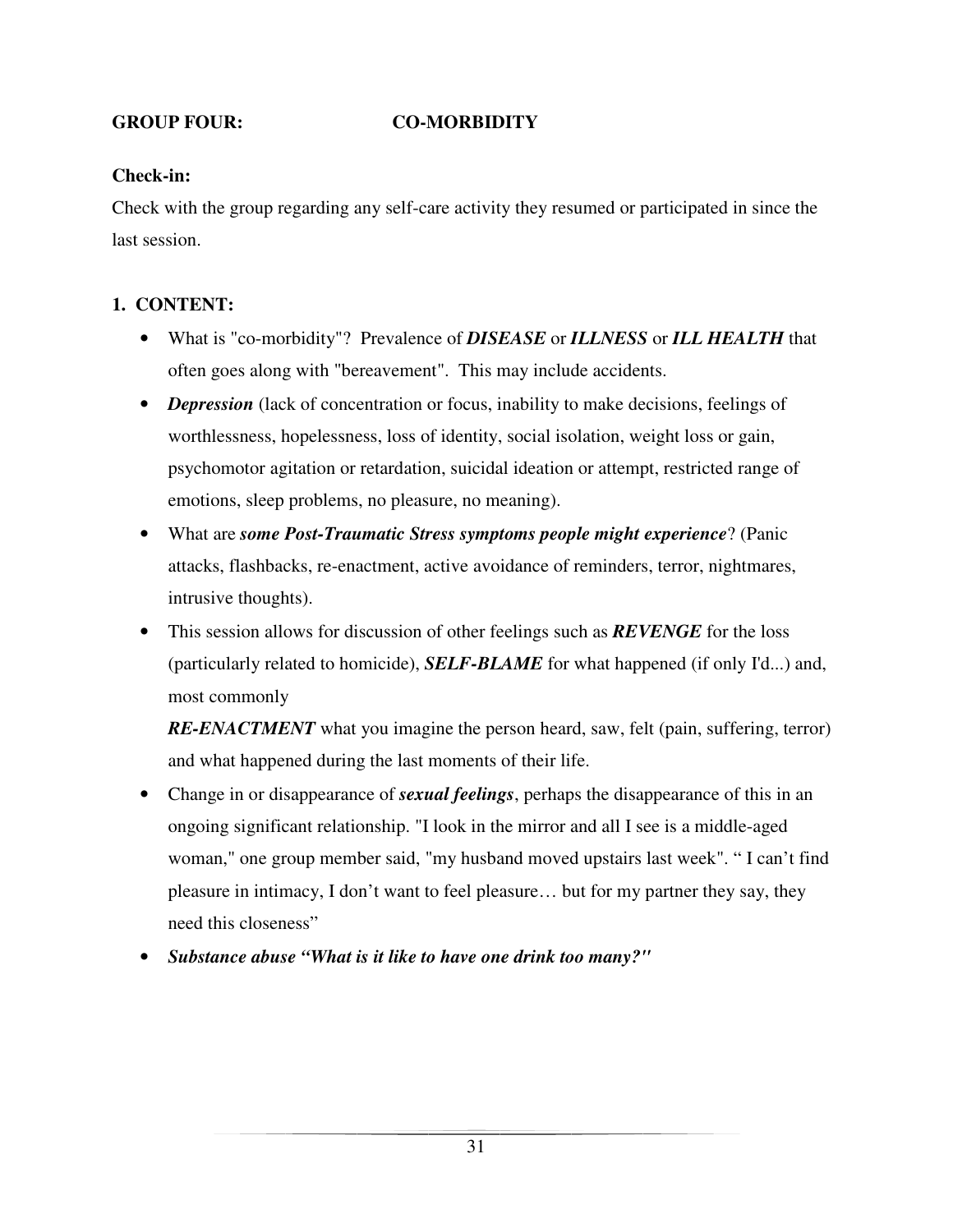**GROUP FOUR: CO-MORBIDITY**

**Check-in:**

Check with the group regarding any self-care activity they resumed or participated in since the last session.

**1. CONTENT:**

- What is "co-morbidity"? Prevalence of ***DISEASE*** or ***ILLNESS*** or ***ILL HEALTH*** that often goes along with "bereavement". This may include accidents.
- ***Depression*** (lack of concentration or focus, inability to make decisions, feelings of worthlessness, hopelessness, loss of identity, social isolation, weight loss or gain, psychomotor agitation or retardation, suicidal ideation or attempt, restricted range of emotions, sleep problems, no pleasure, no meaning).
- What are ***some Post-Traumatic Stress symptoms people might experience***? (Panic attacks, flashbacks, re-enactment, active avoidance of reminders, terror, nightmares, intrusive thoughts).
- This session allows for discussion of other feelings such as ***REVENGE*** for the loss (particularly related to homicide), ***SELF-BLAME*** for what happened (if only I'd...) and, most commonly

  ***RE-ENACTMENT*** what you imagine the person heard, saw, felt (pain, suffering, terror) and what happened during the last moments of their life.
- Change in or disappearance of ***sexual feelings***, perhaps the disappearance of this in an ongoing significant relationship. "I look in the mirror and all I see is a middle-aged woman," one group member said, "my husband moved upstairs last week". " I can't find pleasure in intimacy, I don't want to feel pleasure… but for my partner they say, they need this closeness"
- ***Substance abuse "What is it like to have one drink too many?"***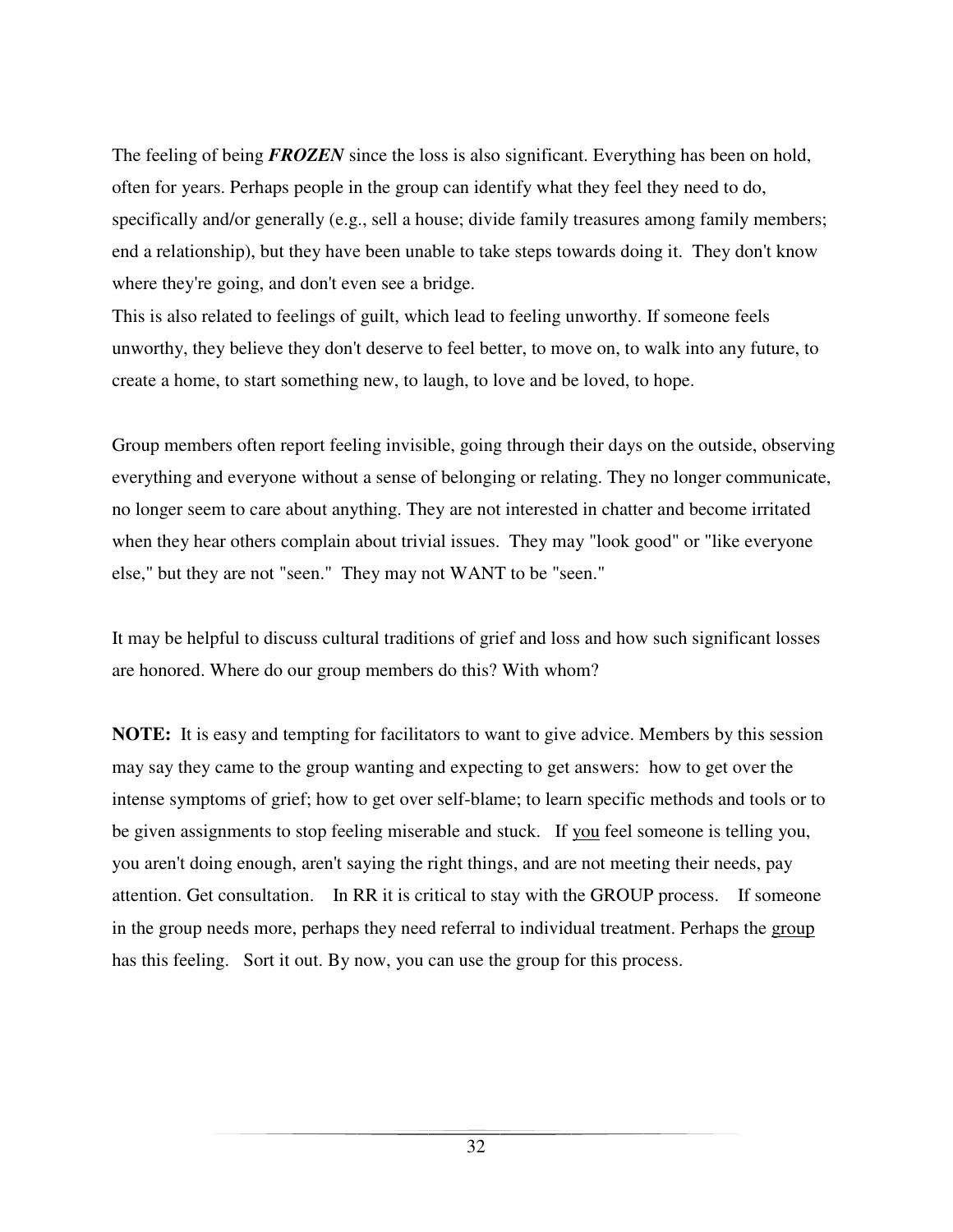The feeling of being ***FROZEN*** since the loss is also significant. Everything has been on hold, often for years. Perhaps people in the group can identify what they feel they need to do, specifically and/or generally (e.g., sell a house; divide family treasures among family members; end a relationship), but they have been unable to take steps towards doing it. They don't know where they're going, and don't even see a bridge.

This is also related to feelings of guilt, which lead to feeling unworthy. If someone feels unworthy, they believe they don't deserve to feel better, to move on, to walk into any future, to create a home, to start something new, to laugh, to love and be loved, to hope.

Group members often report feeling invisible, going through their days on the outside, observing everything and everyone without a sense of belonging or relating. They no longer communicate, no longer seem to care about anything. They are not interested in chatter and become irritated when they hear others complain about trivial issues. They may "look good" or "like everyone else," but they are not "seen." They may not WANT to be "seen."

It may be helpful to discuss cultural traditions of grief and loss and how such significant losses are honored. Where do our group members do this? With whom?

**NOTE:** It is easy and tempting for facilitators to want to give advice. Members by this session may say they came to the group wanting and expecting to get answers: how to get over the intense symptoms of grief; how to get over self-blame; to learn specific methods and tools or to be given assignments to stop feeling miserable and stuck. If <u>you</u> feel someone is telling you, you aren't doing enough, aren't saying the right things, and are not meeting their needs, pay attention. Get consultation. In RR it is critical to stay with the GROUP process. If someone in the group needs more, perhaps they need referral to individual treatment. Perhaps the <u>group</u> has this feeling. Sort it out. By now, you can use the group for this process.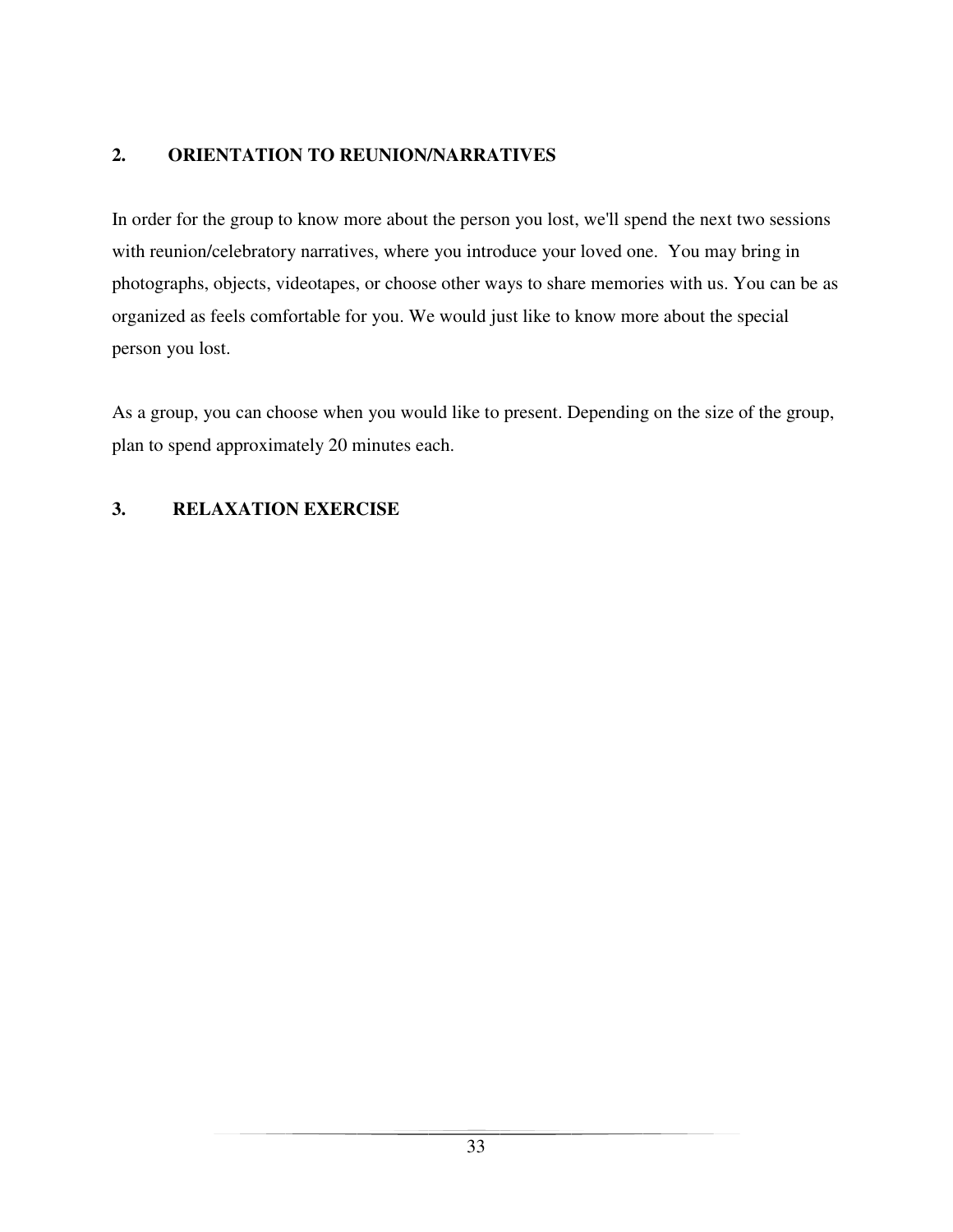## 2. ORIENTATION TO REUNION/NARRATIVES

In order for the group to know more about the person you lost, we'll spend the next two sessions with reunion/celebratory narratives, where you introduce your loved one. You may bring in photographs, objects, videotapes, or choose other ways to share memories with us. You can be as organized as feels comfortable for you. We would just like to know more about the special person you lost.

As a group, you can choose when you would like to present. Depending on the size of the group, plan to spend approximately 20 minutes each.

## 3. RELAXATION EXERCISE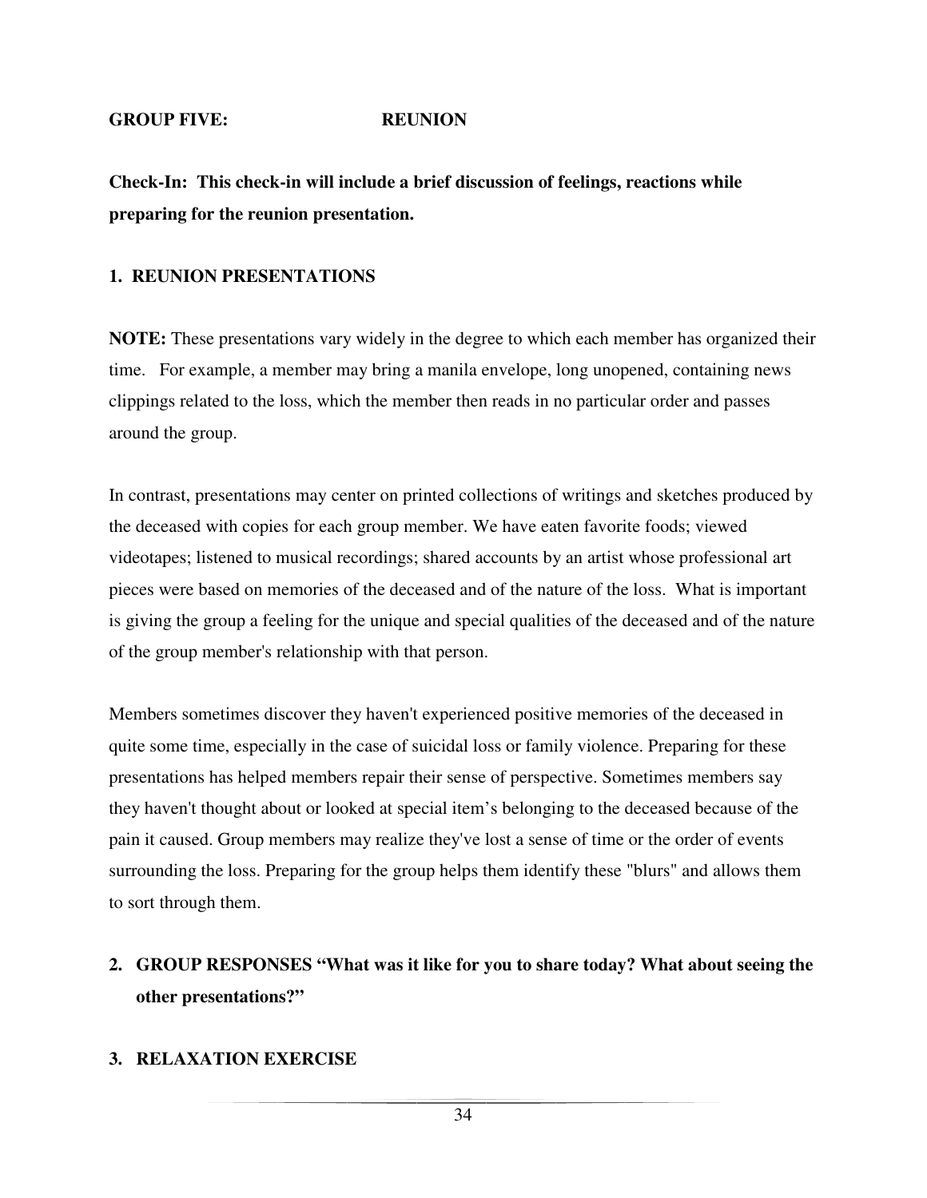## GROUP FIVE: REUNION

**Check-In: This check-in will include a brief discussion of feelings, reactions while preparing for the reunion presentation.**

### 1. REUNION PRESENTATIONS

**NOTE:** These presentations vary widely in the degree to which each member has organized their time. For example, a member may bring a manila envelope, long unopened, containing news clippings related to the loss, which the member then reads in no particular order and passes around the group.

In contrast, presentations may center on printed collections of writings and sketches produced by the deceased with copies for each group member. We have eaten favorite foods; viewed videotapes; listened to musical recordings; shared accounts by an artist whose professional art pieces were based on memories of the deceased and of the nature of the loss. What is important is giving the group a feeling for the unique and special qualities of the deceased and of the nature of the group member's relationship with that person.

Members sometimes discover they haven't experienced positive memories of the deceased in quite some time, especially in the case of suicidal loss or family violence. Preparing for these presentations has helped members repair their sense of perspective. Sometimes members say they haven't thought about or looked at special item's belonging to the deceased because of the pain it caused. Group members may realize they've lost a sense of time or the order of events surrounding the loss. Preparing for the group helps them identify these "blurs" and allows them to sort through them.

### 2. GROUP RESPONSES "What was it like for you to share today? What about seeing the other presentations?"

### 3. RELAXATION EXERCISE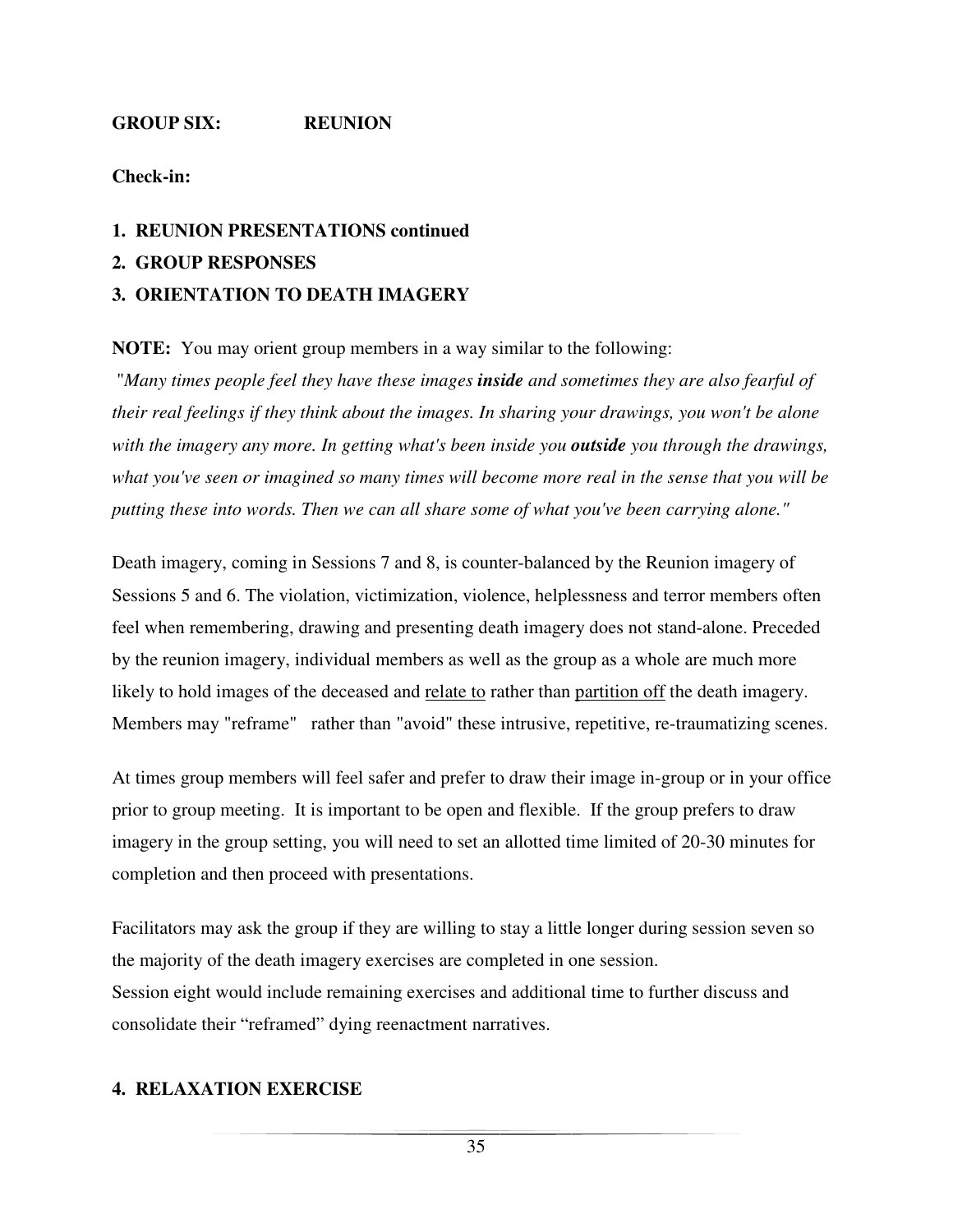**GROUP SIX: REUNION**

**Check-in:**

1. **REUNION PRESENTATIONS continued**
2. **GROUP RESPONSES**
3. **ORIENTATION TO DEATH IMAGERY**

**NOTE:** You may orient group members in a way similar to the following:

*"Many times people feel they have these images **inside** and sometimes they are also fearful of their real feelings if they think about the images. In sharing your drawings, you won't be alone with the imagery any more. In getting what's been inside you **outside** you through the drawings, what you've seen or imagined so many times will become more real in the sense that you will be putting these into words. Then we can all share some of what you've been carrying alone."*

Death imagery, coming in Sessions 7 and 8, is counter-balanced by the Reunion imagery of Sessions 5 and 6. The violation, victimization, violence, helplessness and terror members often feel when remembering, drawing and presenting death imagery does not stand-alone. Preceded by the reunion imagery, individual members as well as the group as a whole are much more likely to hold images of the deceased and <u>relate to</u> rather than <u>partition off</u> the death imagery. Members may "reframe" rather than "avoid" these intrusive, repetitive, re-traumatizing scenes.

At times group members will feel safer and prefer to draw their image in-group or in your office prior to group meeting. It is important to be open and flexible. If the group prefers to draw imagery in the group setting, you will need to set an allotted time limited of 20-30 minutes for completion and then proceed with presentations.

Facilitators may ask the group if they are willing to stay a little longer during session seven so the majority of the death imagery exercises are completed in one session.
Session eight would include remaining exercises and additional time to further discuss and consolidate their "reframed" dying reenactment narratives.

4. **RELAXATION EXERCISE**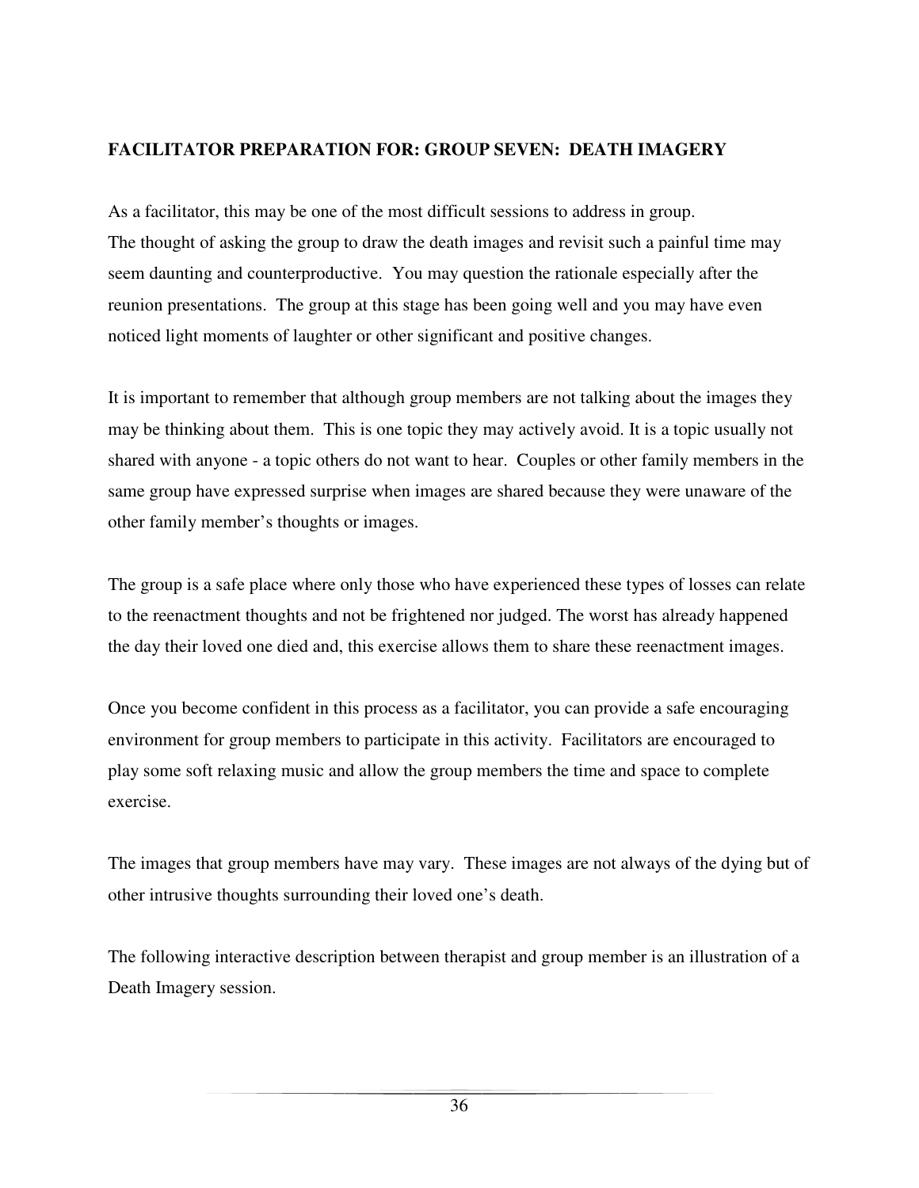**FACILITATOR PREPARATION FOR: GROUP SEVEN: DEATH IMAGERY**

As a facilitator, this may be one of the most difficult sessions to address in group. The thought of asking the group to draw the death images and revisit such a painful time may seem daunting and counterproductive. You may question the rationale especially after the reunion presentations. The group at this stage has been going well and you may have even noticed light moments of laughter or other significant and positive changes.

It is important to remember that although group members are not talking about the images they may be thinking about them. This is one topic they may actively avoid. It is a topic usually not shared with anyone - a topic others do not want to hear. Couples or other family members in the same group have expressed surprise when images are shared because they were unaware of the other family member's thoughts or images.

The group is a safe place where only those who have experienced these types of losses can relate to the reenactment thoughts and not be frightened nor judged. The worst has already happened the day their loved one died and, this exercise allows them to share these reenactment images.

Once you become confident in this process as a facilitator, you can provide a safe encouraging environment for group members to participate in this activity. Facilitators are encouraged to play some soft relaxing music and allow the group members the time and space to complete exercise.

The images that group members have may vary. These images are not always of the dying but of other intrusive thoughts surrounding their loved one's death.

The following interactive description between therapist and group member is an illustration of a Death Imagery session.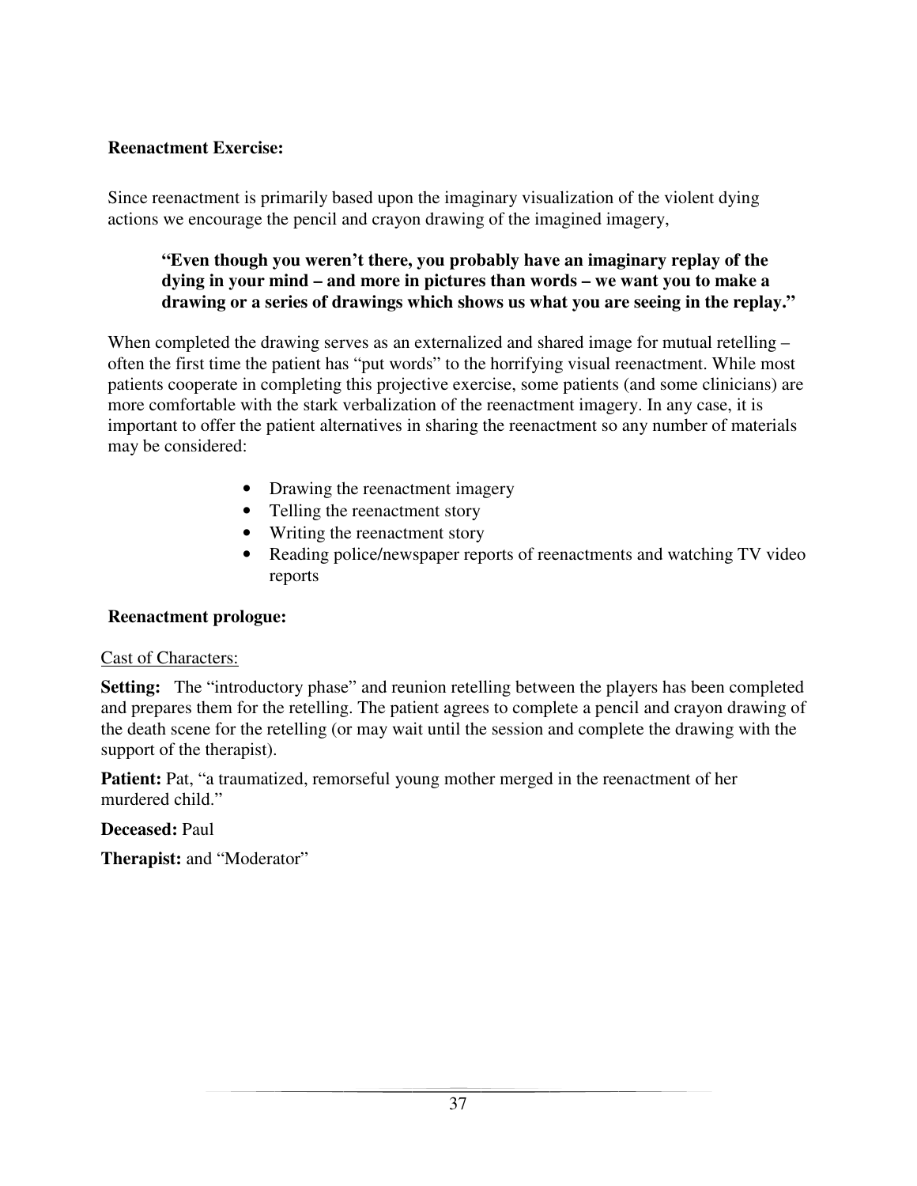**Reenactment Exercise:**

Since reenactment is primarily based upon the imaginary visualization of the violent dying actions we encourage the pencil and crayon drawing of the imagined imagery,

> **"Even though you weren't there, you probably have an imaginary replay of the dying in your mind – and more in pictures than words – we want you to make a drawing or a series of drawings which shows us what you are seeing in the replay."**

When completed the drawing serves as an externalized and shared image for mutual retelling – often the first time the patient has "put words" to the horrifying visual reenactment. While most patients cooperate in completing this projective exercise, some patients (and some clinicians) are more comfortable with the stark verbalization of the reenactment imagery. In any case, it is important to offer the patient alternatives in sharing the reenactment so any number of materials may be considered:

- Drawing the reenactment imagery
- Telling the reenactment story
- Writing the reenactment story
- Reading police/newspaper reports of reenactments and watching TV video reports

**Reenactment prologue:**

<u>Cast of Characters:</u>

**Setting:** The "introductory phase" and reunion retelling between the players has been completed and prepares them for the retelling. The patient agrees to complete a pencil and crayon drawing of the death scene for the retelling (or may wait until the session and complete the drawing with the support of the therapist).

**Patient:** Pat, "a traumatized, remorseful young mother merged in the reenactment of her murdered child."

**Deceased:** Paul

**Therapist:** and "Moderator"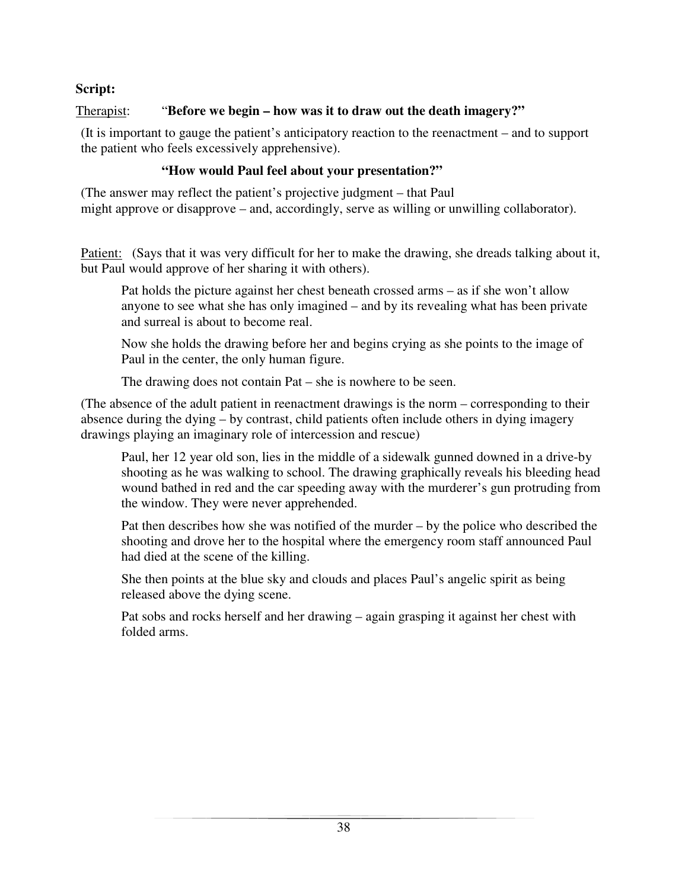**Script:**

<u>Therapist</u>: "**Before we begin – how was it to draw out the death imagery?"**

(It is important to gauge the patient's anticipatory reaction to the reenactment – and to support the patient who feels excessively apprehensive).

**"How would Paul feel about your presentation?"**

(The answer may reflect the patient's projective judgment – that Paul might approve or disapprove – and, accordingly, serve as willing or unwilling collaborator).

<u>Patient</u>: (Says that it was very difficult for her to make the drawing, she dreads talking about it, but Paul would approve of her sharing it with others).

> Pat holds the picture against her chest beneath crossed arms – as if she won't allow anyone to see what she has only imagined – and by its revealing what has been private and surreal is about to become real.
>
> Now she holds the drawing before her and begins crying as she points to the image of Paul in the center, the only human figure.
>
> The drawing does not contain Pat – she is nowhere to be seen.

(The absence of the adult patient in reenactment drawings is the norm – corresponding to their absence during the dying – by contrast, child patients often include others in dying imagery drawings playing an imaginary role of intercession and rescue)

> Paul, her 12 year old son, lies in the middle of a sidewalk gunned downed in a drive-by shooting as he was walking to school. The drawing graphically reveals his bleeding head wound bathed in red and the car speeding away with the murderer's gun protruding from the window. They were never apprehended.
>
> Pat then describes how she was notified of the murder – by the police who described the shooting and drove her to the hospital where the emergency room staff announced Paul had died at the scene of the killing.
>
> She then points at the blue sky and clouds and places Paul's angelic spirit as being released above the dying scene.
>
> Pat sobs and rocks herself and her drawing – again grasping it against her chest with folded arms.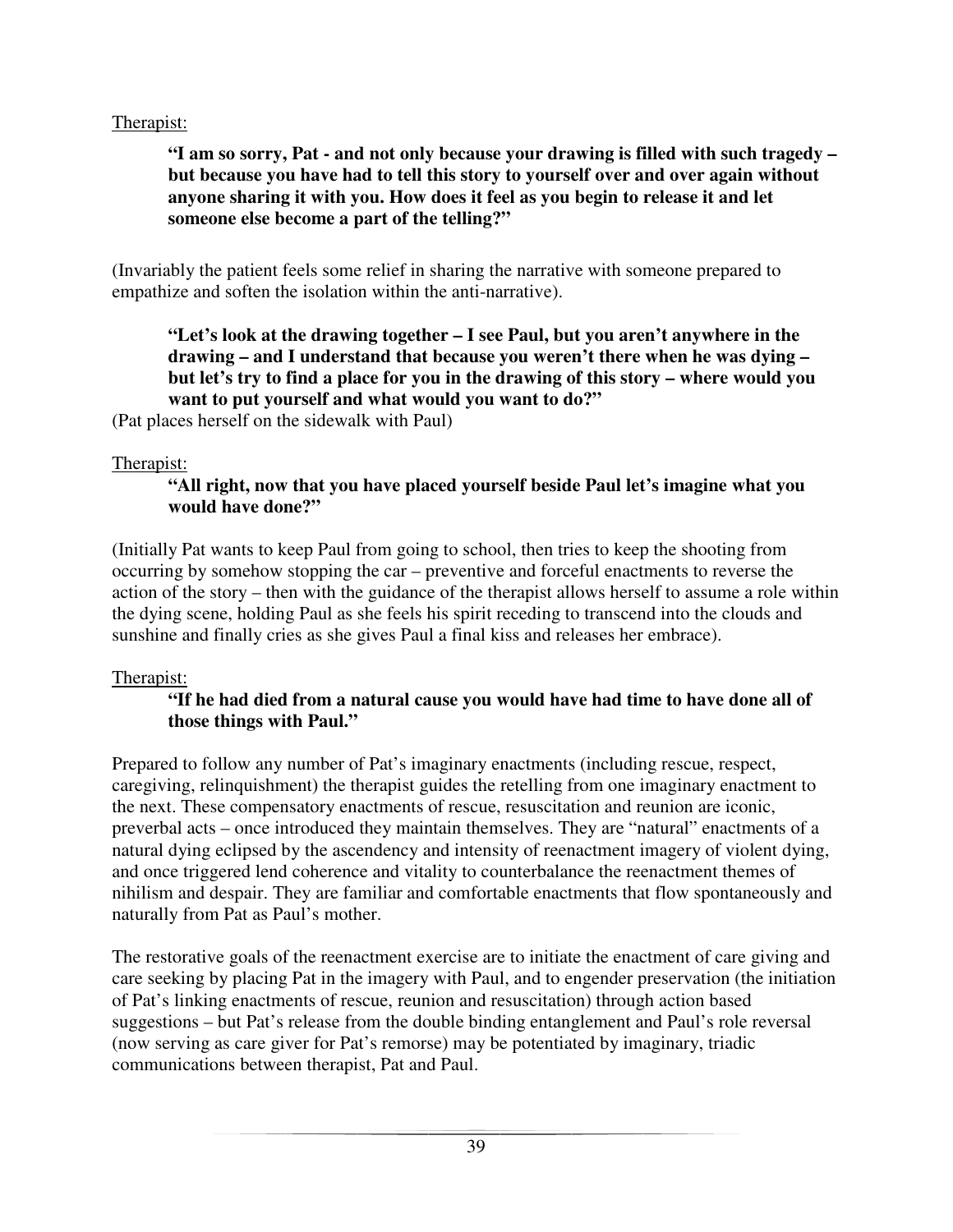<u>Therapist:</u>

> **"I am so sorry, Pat - and not only because your drawing is filled with such tragedy – but because you have had to tell this story to yourself over and over again without anyone sharing it with you. How does it feel as you begin to release it and let someone else become a part of the telling?"**

(Invariably the patient feels some relief in sharing the narrative with someone prepared to empathize and soften the isolation within the anti-narrative).

> **"Let's look at the drawing together – I see Paul, but you aren't anywhere in the drawing – and I understand that because you weren't there when he was dying – but let's try to find a place for you in the drawing of this story – where would you want to put yourself and what would you want to do?"**

(Pat places herself on the sidewalk with Paul)

<u>Therapist:</u>

> **"All right, now that you have placed yourself beside Paul let's imagine what you would have done?"**

(Initially Pat wants to keep Paul from going to school, then tries to keep the shooting from occurring by somehow stopping the car – preventive and forceful enactments to reverse the action of the story – then with the guidance of the therapist allows herself to assume a role within the dying scene, holding Paul as she feels his spirit receding to transcend into the clouds and sunshine and finally cries as she gives Paul a final kiss and releases her embrace).

<u>Therapist:</u>

> **"If he had died from a natural cause you would have had time to have done all of those things with Paul."**

Prepared to follow any number of Pat's imaginary enactments (including rescue, respect, caregiving, relinquishment) the therapist guides the retelling from one imaginary enactment to the next. These compensatory enactments of rescue, resuscitation and reunion are iconic, preverbal acts – once introduced they maintain themselves. They are "natural" enactments of a natural dying eclipsed by the ascendency and intensity of reenactment imagery of violent dying, and once triggered lend coherence and vitality to counterbalance the reenactment themes of nihilism and despair. They are familiar and comfortable enactments that flow spontaneously and naturally from Pat as Paul's mother.

The restorative goals of the reenactment exercise are to initiate the enactment of care giving and care seeking by placing Pat in the imagery with Paul, and to engender preservation (the initiation of Pat's linking enactments of rescue, reunion and resuscitation) through action based suggestions – but Pat's release from the double binding entanglement and Paul's role reversal (now serving as care giver for Pat's remorse) may be potentiated by imaginary, triadic communications between therapist, Pat and Paul.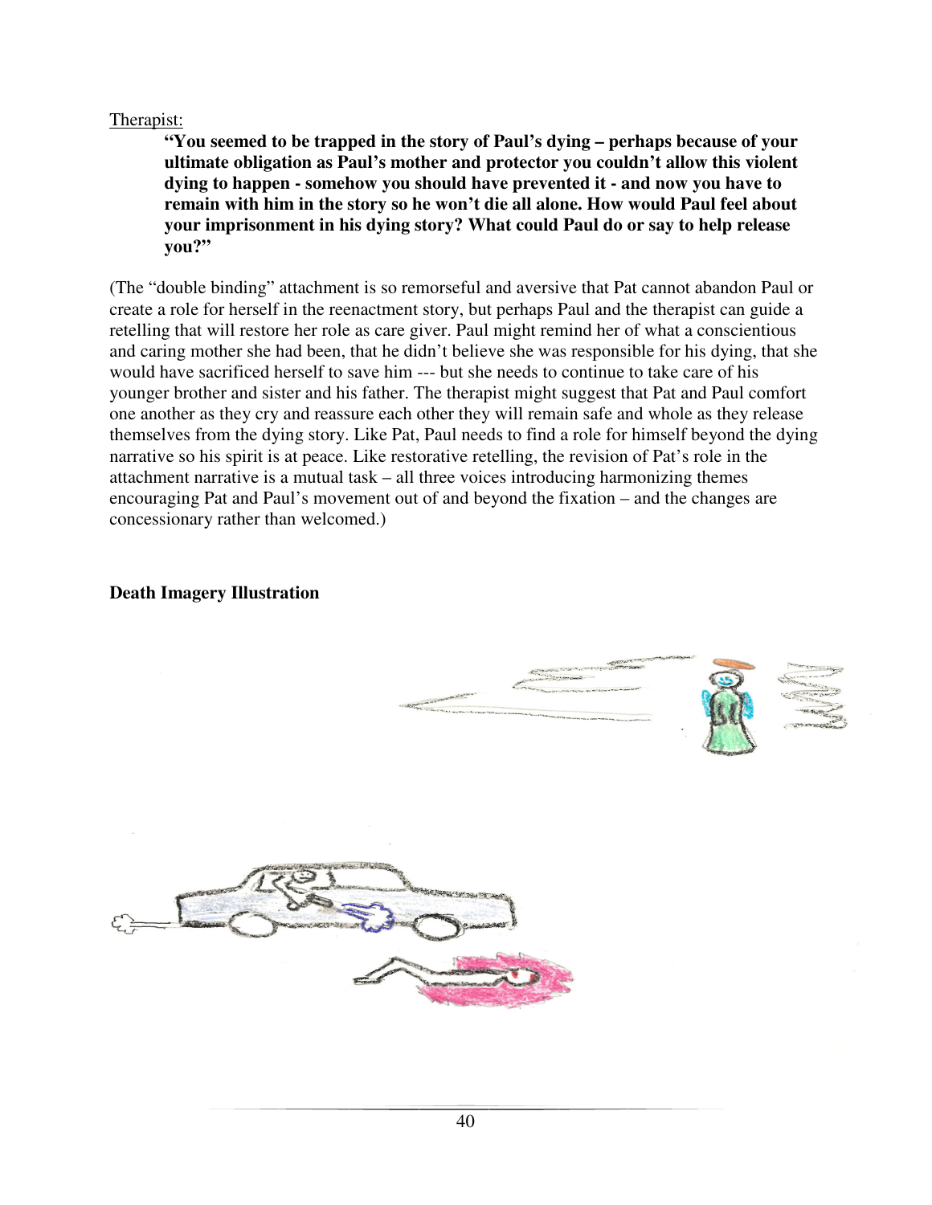Therapist:

> **"You seemed to be trapped in the story of Paul's dying – perhaps because of your ultimate obligation as Paul's mother and protector you couldn't allow this violent dying to happen - somehow you should have prevented it - and now you have to remain with him in the story so he won't die all alone. How would Paul feel about your imprisonment in his dying story? What could Paul do or say to help release you?"**

(The "double binding" attachment is so remorseful and aversive that Pat cannot abandon Paul or create a role for herself in the reenactment story, but perhaps Paul and the therapist can guide a retelling that will restore her role as care giver. Paul might remind her of what a conscientious and caring mother she had been, that he didn't believe she was responsible for his dying, that she would have sacrificed herself to save him --- but she needs to continue to take care of his younger brother and sister and his father. The therapist might suggest that Pat and Paul comfort one another as they cry and reassure each other they will remain safe and whole as they release themselves from the dying story. Like Pat, Paul needs to find a role for himself beyond the dying narrative so his spirit is at peace. Like restorative retelling, the revision of Pat's role in the attachment narrative is a mutual task – all three voices introducing harmonizing themes encouraging Pat and Paul's movement out of and beyond the fixation – and the changes are concessionary rather than welcomed.)

**Death Imagery Illustration**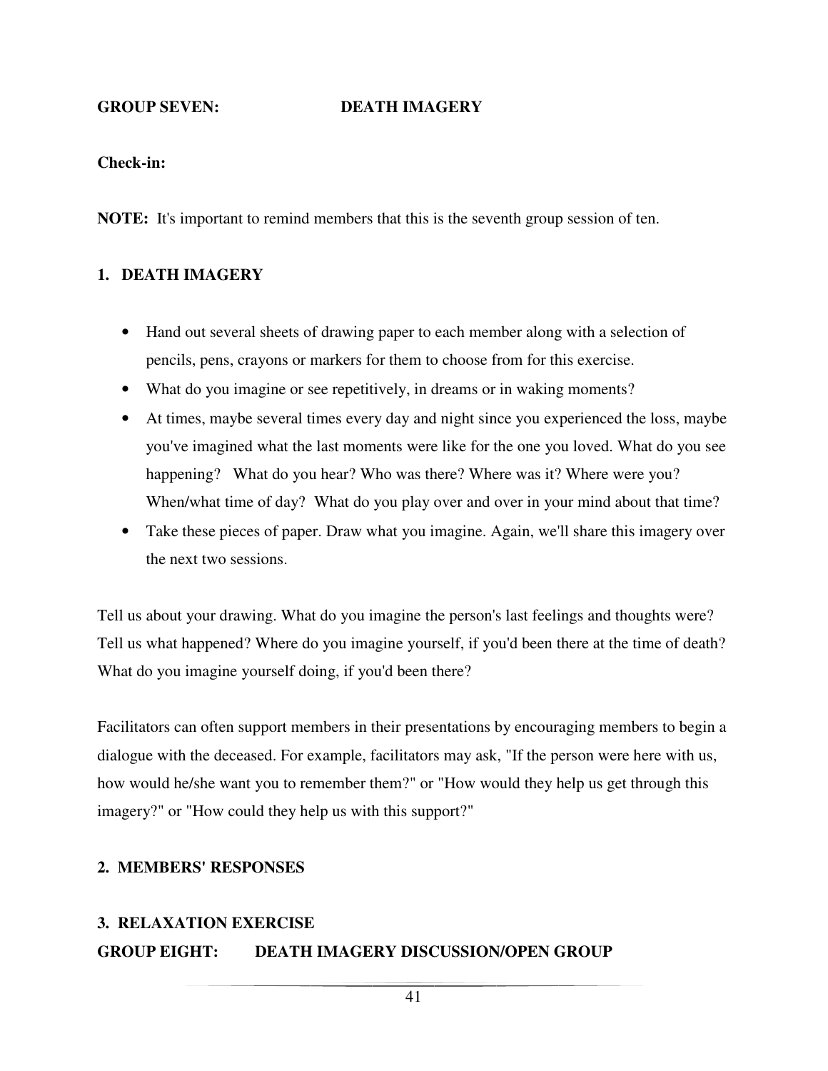## GROUP SEVEN: DEATH IMAGERY

**Check-in:**

**NOTE:** It's important to remind members that this is the seventh group session of ten.

### 1. DEATH IMAGERY

- Hand out several sheets of drawing paper to each member along with a selection of pencils, pens, crayons or markers for them to choose from for this exercise.
- What do you imagine or see repetitively, in dreams or in waking moments?
- At times, maybe several times every day and night since you experienced the loss, maybe you've imagined what the last moments were like for the one you loved. What do you see happening? What do you hear? Who was there? Where was it? Where were you? When/what time of day? What do you play over and over in your mind about that time?
- Take these pieces of paper. Draw what you imagine. Again, we'll share this imagery over the next two sessions.

Tell us about your drawing. What do you imagine the person's last feelings and thoughts were? Tell us what happened? Where do you imagine yourself, if you'd been there at the time of death? What do you imagine yourself doing, if you'd been there?

Facilitators can often support members in their presentations by encouraging members to begin a dialogue with the deceased. For example, facilitators may ask, "If the person were here with us, how would he/she want you to remember them?" or "How would they help us get through this imagery?" or "How could they help us with this support?"

### 2. MEMBERS' RESPONSES

### 3. RELAXATION EXERCISE

## GROUP EIGHT: DEATH IMAGERY DISCUSSION/OPEN GROUP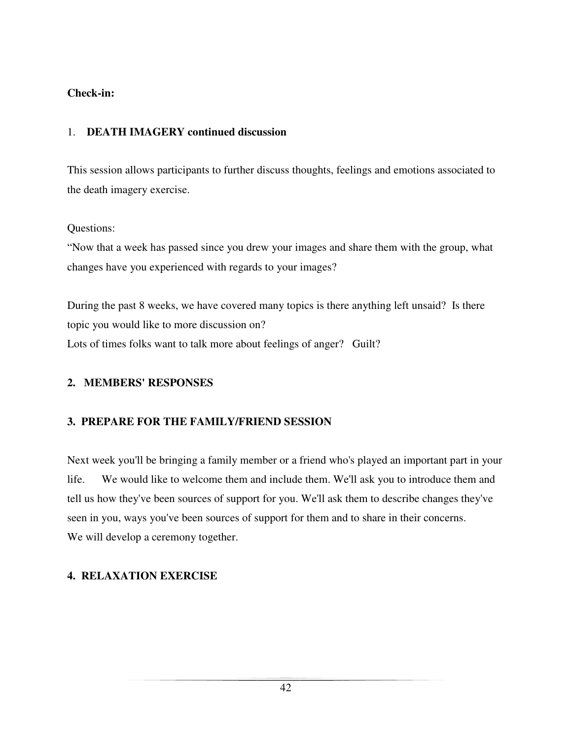**Check-in:**

1. **DEATH IMAGERY continued discussion**

This session allows participants to further discuss thoughts, feelings and emotions associated to the death imagery exercise.

Questions:

"Now that a week has passed since you drew your images and share them with the group, what changes have you experienced with regards to your images?

During the past 8 weeks, we have covered many topics is there anything left unsaid? Is there topic you would like to more discussion on?

Lots of times folks want to talk more about feelings of anger? Guilt?

**2. MEMBERS' RESPONSES**

**3. PREPARE FOR THE FAMILY/FRIEND SESSION**

Next week you'll be bringing a family member or a friend who's played an important part in your life. We would like to welcome them and include them. We'll ask you to introduce them and tell us how they've been sources of support for you. We'll ask them to describe changes they've seen in you, ways you've been sources of support for them and to share in their concerns.

We will develop a ceremony together.

**4. RELAXATION EXERCISE**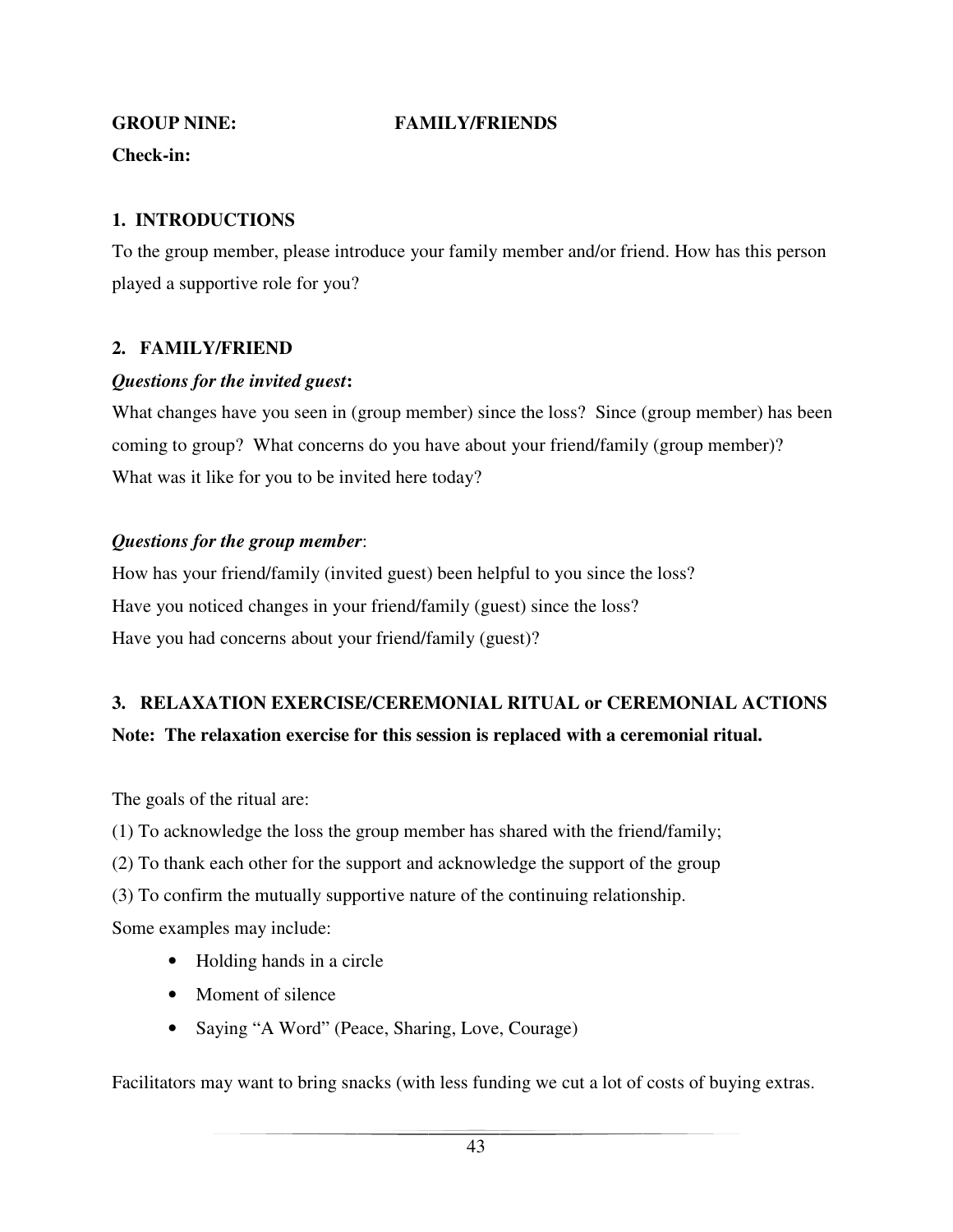**GROUP NINE: FAMILY/FRIENDS**

**Check-in:**

## 1. INTRODUCTIONS

To the group member, please introduce your family member and/or friend. How has this person played a supportive role for you?

## 2. FAMILY/FRIEND

***Questions for the invited guest*:**

What changes have you seen in (group member) since the loss? Since (group member) has been coming to group? What concerns do you have about your friend/family (group member)? What was it like for you to be invited here today?

***Questions for the group member***:

How has your friend/family (invited guest) been helpful to you since the loss?
Have you noticed changes in your friend/family (guest) since the loss?
Have you had concerns about your friend/family (guest)?

## 3. RELAXATION EXERCISE/CEREMONIAL RITUAL or CEREMONIAL ACTIONS

**Note: The relaxation exercise for this session is replaced with a ceremonial ritual.**

The goals of the ritual are:

(1) To acknowledge the loss the group member has shared with the friend/family;
(2) To thank each other for the support and acknowledge the support of the group
(3) To confirm the mutually supportive nature of the continuing relationship.

Some examples may include:

- Holding hands in a circle
- Moment of silence
- Saying "A Word" (Peace, Sharing, Love, Courage)

Facilitators may want to bring snacks (with less funding we cut a lot of costs of buying extras.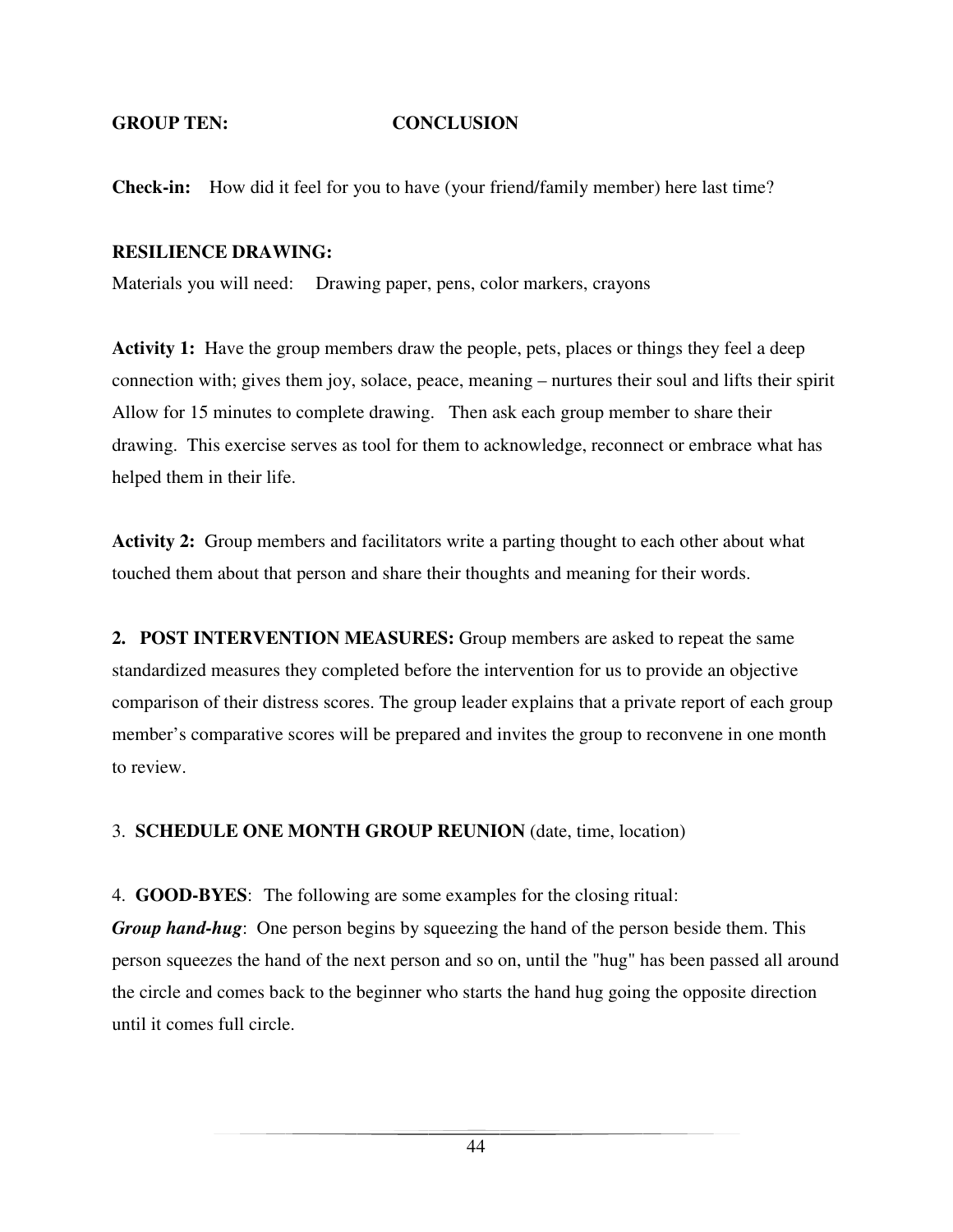**GROUP TEN: CONCLUSION**

**Check-in:** How did it feel for you to have (your friend/family member) here last time?

**RESILIENCE DRAWING:**

Materials you will need: Drawing paper, pens, color markers, crayons

**Activity 1:** Have the group members draw the people, pets, places or things they feel a deep connection with; gives them joy, solace, peace, meaning – nurtures their soul and lifts their spirit Allow for 15 minutes to complete drawing. Then ask each group member to share their drawing. This exercise serves as tool for them to acknowledge, reconnect or embrace what has helped them in their life.

**Activity 2:** Group members and facilitators write a parting thought to each other about what touched them about that person and share their thoughts and meaning for their words.

2. **POST INTERVENTION MEASURES:** Group members are asked to repeat the same standardized measures they completed before the intervention for us to provide an objective comparison of their distress scores. The group leader explains that a private report of each group member's comparative scores will be prepared and invites the group to reconvene in one month to review.

3. **SCHEDULE ONE MONTH GROUP REUNION** (date, time, location)

4. **GOOD-BYES**: The following are some examples for the closing ritual:

***Group hand-hug***: One person begins by squeezing the hand of the person beside them. This person squeezes the hand of the next person and so on, until the "hug" has been passed all around the circle and comes back to the beginner who starts the hand hug going the opposite direction until it comes full circle.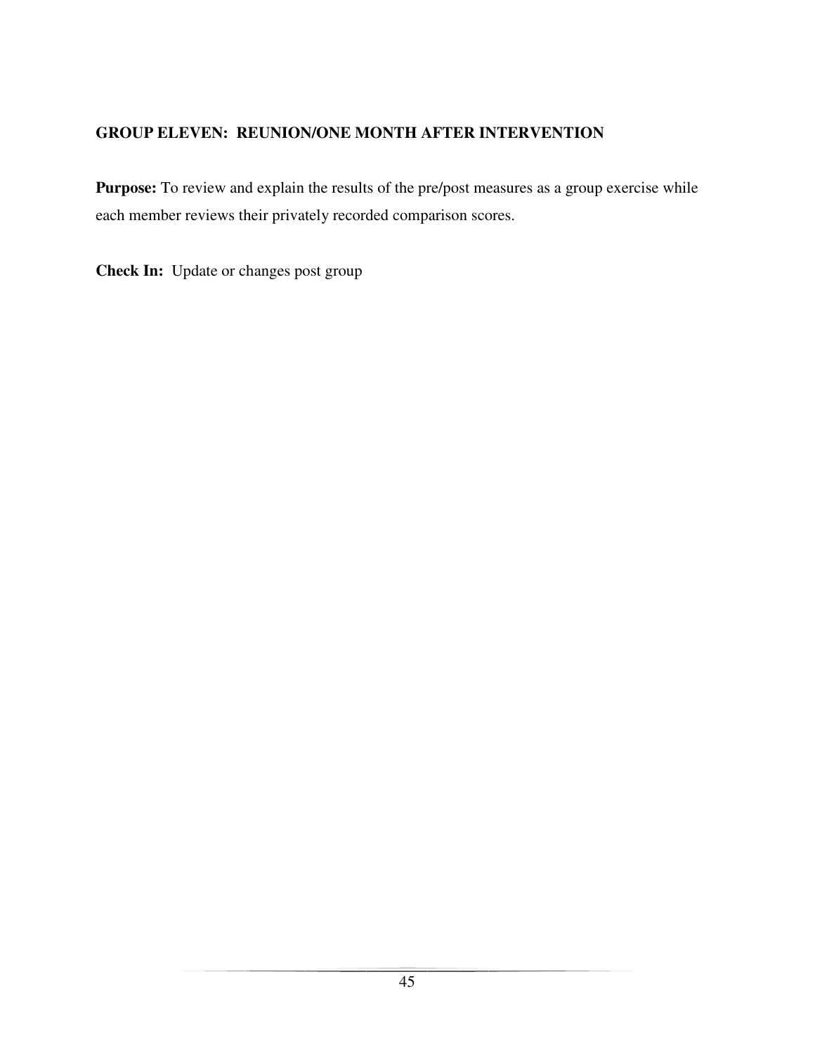**GROUP ELEVEN: REUNION/ONE MONTH AFTER INTERVENTION**

**Purpose:** To review and explain the results of the pre/post measures as a group exercise while each member reviews their privately recorded comparison scores.

**Check In:** Update or changes post group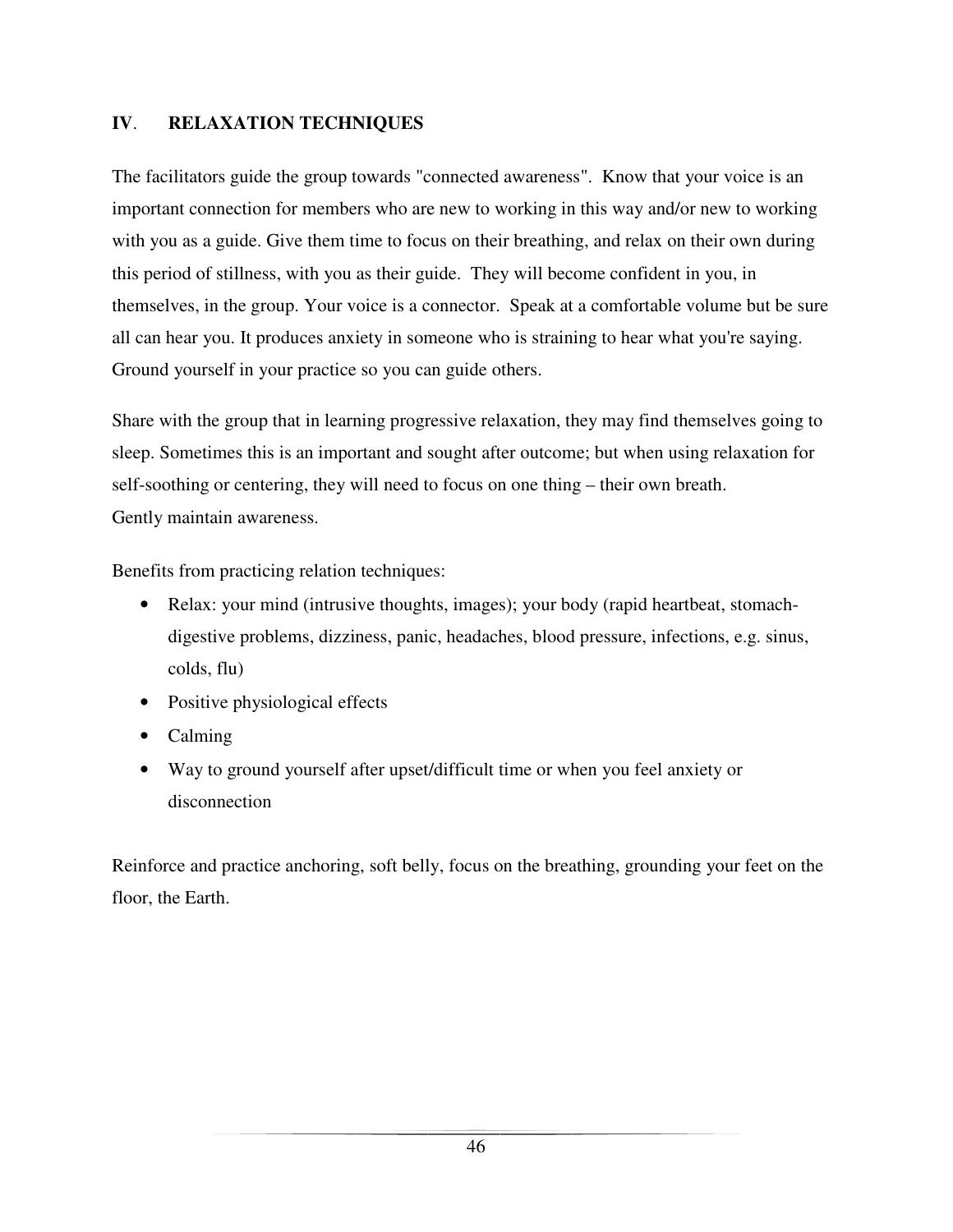## IV. RELAXATION TECHNIQUES

The facilitators guide the group towards "connected awareness". Know that your voice is an important connection for members who are new to working in this way and/or new to working with you as a guide. Give them time to focus on their breathing, and relax on their own during this period of stillness, with you as their guide. They will become confident in you, in themselves, in the group. Your voice is a connector. Speak at a comfortable volume but be sure all can hear you. It produces anxiety in someone who is straining to hear what you're saying. Ground yourself in your practice so you can guide others.

Share with the group that in learning progressive relaxation, they may find themselves going to sleep. Sometimes this is an important and sought after outcome; but when using relaxation for self-soothing or centering, they will need to focus on one thing – their own breath.
Gently maintain awareness.

Benefits from practicing relation techniques:

- Relax: your mind (intrusive thoughts, images); your body (rapid heartbeat, stomach-digestive problems, dizziness, panic, headaches, blood pressure, infections, e.g. sinus, colds, flu)
- Positive physiological effects
- Calming
- Way to ground yourself after upset/difficult time or when you feel anxiety or disconnection

Reinforce and practice anchoring, soft belly, focus on the breathing, grounding your feet on the floor, the Earth.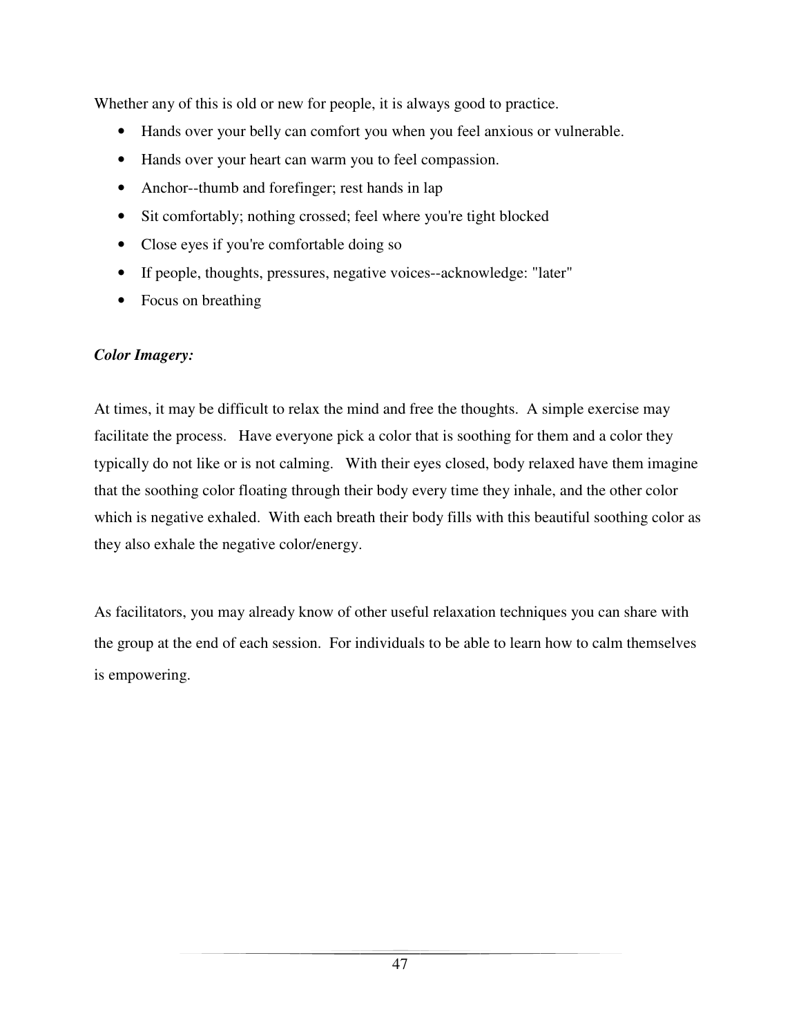Whether any of this is old or new for people, it is always good to practice.

- Hands over your belly can comfort you when you feel anxious or vulnerable.
- Hands over your heart can warm you to feel compassion.
- Anchor--thumb and forefinger; rest hands in lap
- Sit comfortably; nothing crossed; feel where you're tight blocked
- Close eyes if you're comfortable doing so
- If people, thoughts, pressures, negative voices--acknowledge: "later"
- Focus on breathing

***Color Imagery:***

At times, it may be difficult to relax the mind and free the thoughts. A simple exercise may facilitate the process. Have everyone pick a color that is soothing for them and a color they typically do not like or is not calming. With their eyes closed, body relaxed have them imagine that the soothing color floating through their body every time they inhale, and the other color which is negative exhaled. With each breath their body fills with this beautiful soothing color as they also exhale the negative color/energy.

As facilitators, you may already know of other useful relaxation techniques you can share with the group at the end of each session. For individuals to be able to learn how to calm themselves is empowering.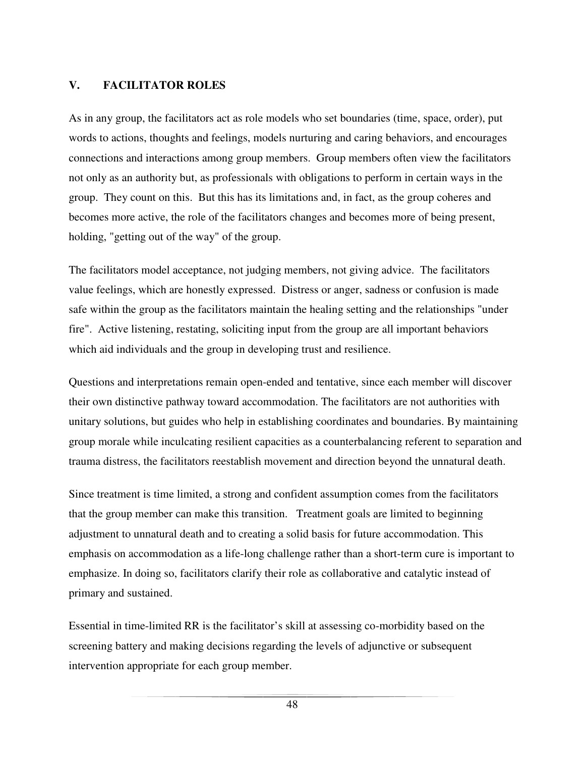## V. FACILITATOR ROLES

As in any group, the facilitators act as role models who set boundaries (time, space, order), put words to actions, thoughts and feelings, models nurturing and caring behaviors, and encourages connections and interactions among group members. Group members often view the facilitators not only as an authority but, as professionals with obligations to perform in certain ways in the group. They count on this. But this has its limitations and, in fact, as the group coheres and becomes more active, the role of the facilitators changes and becomes more of being present, holding, "getting out of the way" of the group.

The facilitators model acceptance, not judging members, not giving advice. The facilitators value feelings, which are honestly expressed. Distress or anger, sadness or confusion is made safe within the group as the facilitators maintain the healing setting and the relationships "under fire". Active listening, restating, soliciting input from the group are all important behaviors which aid individuals and the group in developing trust and resilience.

Questions and interpretations remain open-ended and tentative, since each member will discover their own distinctive pathway toward accommodation. The facilitators are not authorities with unitary solutions, but guides who help in establishing coordinates and boundaries. By maintaining group morale while inculcating resilient capacities as a counterbalancing referent to separation and trauma distress, the facilitators reestablish movement and direction beyond the unnatural death.

Since treatment is time limited, a strong and confident assumption comes from the facilitators that the group member can make this transition. Treatment goals are limited to beginning adjustment to unnatural death and to creating a solid basis for future accommodation. This emphasis on accommodation as a life-long challenge rather than a short-term cure is important to emphasize. In doing so, facilitators clarify their role as collaborative and catalytic instead of primary and sustained.

Essential in time-limited RR is the facilitator's skill at assessing co-morbidity based on the screening battery and making decisions regarding the levels of adjunctive or subsequent intervention appropriate for each group member.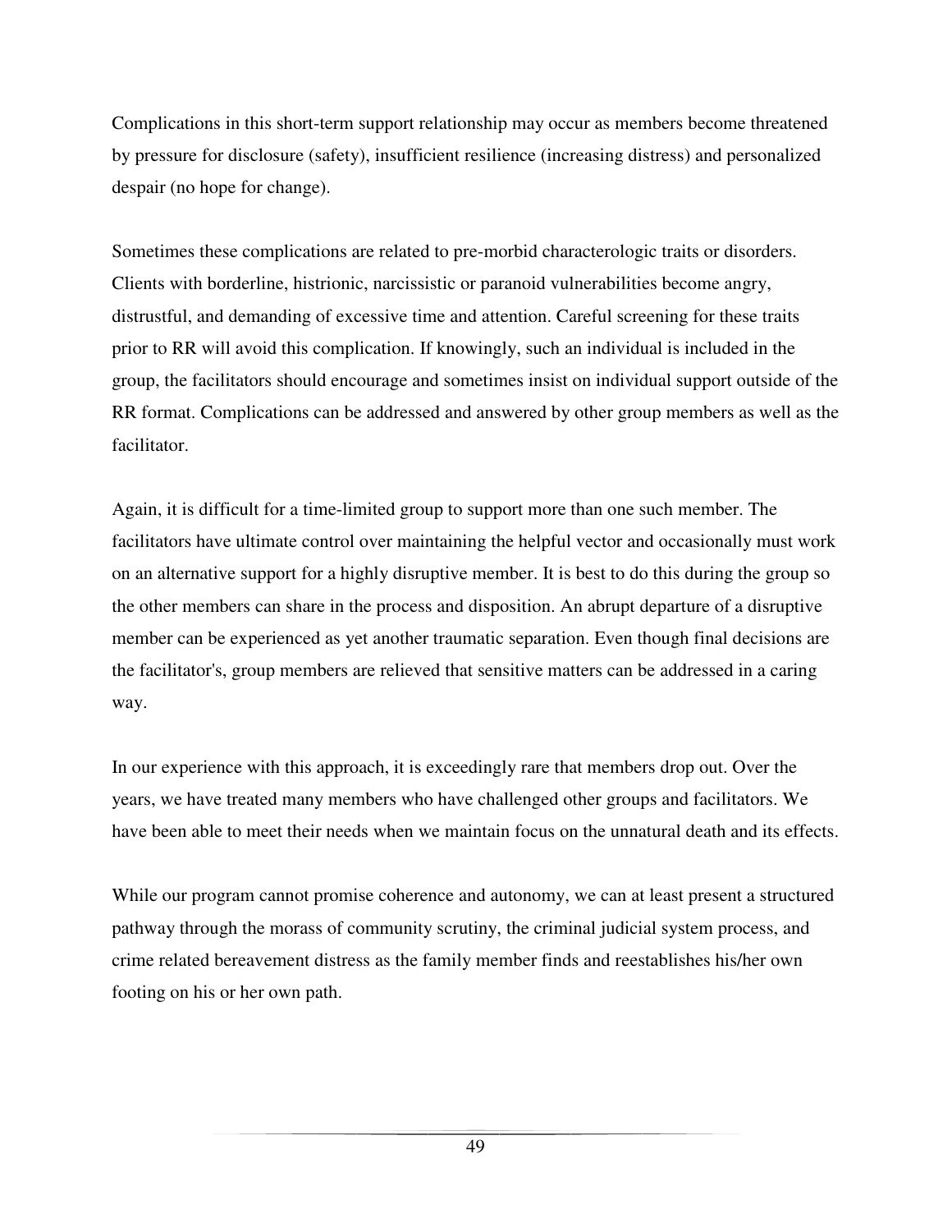Complications in this short-term support relationship may occur as members become threatened by pressure for disclosure (safety), insufficient resilience (increasing distress) and personalized despair (no hope for change).

Sometimes these complications are related to pre-morbid characterologic traits or disorders. Clients with borderline, histrionic, narcissistic or paranoid vulnerabilities become angry, distrustful, and demanding of excessive time and attention. Careful screening for these traits prior to RR will avoid this complication. If knowingly, such an individual is included in the group, the facilitators should encourage and sometimes insist on individual support outside of the RR format. Complications can be addressed and answered by other group members as well as the facilitator.

Again, it is difficult for a time-limited group to support more than one such member. The facilitators have ultimate control over maintaining the helpful vector and occasionally must work on an alternative support for a highly disruptive member. It is best to do this during the group so the other members can share in the process and disposition. An abrupt departure of a disruptive member can be experienced as yet another traumatic separation. Even though final decisions are the facilitator's, group members are relieved that sensitive matters can be addressed in a caring way.

In our experience with this approach, it is exceedingly rare that members drop out. Over the years, we have treated many members who have challenged other groups and facilitators. We have been able to meet their needs when we maintain focus on the unnatural death and its effects.

While our program cannot promise coherence and autonomy, we can at least present a structured pathway through the morass of community scrutiny, the criminal judicial system process, and crime related bereavement distress as the family member finds and reestablishes his/her own footing on his or her own path.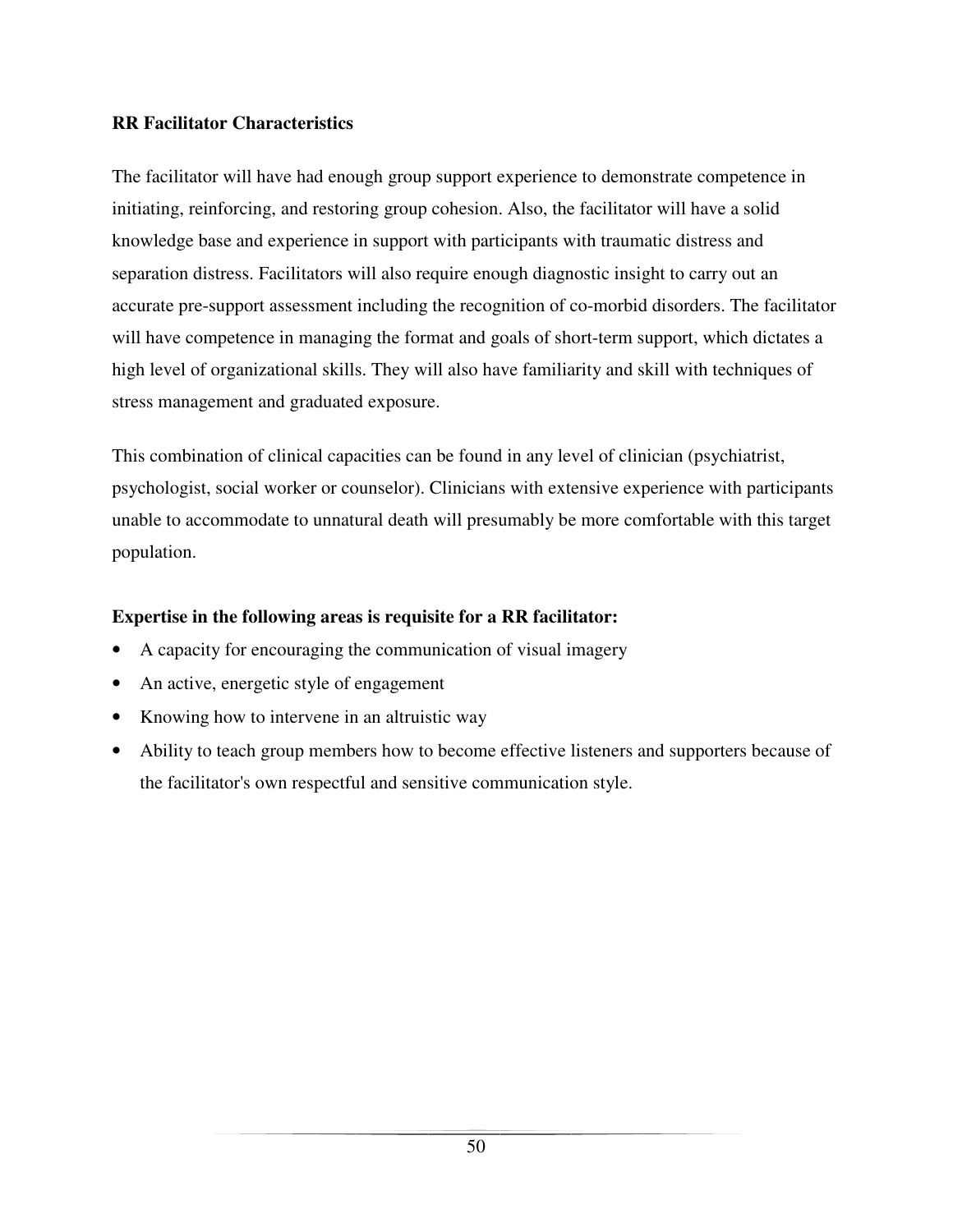**RR Facilitator Characteristics**

The facilitator will have had enough group support experience to demonstrate competence in initiating, reinforcing, and restoring group cohesion. Also, the facilitator will have a solid knowledge base and experience in support with participants with traumatic distress and separation distress. Facilitators will also require enough diagnostic insight to carry out an accurate pre-support assessment including the recognition of co-morbid disorders. The facilitator will have competence in managing the format and goals of short-term support, which dictates a high level of organizational skills. They will also have familiarity and skill with techniques of stress management and graduated exposure.

This combination of clinical capacities can be found in any level of clinician (psychiatrist, psychologist, social worker or counselor). Clinicians with extensive experience with participants unable to accommodate to unnatural death will presumably be more comfortable with this target population.

**Expertise in the following areas is requisite for a RR facilitator:**

- A capacity for encouraging the communication of visual imagery
- An active, energetic style of engagement
- Knowing how to intervene in an altruistic way
- Ability to teach group members how to become effective listeners and supporters because of the facilitator's own respectful and sensitive communication style.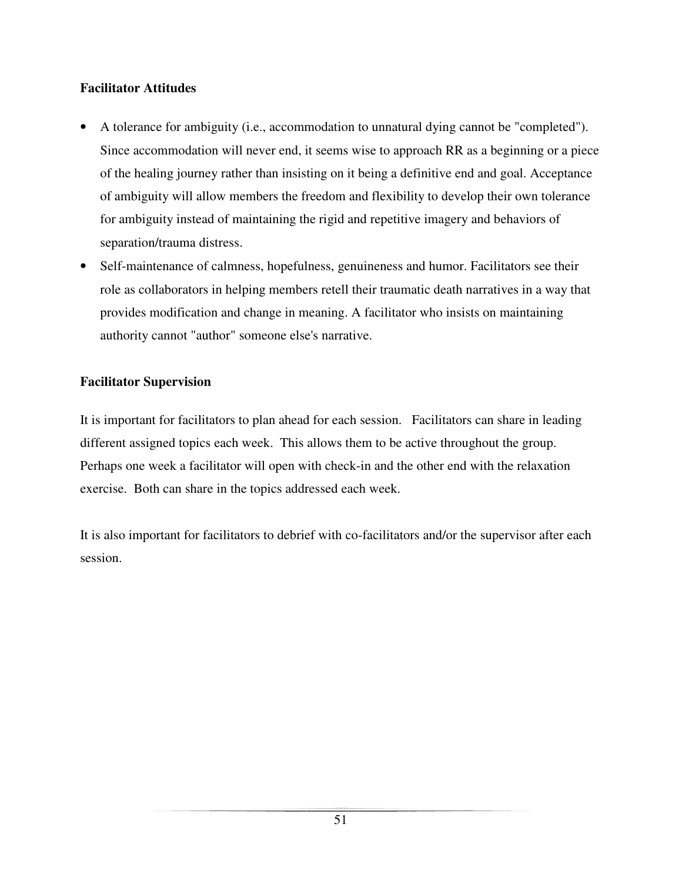**Facilitator Attitudes**

- A tolerance for ambiguity (i.e., accommodation to unnatural dying cannot be "completed"). Since accommodation will never end, it seems wise to approach RR as a beginning or a piece of the healing journey rather than insisting on it being a definitive end and goal. Acceptance of ambiguity will allow members the freedom and flexibility to develop their own tolerance for ambiguity instead of maintaining the rigid and repetitive imagery and behaviors of separation/trauma distress.
- Self-maintenance of calmness, hopefulness, genuineness and humor. Facilitators see their role as collaborators in helping members retell their traumatic death narratives in a way that provides modification and change in meaning. A facilitator who insists on maintaining authority cannot "author" someone else's narrative.

**Facilitator Supervision**

It is important for facilitators to plan ahead for each session. Facilitators can share in leading different assigned topics each week. This allows them to be active throughout the group. Perhaps one week a facilitator will open with check-in and the other end with the relaxation exercise. Both can share in the topics addressed each week.

It is also important for facilitators to debrief with co-facilitators and/or the supervisor after each session.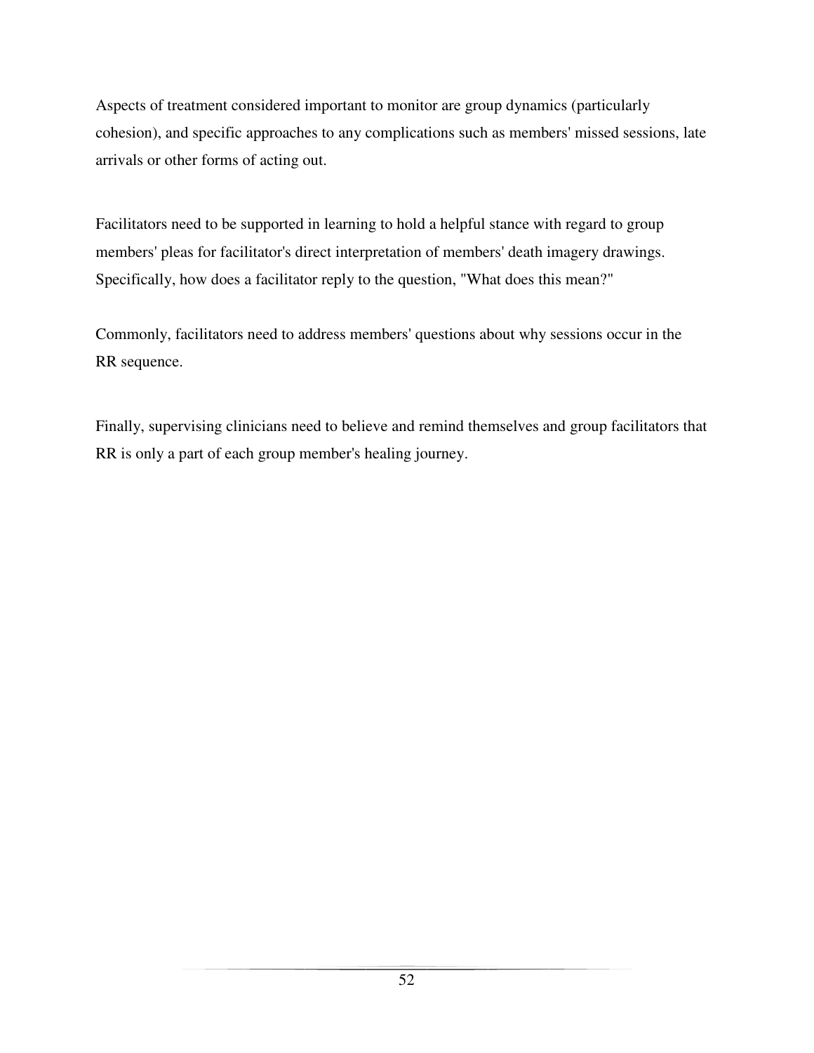Aspects of treatment considered important to monitor are group dynamics (particularly cohesion), and specific approaches to any complications such as members' missed sessions, late arrivals or other forms of acting out.

Facilitators need to be supported in learning to hold a helpful stance with regard to group members' pleas for facilitator's direct interpretation of members' death imagery drawings. Specifically, how does a facilitator reply to the question, "What does this mean?"

Commonly, facilitators need to address members' questions about why sessions occur in the RR sequence.

Finally, supervising clinicians need to believe and remind themselves and group facilitators that RR is only a part of each group member's healing journey.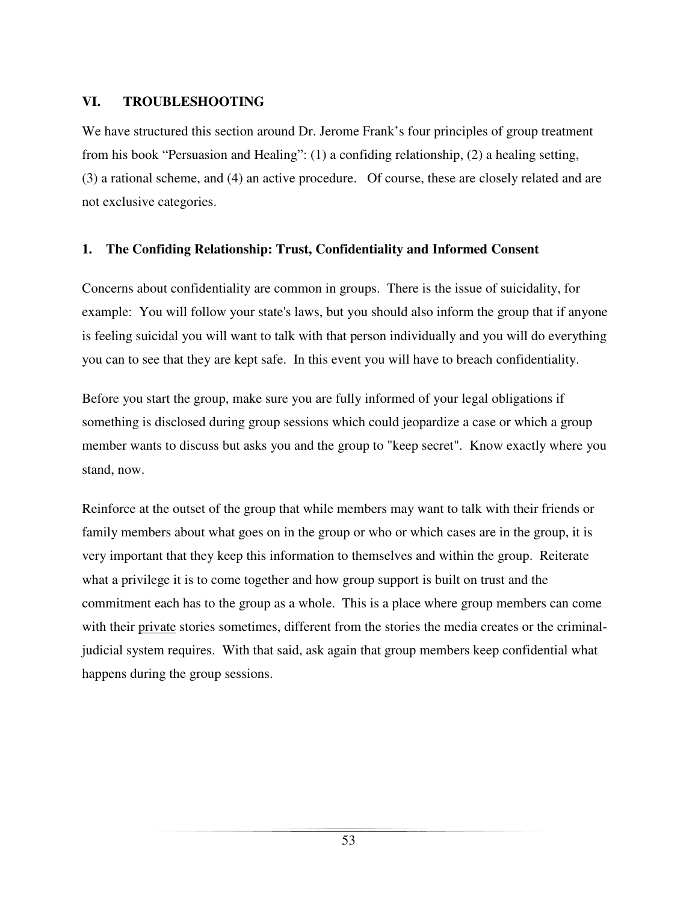## VI. TROUBLESHOOTING

We have structured this section around Dr. Jerome Frank's four principles of group treatment from his book "Persuasion and Healing": (1) a confiding relationship, (2) a healing setting, (3) a rational scheme, and (4) an active procedure. Of course, these are closely related and are not exclusive categories.

### 1. The Confiding Relationship: Trust, Confidentiality and Informed Consent

Concerns about confidentiality are common in groups. There is the issue of suicidality, for example: You will follow your state's laws, but you should also inform the group that if anyone is feeling suicidal you will want to talk with that person individually and you will do everything you can to see that they are kept safe. In this event you will have to breach confidentiality.

Before you start the group, make sure you are fully informed of your legal obligations if something is disclosed during group sessions which could jeopardize a case or which a group member wants to discuss but asks you and the group to "keep secret". Know exactly where you stand, now.

Reinforce at the outset of the group that while members may want to talk with their friends or family members about what goes on in the group or who or which cases are in the group, it is very important that they keep this information to themselves and within the group. Reiterate what a privilege it is to come together and how group support is built on trust and the commitment each has to the group as a whole. This is a place where group members can come with their <u>private</u> stories sometimes, different from the stories the media creates or the criminal-judicial system requires. With that said, ask again that group members keep confidential what happens during the group sessions.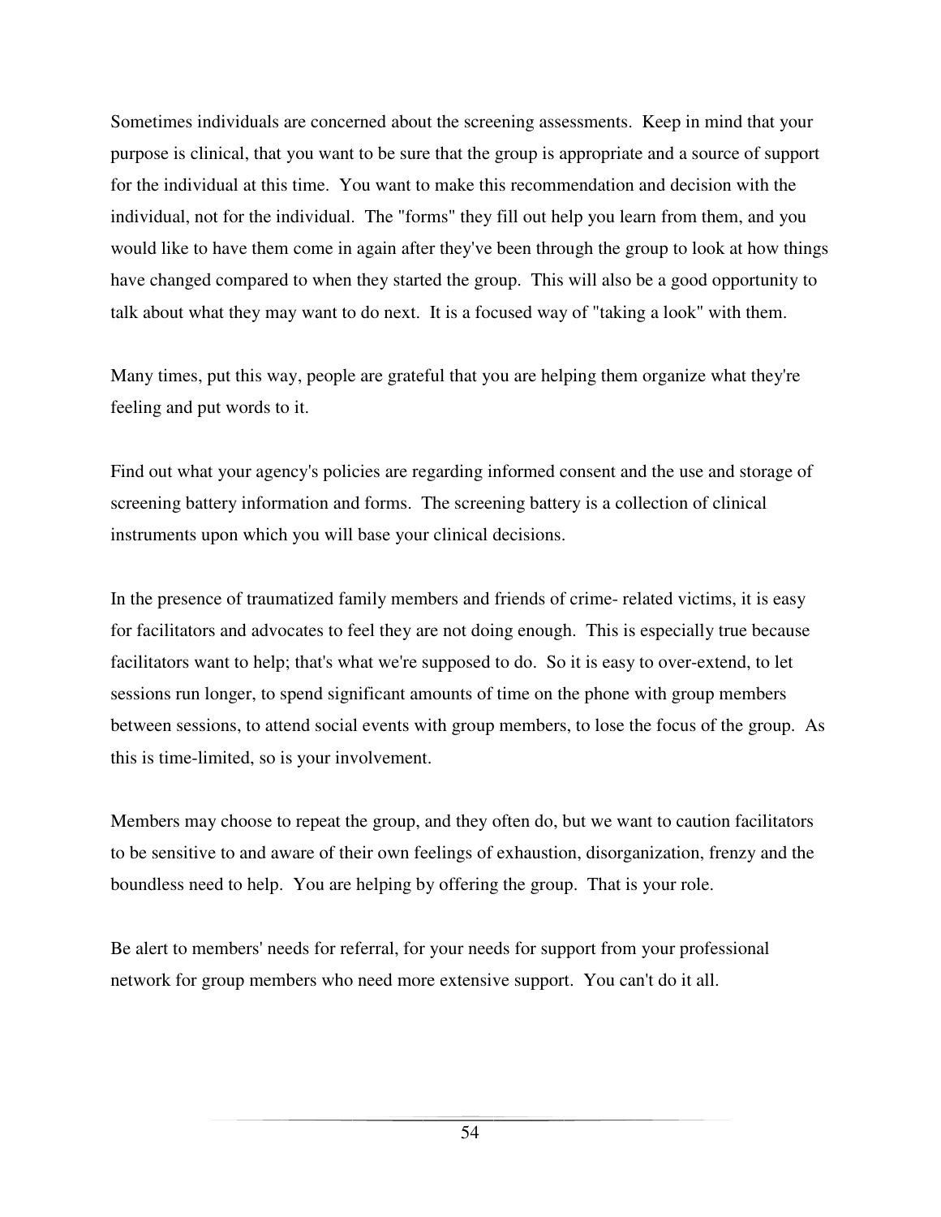Sometimes individuals are concerned about the screening assessments. Keep in mind that your purpose is clinical, that you want to be sure that the group is appropriate and a source of support for the individual at this time. You want to make this recommendation and decision with the individual, not for the individual. The "forms" they fill out help you learn from them, and you would like to have them come in again after they've been through the group to look at how things have changed compared to when they started the group. This will also be a good opportunity to talk about what they may want to do next. It is a focused way of "taking a look" with them.

Many times, put this way, people are grateful that you are helping them organize what they're feeling and put words to it.

Find out what your agency's policies are regarding informed consent and the use and storage of screening battery information and forms. The screening battery is a collection of clinical instruments upon which you will base your clinical decisions.

In the presence of traumatized family members and friends of crime- related victims, it is easy for facilitators and advocates to feel they are not doing enough. This is especially true because facilitators want to help; that's what we're supposed to do. So it is easy to over-extend, to let sessions run longer, to spend significant amounts of time on the phone with group members between sessions, to attend social events with group members, to lose the focus of the group. As this is time-limited, so is your involvement.

Members may choose to repeat the group, and they often do, but we want to caution facilitators to be sensitive to and aware of their own feelings of exhaustion, disorganization, frenzy and the boundless need to help. You are helping by offering the group. That is your role.

Be alert to members' needs for referral, for your needs for support from your professional network for group members who need more extensive support. You can't do it all.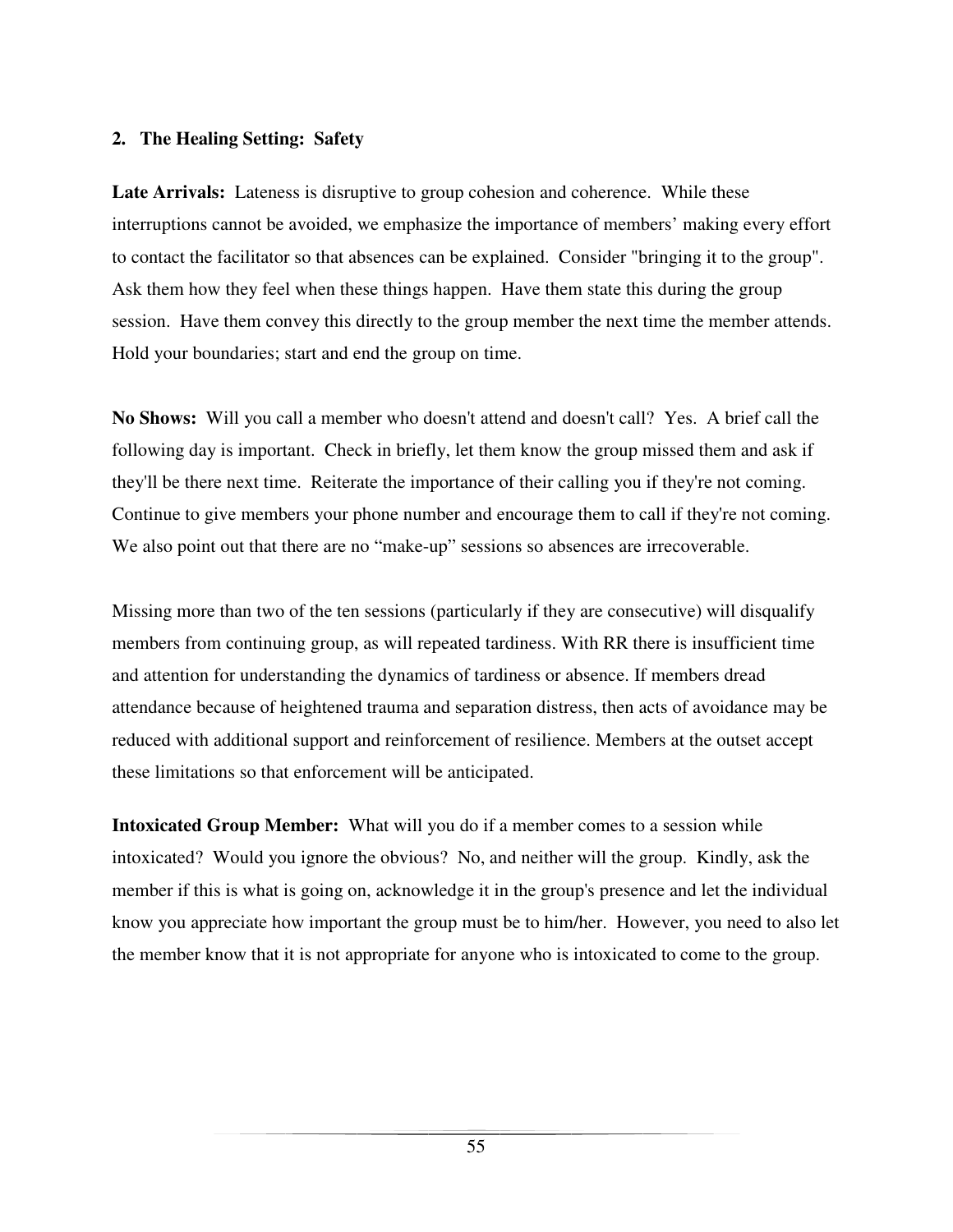**2. The Healing Setting: Safety**

**Late Arrivals:** Lateness is disruptive to group cohesion and coherence. While these interruptions cannot be avoided, we emphasize the importance of members' making every effort to contact the facilitator so that absences can be explained. Consider "bringing it to the group". Ask them how they feel when these things happen. Have them state this during the group session. Have them convey this directly to the group member the next time the member attends. Hold your boundaries; start and end the group on time.

**No Shows:** Will you call a member who doesn't attend and doesn't call? Yes. A brief call the following day is important. Check in briefly, let them know the group missed them and ask if they'll be there next time. Reiterate the importance of their calling you if they're not coming. Continue to give members your phone number and encourage them to call if they're not coming. We also point out that there are no "make-up" sessions so absences are irrecoverable.

Missing more than two of the ten sessions (particularly if they are consecutive) will disqualify members from continuing group, as will repeated tardiness. With RR there is insufficient time and attention for understanding the dynamics of tardiness or absence. If members dread attendance because of heightened trauma and separation distress, then acts of avoidance may be reduced with additional support and reinforcement of resilience. Members at the outset accept these limitations so that enforcement will be anticipated.

**Intoxicated Group Member:** What will you do if a member comes to a session while intoxicated? Would you ignore the obvious? No, and neither will the group. Kindly, ask the member if this is what is going on, acknowledge it in the group's presence and let the individual know you appreciate how important the group must be to him/her. However, you need to also let the member know that it is not appropriate for anyone who is intoxicated to come to the group.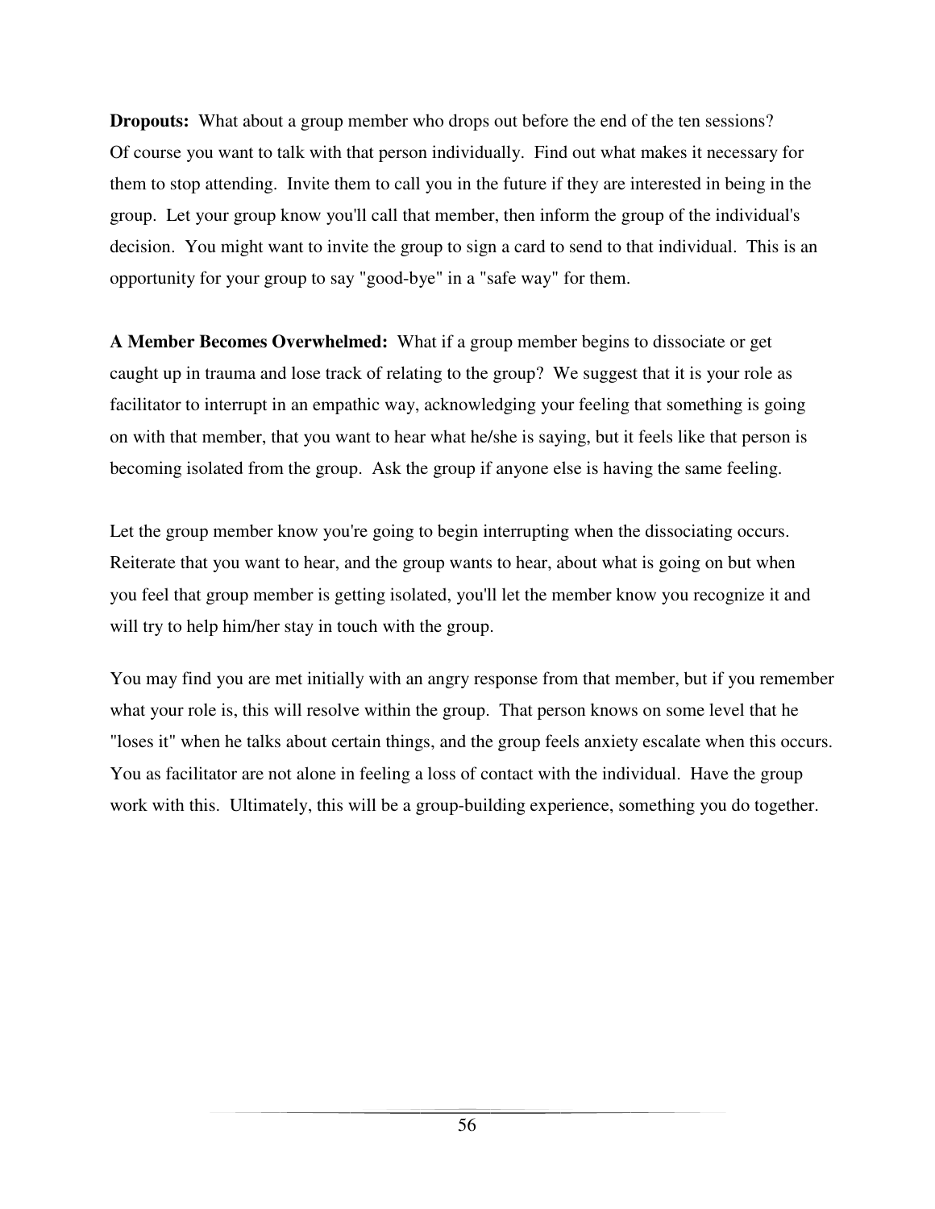**Dropouts:** What about a group member who drops out before the end of the ten sessions? Of course you want to talk with that person individually. Find out what makes it necessary for them to stop attending. Invite them to call you in the future if they are interested in being in the group. Let your group know you'll call that member, then inform the group of the individual's decision. You might want to invite the group to sign a card to send to that individual. This is an opportunity for your group to say "good-bye" in a "safe way" for them.

**A Member Becomes Overwhelmed:** What if a group member begins to dissociate or get caught up in trauma and lose track of relating to the group? We suggest that it is your role as facilitator to interrupt in an empathic way, acknowledging your feeling that something is going on with that member, that you want to hear what he/she is saying, but it feels like that person is becoming isolated from the group. Ask the group if anyone else is having the same feeling.

Let the group member know you're going to begin interrupting when the dissociating occurs. Reiterate that you want to hear, and the group wants to hear, about what is going on but when you feel that group member is getting isolated, you'll let the member know you recognize it and will try to help him/her stay in touch with the group.

You may find you are met initially with an angry response from that member, but if you remember what your role is, this will resolve within the group. That person knows on some level that he "loses it" when he talks about certain things, and the group feels anxiety escalate when this occurs. You as facilitator are not alone in feeling a loss of contact with the individual. Have the group work with this. Ultimately, this will be a group-building experience, something you do together.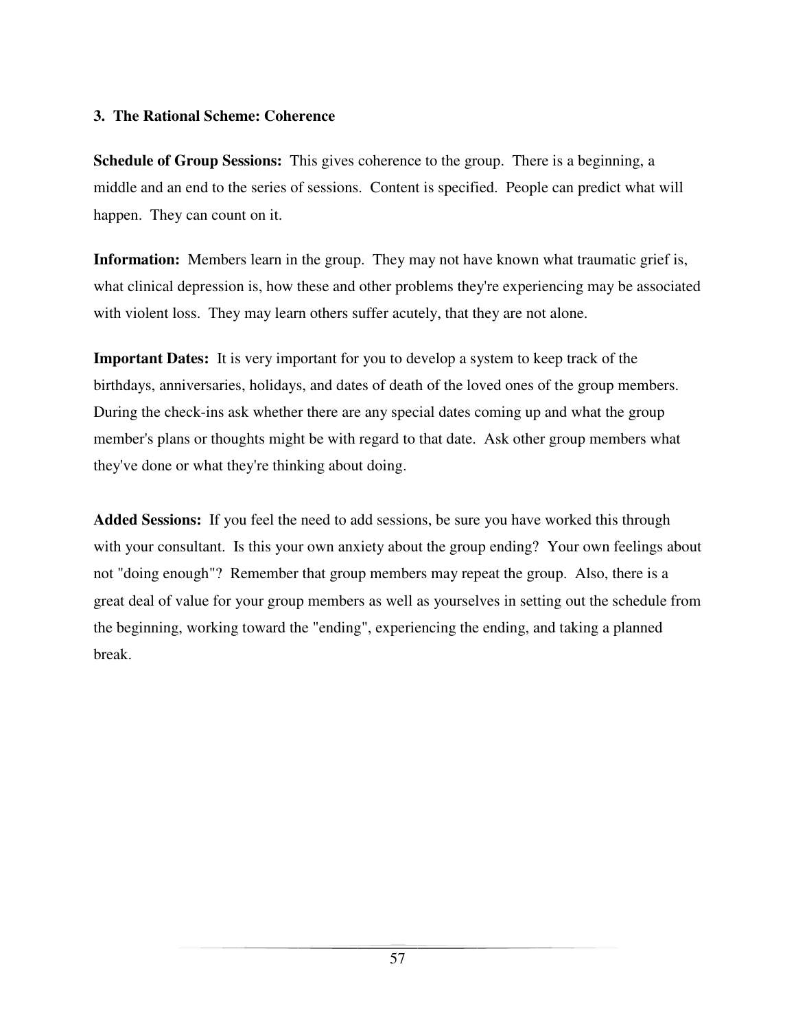### 3. The Rational Scheme: Coherence

**Schedule of Group Sessions:** This gives coherence to the group. There is a beginning, a middle and an end to the series of sessions. Content is specified. People can predict what will happen. They can count on it.

**Information:** Members learn in the group. They may not have known what traumatic grief is, what clinical depression is, how these and other problems they're experiencing may be associated with violent loss. They may learn others suffer acutely, that they are not alone.

**Important Dates:** It is very important for you to develop a system to keep track of the birthdays, anniversaries, holidays, and dates of death of the loved ones of the group members. During the check-ins ask whether there are any special dates coming up and what the group member's plans or thoughts might be with regard to that date. Ask other group members what they've done or what they're thinking about doing.

**Added Sessions:** If you feel the need to add sessions, be sure you have worked this through with your consultant. Is this your own anxiety about the group ending? Your own feelings about not "doing enough"? Remember that group members may repeat the group. Also, there is a great deal of value for your group members as well as yourselves in setting out the schedule from the beginning, working toward the "ending", experiencing the ending, and taking a planned break.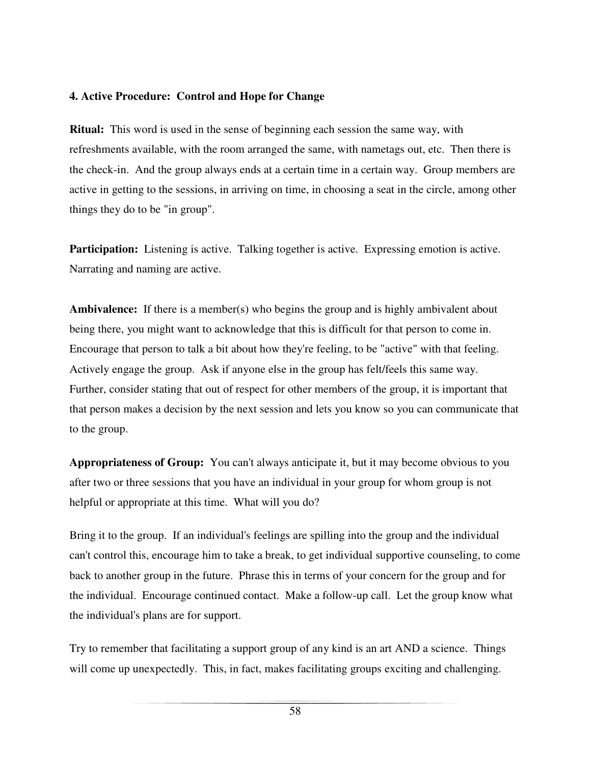**4. Active Procedure: Control and Hope for Change**

**Ritual:** This word is used in the sense of beginning each session the same way, with refreshments available, with the room arranged the same, with nametags out, etc. Then there is the check-in. And the group always ends at a certain time in a certain way. Group members are active in getting to the sessions, in arriving on time, in choosing a seat in the circle, among other things they do to be "in group".

**Participation:** Listening is active. Talking together is active. Expressing emotion is active. Narrating and naming are active.

**Ambivalence:** If there is a member(s) who begins the group and is highly ambivalent about being there, you might want to acknowledge that this is difficult for that person to come in. Encourage that person to talk a bit about how they're feeling, to be "active" with that feeling. Actively engage the group. Ask if anyone else in the group has felt/feels this same way. Further, consider stating that out of respect for other members of the group, it is important that that person makes a decision by the next session and lets you know so you can communicate that to the group.

**Appropriateness of Group:** You can't always anticipate it, but it may become obvious to you after two or three sessions that you have an individual in your group for whom group is not helpful or appropriate at this time. What will you do?

Bring it to the group. If an individual's feelings are spilling into the group and the individual can't control this, encourage him to take a break, to get individual supportive counseling, to come back to another group in the future. Phrase this in terms of your concern for the group and for the individual. Encourage continued contact. Make a follow-up call. Let the group know what the individual's plans are for support.

Try to remember that facilitating a support group of any kind is an art AND a science. Things will come up unexpectedly. This, in fact, makes facilitating groups exciting and challenging.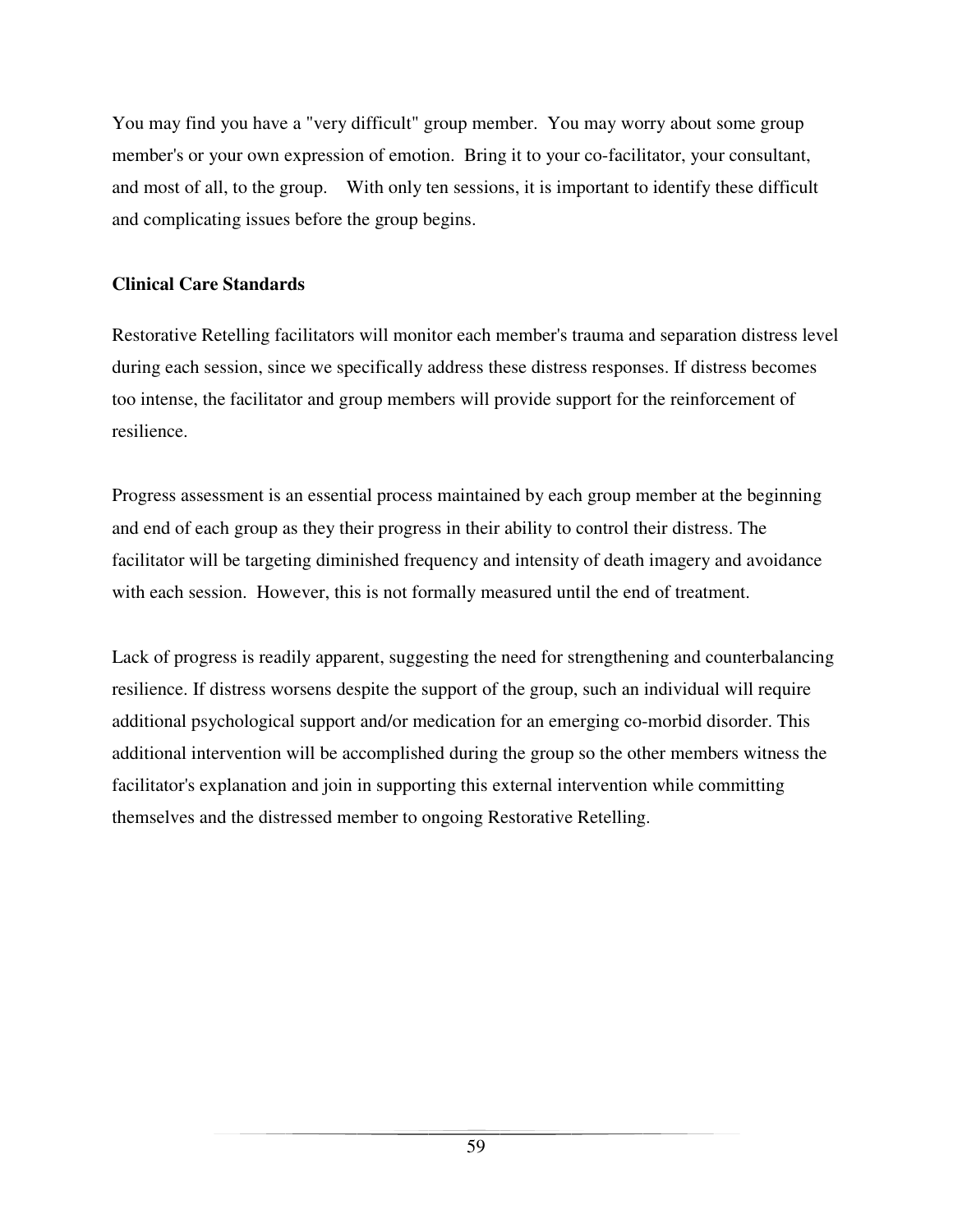You may find you have a "very difficult" group member. You may worry about some group member's or your own expression of emotion. Bring it to your co-facilitator, your consultant, and most of all, to the group. With only ten sessions, it is important to identify these difficult and complicating issues before the group begins.

**Clinical Care Standards**

Restorative Retelling facilitators will monitor each member's trauma and separation distress level during each session, since we specifically address these distress responses. If distress becomes too intense, the facilitator and group members will provide support for the reinforcement of resilience.

Progress assessment is an essential process maintained by each group member at the beginning and end of each group as they their progress in their ability to control their distress. The facilitator will be targeting diminished frequency and intensity of death imagery and avoidance with each session. However, this is not formally measured until the end of treatment.

Lack of progress is readily apparent, suggesting the need for strengthening and counterbalancing resilience. If distress worsens despite the support of the group, such an individual will require additional psychological support and/or medication for an emerging co-morbid disorder. This additional intervention will be accomplished during the group so the other members witness the facilitator's explanation and join in supporting this external intervention while committing themselves and the distressed member to ongoing Restorative Retelling.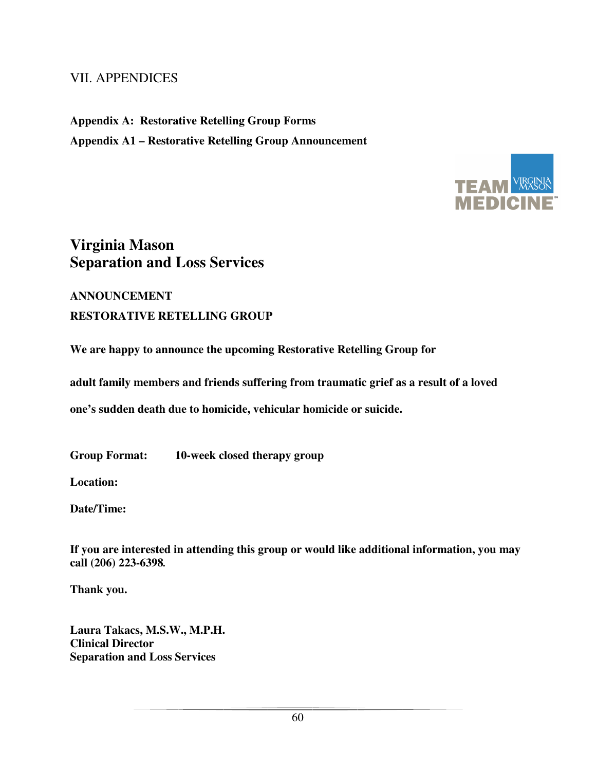## VII. APPENDICES

**Appendix A: Restorative Retelling Group Forms**

**Appendix A1 – Restorative Retelling Group Announcement**

TEAM MEDICINE VIRGINIA MASON

# Virginia Mason
# Separation and Loss Services

**ANNOUNCEMENT**

**RESTORATIVE RETELLING GROUP**

**We are happy to announce the upcoming Restorative Retelling Group for adult family members and friends suffering from traumatic grief as a result of a loved one's sudden death due to homicide, vehicular homicide or suicide.**

**Group Format:** **10-week closed therapy group**

**Location:**

**Date/Time:**

**If you are interested in attending this group or would like additional information, you may call (206) 223-6398.**

**Thank you.**

**Laura Takacs, M.S.W., M.P.H.**
**Clinical Director**
**Separation and Loss Services**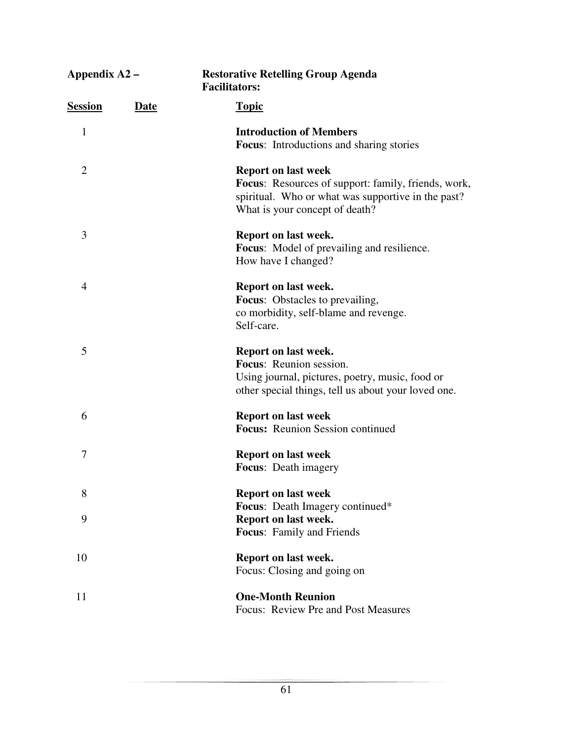**Appendix A2 – Restorative Retelling Group Agenda**

**Facilitators:**

| Session | Date | Topic |
|---|---|---|
| 1 | | **Introduction of Members**<br>**Focus**: Introductions and sharing stories |
| 2 | | **Report on last week**<br>**Focus**: Resources of support: family, friends, work, spiritual. Who or what was supportive in the past? What is your concept of death? |
| 3 | | **Report on last week.**<br>**Focus**: Model of prevailing and resilience. How have I changed? |
| 4 | | **Report on last week.**<br>**Focus**: Obstacles to prevailing, co morbidity, self-blame and revenge. Self-care. |
| 5 | | **Report on last week.**<br>**Focus**: Reunion session. Using journal, pictures, poetry, music, food or other special things, tell us about your loved one. |
| 6 | | **Report on last week**<br>**Focus:** Reunion Session continued |
| 7 | | **Report on last week**<br>**Focus**: Death imagery |
| 8 | | **Report on last week**<br>**Focus**: Death Imagery continued* |
| 9 | | **Report on last week.**<br>**Focus**: Family and Friends |
| 10 | | **Report on last week.**<br>Focus: Closing and going on |
| 11 | | **One-Month Reunion**<br>Focus: Review Pre and Post Measures |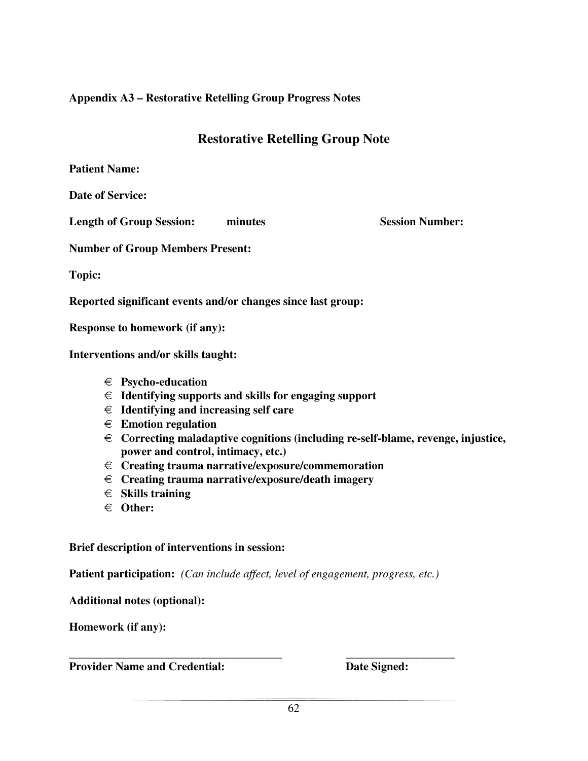**Appendix A3 – Restorative Retelling Group Progress Notes**

## Restorative Retelling Group Note

**Patient Name:**

**Date of Service:**

**Length of Group Session: minutes** **Session Number:**

**Number of Group Members Present:**

**Topic:**

**Reported significant events and/or changes since last group:**

**Response to homework (if any):**

**Interventions and/or skills taught:**

- € **Psycho-education**
- € **Identifying supports and skills for engaging support**
- € **Identifying and increasing self care**
- € **Emotion regulation**
- € **Correcting maladaptive cognitions (including re-self-blame, revenge, injustice, power and control, intimacy, etc.)**
- € **Creating trauma narrative/exposure/commemoration**
- € **Creating trauma narrative/exposure/death imagery**
- € **Skills training**
- € **Other:**

**Brief description of interventions in session:**

**Patient participation:** *(Can include affect, level of engagement, progress, etc.)*

**Additional notes (optional):**

**Homework (if any):**

_______________________________________ ____________________

**Provider Name and Credential:** **Date Signed:**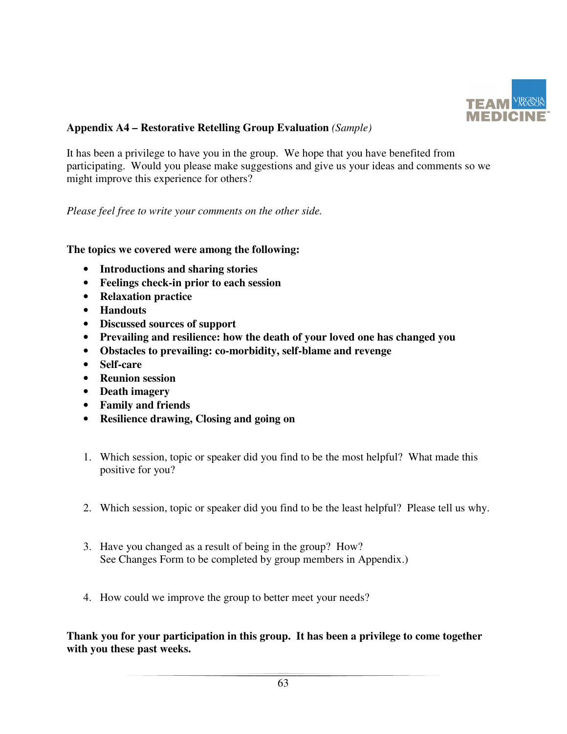**Appendix A4 – Restorative Retelling Group Evaluation** *(Sample)*

It has been a privilege to have you in the group. We hope that you have benefited from participating. Would you please make suggestions and give us your ideas and comments so we might improve this experience for others?

*Please feel free to write your comments on the other side.*

**The topics we covered were among the following:**

- **Introductions and sharing stories**
- **Feelings check-in prior to each session**
- **Relaxation practice**
- **Handouts**
- **Discussed sources of support**
- **Prevailing and resilience: how the death of your loved one has changed you**
- **Obstacles to prevailing: co-morbidity, self-blame and revenge**
- **Self-care**
- **Reunion session**
- **Death imagery**
- **Family and friends**
- **Resilience drawing, Closing and going on**

1. Which session, topic or speaker did you find to be the most helpful? What made this positive for you?

2. Which session, topic or speaker did you find to be the least helpful? Please tell us why.

3. Have you changed as a result of being in the group? How?
   See Changes Form to be completed by group members in Appendix.)

4. How could we improve the group to better meet your needs?

**Thank you for your participation in this group. It has been a privilege to come together with you these past weeks.**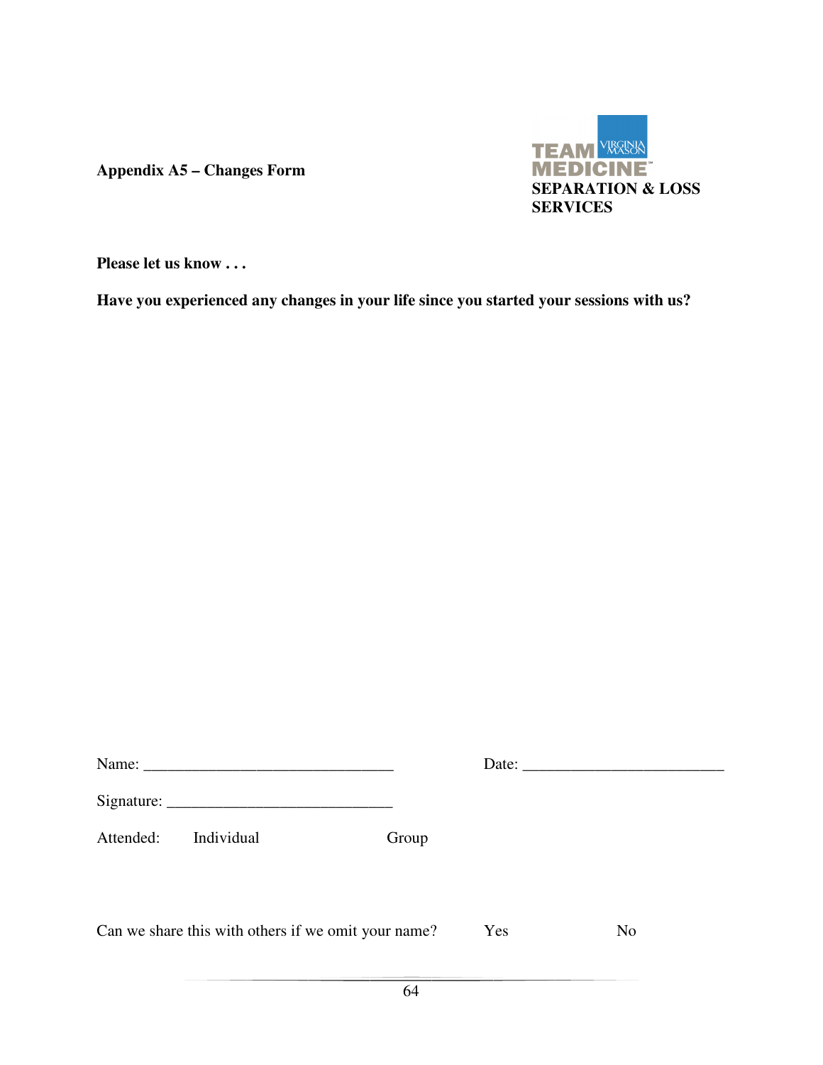**Appendix A5 – Changes Form**

TEAM MEDICINE VIRGINIA MASON
**SEPARATION & LOSS SERVICES**

**Please let us know . . .**

**Have you experienced any changes in your life since you started your sessions with us?**

Name: _______________________________ Date: _________________________

Signature: ____________________________

Attended: Individual Group

Can we share this with others if we omit your name? Yes No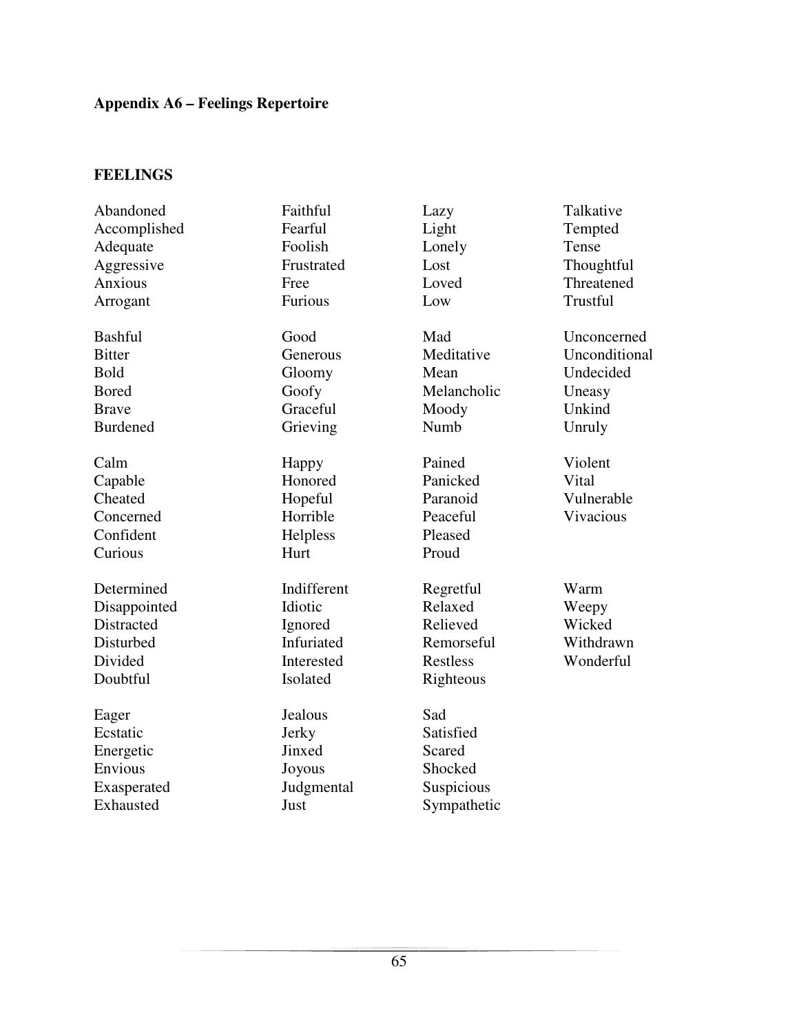**Appendix A6 – Feelings Repertoire**

**FEELINGS**

Abandoned
Accomplished
Adequate
Aggressive
Anxious
Arrogant

Bashful
Bitter
Bold
Bored
Brave
Burdened

Calm
Capable
Cheated
Concerned
Confident
Curious

Determined
Disappointed
Distracted
Disturbed
Divided
Doubtful

Eager
Ecstatic
Energetic
Envious
Exasperated
Exhausted

Faithful
Fearful
Foolish
Frustrated
Free
Furious

Good
Generous
Gloomy
Goofy
Graceful
Grieving

Happy
Honored
Hopeful
Horrible
Helpless
Hurt

Indifferent
Idiotic
Ignored
Infuriated
Interested
Isolated

Jealous
Jerky
Jinxed
Joyous
Judgmental
Just

Lazy
Light
Lonely
Lost
Loved
Low

Mad
Meditative
Mean
Melancholic
Moody
Numb

Pained
Panicked
Paranoid
Peaceful
Pleased
Proud

Regretful
Relaxed
Relieved
Remorseful
Restless
Righteous

Sad
Satisfied
Scared
Shocked
Suspicious
Sympathetic

Talkative
Tempted
Tense
Thoughtful
Threatened
Trustful

Unconcerned
Unconditional
Undecided
Uneasy
Unkind
Unruly

Violent
Vital
Vulnerable
Vivacious

Warm
Weepy
Wicked
Withdrawn
Wonderful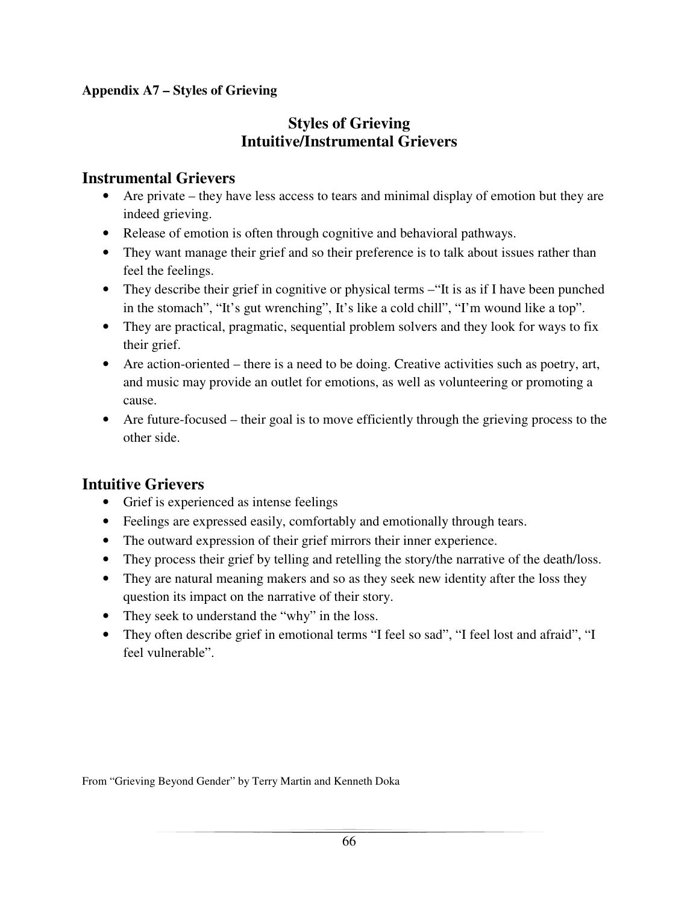**Appendix A7 – Styles of Grieving**

# Styles of Grieving
# Intuitive/Instrumental Grievers

## Instrumental Grievers

- Are private – they have less access to tears and minimal display of emotion but they are indeed grieving.
- Release of emotion is often through cognitive and behavioral pathways.
- They want manage their grief and so their preference is to talk about issues rather than feel the feelings.
- They describe their grief in cognitive or physical terms –"It is as if I have been punched in the stomach", "It's gut wrenching", It's like a cold chill", "I'm wound like a top".
- They are practical, pragmatic, sequential problem solvers and they look for ways to fix their grief.
- Are action-oriented – there is a need to be doing. Creative activities such as poetry, art, and music may provide an outlet for emotions, as well as volunteering or promoting a cause.
- Are future-focused – their goal is to move efficiently through the grieving process to the other side.

## Intuitive Grievers

- Grief is experienced as intense feelings
- Feelings are expressed easily, comfortably and emotionally through tears.
- The outward expression of their grief mirrors their inner experience.
- They process their grief by telling and retelling the story/the narrative of the death/loss.
- They are natural meaning makers and so as they seek new identity after the loss they question its impact on the narrative of their story.
- They seek to understand the "why" in the loss.
- They often describe grief in emotional terms "I feel so sad", "I feel lost and afraid", "I feel vulnerable".

From "Grieving Beyond Gender" by Terry Martin and Kenneth Doka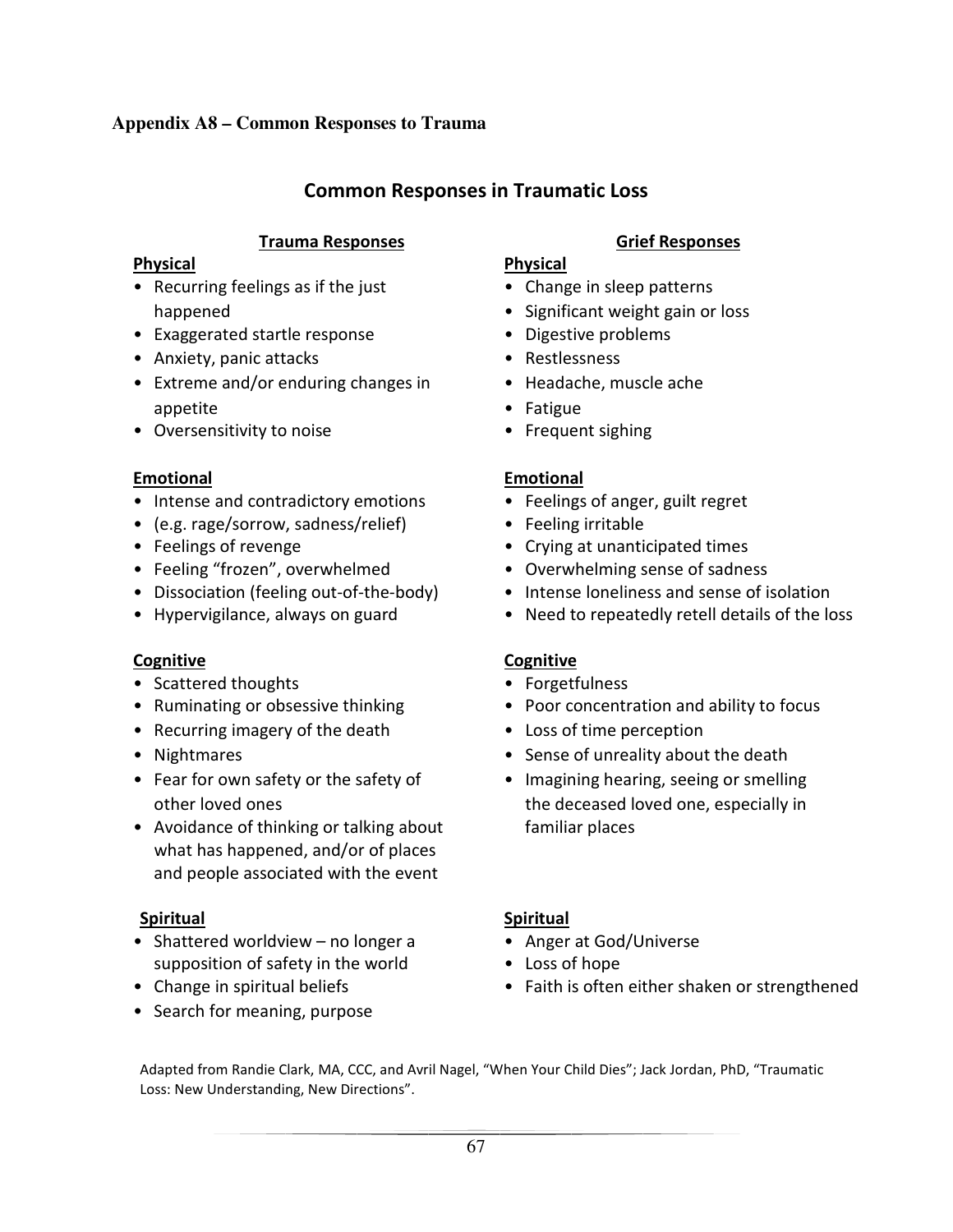**Appendix A8 – Common Responses to Trauma**

## Common Responses in Traumatic Loss

### Trauma Responses

**Physical**

- Recurring feelings as if the just happened
- Exaggerated startle response
- Anxiety, panic attacks
- Extreme and/or enduring changes in appetite
- Oversensitivity to noise

**Emotional**

- Intense and contradictory emotions
- (e.g. rage/sorrow, sadness/relief)
- Feelings of revenge
- Feeling "frozen", overwhelmed
- Dissociation (feeling out-of-the-body)
- Hypervigilance, always on guard

**Cognitive**

- Scattered thoughts
- Ruminating or obsessive thinking
- Recurring imagery of the death
- Nightmares
- Fear for own safety or the safety of other loved ones
- Avoidance of thinking or talking about what has happened, and/or of places and people associated with the event

**Spiritual**

- Shattered worldview – no longer a supposition of safety in the world
- Change in spiritual beliefs
- Search for meaning, purpose

### Grief Responses

**Physical**

- Change in sleep patterns
- Significant weight gain or loss
- Digestive problems
- Restlessness
- Headache, muscle ache
- Fatigue
- Frequent sighing

**Emotional**

- Feelings of anger, guilt regret
- Feeling irritable
- Crying at unanticipated times
- Overwhelming sense of sadness
- Intense loneliness and sense of isolation
- Need to repeatedly retell details of the loss

**Cognitive**

- Forgetfulness
- Poor concentration and ability to focus
- Loss of time perception
- Sense of unreality about the death
- Imagining hearing, seeing or smelling the deceased loved one, especially in familiar places

**Spiritual**

- Anger at God/Universe
- Loss of hope
- Faith is often either shaken or strengthened

Adapted from Randie Clark, MA, CCC, and Avril Nagel, "When Your Child Dies"; Jack Jordan, PhD, "Traumatic Loss: New Understanding, New Directions".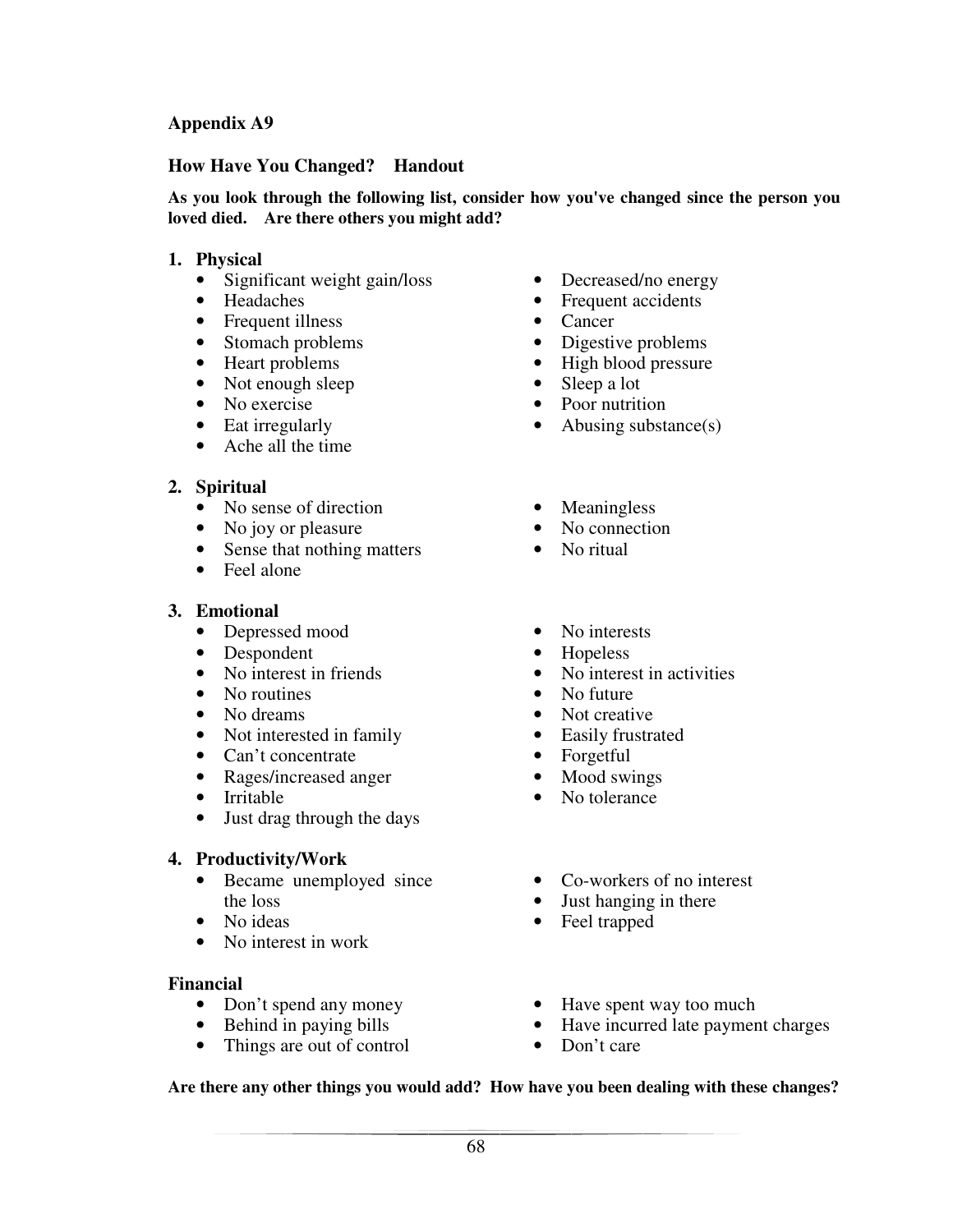## Appendix A9

### How Have You Changed? Handout

**As you look through the following list, consider how you've changed since the person you loved died. Are there others you might add?**

**1. Physical**

- Significant weight gain/loss
- Headaches
- Frequent illness
- Stomach problems
- Heart problems
- Not enough sleep
- No exercise
- Eat irregularly
- Ache all the time
- Decreased/no energy
- Frequent accidents
- Cancer
- Digestive problems
- High blood pressure
- Sleep a lot
- Poor nutrition
- Abusing substance(s)

**2. Spiritual**

- No sense of direction
- No joy or pleasure
- Sense that nothing matters
- Feel alone
- Meaningless
- No connection
- No ritual

**3. Emotional**

- Depressed mood
- Despondent
- No interest in friends
- No routines
- No dreams
- Not interested in family
- Can't concentrate
- Rages/increased anger
- Irritable
- Just drag through the days
- No interests
- Hopeless
- No interest in activities
- No future
- Not creative
- Easily frustrated
- Forgetful
- Mood swings
- No tolerance

**4. Productivity/Work**

- Became unemployed since the loss
- No ideas
- No interest in work
- Co-workers of no interest
- Just hanging in there
- Feel trapped

**Financial**

- Don't spend any money
- Behind in paying bills
- Things are out of control
- Have spent way too much
- Have incurred late payment charges
- Don't care

**Are there any other things you would add? How have you been dealing with these changes?**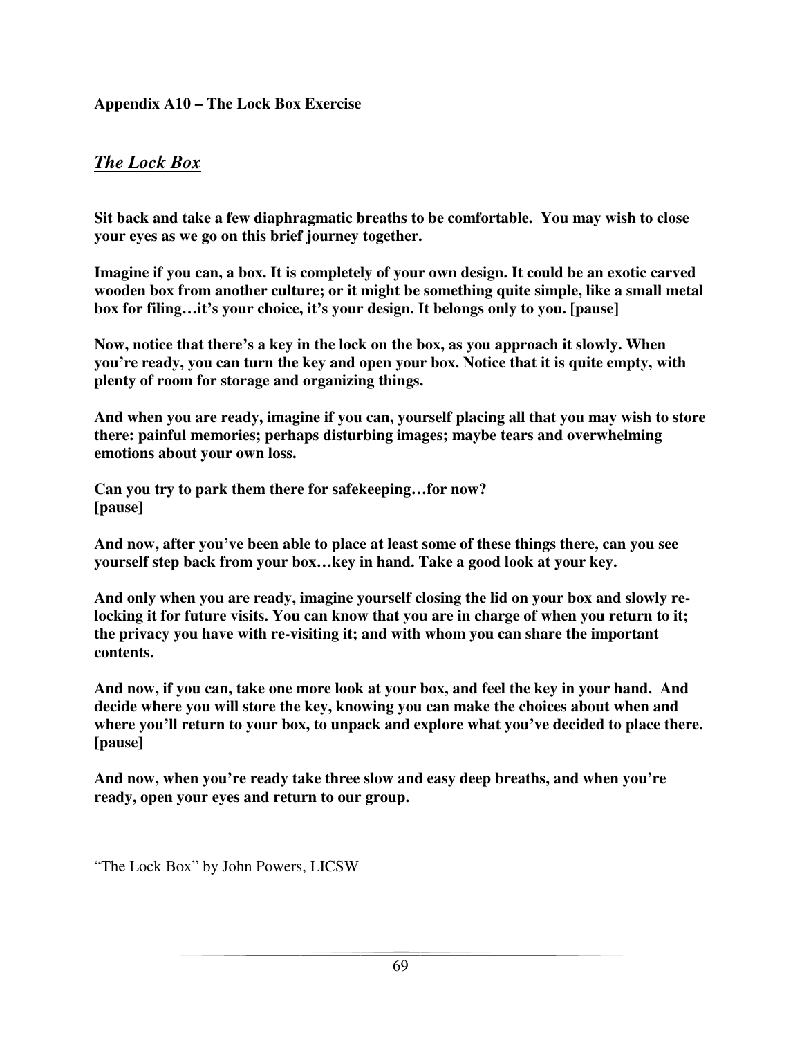**Appendix A10 – The Lock Box Exercise**

## ***The Lock Box***

**Sit back and take a few diaphragmatic breaths to be comfortable. You may wish to close your eyes as we go on this brief journey together.**

**Imagine if you can, a box. It is completely of your own design. It could be an exotic carved wooden box from another culture; or it might be something quite simple, like a small metal box for filing…it's your choice, it's your design. It belongs only to you. [pause]**

**Now, notice that there's a key in the lock on the box, as you approach it slowly. When you're ready, you can turn the key and open your box. Notice that it is quite empty, with plenty of room for storage and organizing things.**

**And when you are ready, imagine if you can, yourself placing all that you may wish to store there: painful memories; perhaps disturbing images; maybe tears and overwhelming emotions about your own loss.**

**Can you try to park them there for safekeeping…for now?**
**[pause]**

**And now, after you've been able to place at least some of these things there, can you see yourself step back from your box…key in hand. Take a good look at your key.**

**And only when you are ready, imagine yourself closing the lid on your box and slowly re-locking it for future visits. You can know that you are in charge of when you return to it; the privacy you have with re-visiting it; and with whom you can share the important contents.**

**And now, if you can, take one more look at your box, and feel the key in your hand. And decide where you will store the key, knowing you can make the choices about when and where you'll return to your box, to unpack and explore what you've decided to place there. [pause]**

**And now, when you're ready take three slow and easy deep breaths, and when you're ready, open your eyes and return to our group.**

"The Lock Box" by John Powers, LICSW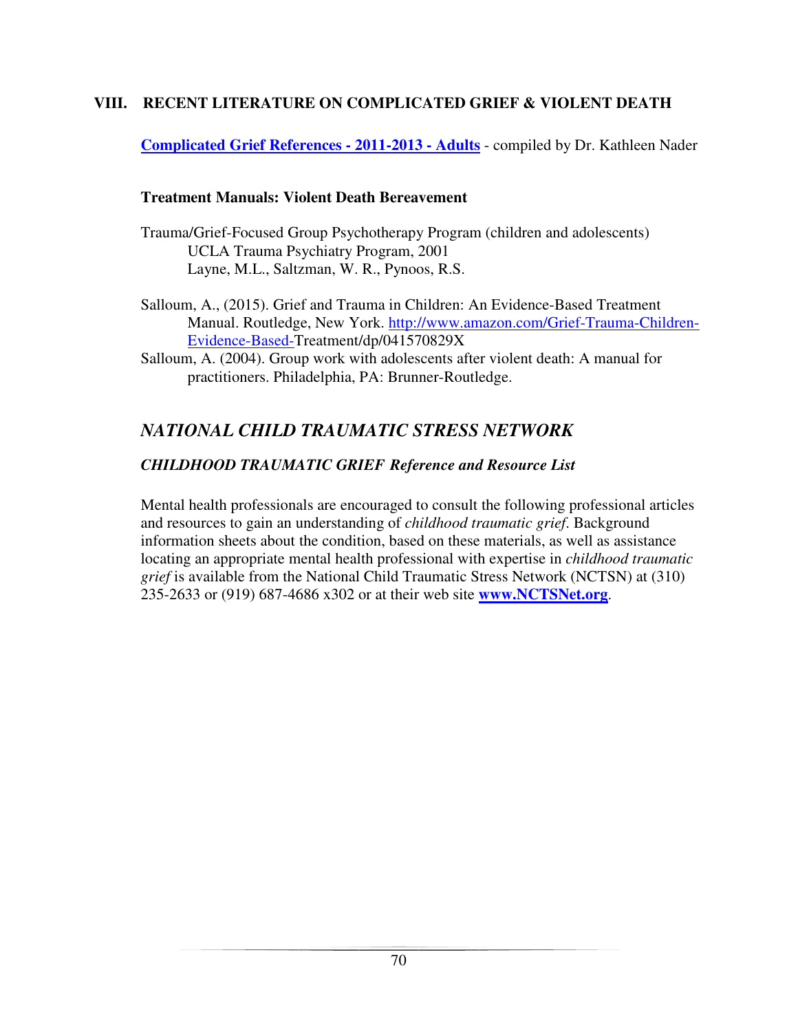## VIII. RECENT LITERATURE ON COMPLICATED GRIEF & VIOLENT DEATH

**Complicated Grief References - 2011-2013 - Adults** - compiled by Dr. Kathleen Nader

### Treatment Manuals: Violent Death Bereavement

Trauma/Grief-Focused Group Psychotherapy Program (children and adolescents)
UCLA Trauma Psychiatry Program, 2001
Layne, M.L., Saltzman, W. R., Pynoos, R.S.

Salloum, A., (2015). Grief and Trauma in Children: An Evidence-Based Treatment Manual. Routledge, New York. http://www.amazon.com/Grief-Trauma-Children-Evidence-Based-Treatment/dp/041570829X

Salloum, A. (2004). Group work with adolescents after violent death: A manual for practitioners. Philadelphia, PA: Brunner-Routledge.

## *NATIONAL CHILD TRAUMATIC STRESS NETWORK*

### *CHILDHOOD TRAUMATIC GRIEF Reference and Resource List*

Mental health professionals are encouraged to consult the following professional articles and resources to gain an understanding of *childhood traumatic grief.* Background information sheets about the condition, based on these materials, as well as assistance locating an appropriate mental health professional with expertise in *childhood traumatic grief* is available from the National Child Traumatic Stress Network (NCTSN) at (310) 235-2633 or (919) 687-4686 x302 or at their web site **www.NCTSNet.org**.